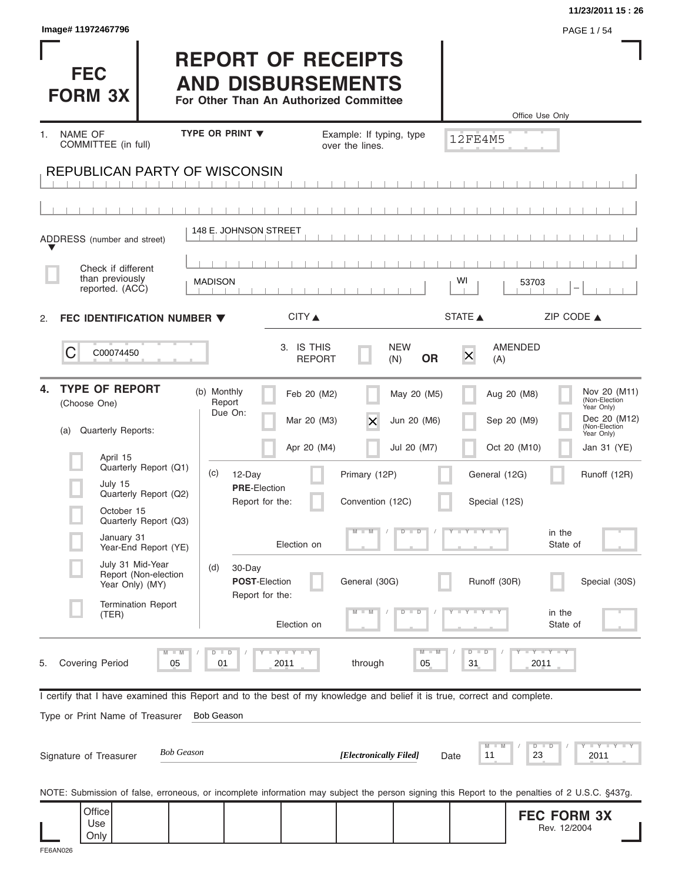11/23/2011 15 : 26

Image# 11972467796

# FEC FORM 3X

# REPORT OF RECEIPTS AND DISBURSEMENTS

**For Other Than An Authorized Committee**

Office Use Only

12FE4M5

1. NAME OF COMMITTEE (in full) — TYPE OR PRINT ▼ — Example: If typing, type over the lines.

REPUBLICAN PARTY OF WISCONSIN

ADDRESS (number and street): 148 E. JOHNSON STREET

☐ Check if different than previously reported. (ACC)

| CITY ▲ | STATE ▲ | ZIP CODE ▲ |
|---|---|---|
| MADISON | WI | 53703 |

2. **FEC IDENTIFICATION NUMBER ▼**

C C00074450

3. IS THIS REPORT ☐ NEW (N) **OR** ☒ AMENDED (A)

4. **TYPE OF REPORT** (Choose One)

(a) Quarterly Reports:

- ☐ April 15 Quarterly Report (Q1)
- ☐ July 15 Quarterly Report (Q2)
- ☐ October 15 Quarterly Report (Q3)
- ☐ January 31 Year-End Report (YE)
- ☐ July 31 Mid-Year Report (Non-election Year Only) (MY)
- ☐ Termination Report (TER)

(b) Monthly Report Due On:

| | | | |
|---|---|---|---|
| ☐ Feb 20 (M2) | ☐ May 20 (M5) | ☐ Aug 20 (M8) | ☐ Nov 20 (M11) (Non-Election Year Only) |
| ☐ Mar 20 (M3) | ☒ Jun 20 (M6) | ☐ Sep 20 (M9) | ☐ Dec 20 (M12) (Non-Election Year Only) |
| ☐ Apr 20 (M4) | ☐ Jul 20 (M7) | ☐ Oct 20 (M10) | ☐ Jan 31 (YE) |

(c) 12-Day **PRE**-Election Report for the: ☐ Primary (12P) ☐ General (12G) ☐ Runoff (12R) ☐ Convention (12C) ☐ Special (12S)

Election on MM / DD / YYYY in the State of

(d) 30-Day **POST**-Election Report for the: ☐ General (30G) ☐ Runoff (30R) ☐ Special (30S)

Election on MM / DD / YYYY in the State of

5. Covering Period 05 / 01 / 2011 through 05 / 31 / 2011

I certify that I have examined this Report and to the best of my knowledge and belief it is true, correct and complete.

Type or Print Name of Treasurer: Bob Geason

Signature of Treasurer: *Bob Geason* ***[Electronically Filed]*** Date 11 / 23 / 2011

NOTE: Submission of false, erroneous, or incomplete information may subject the person signing this Report to the penalties of 2 U.S.C. §437g.

Office Use Only

**FEC FORM 3X**
Rev. 12/2004

FE6AN026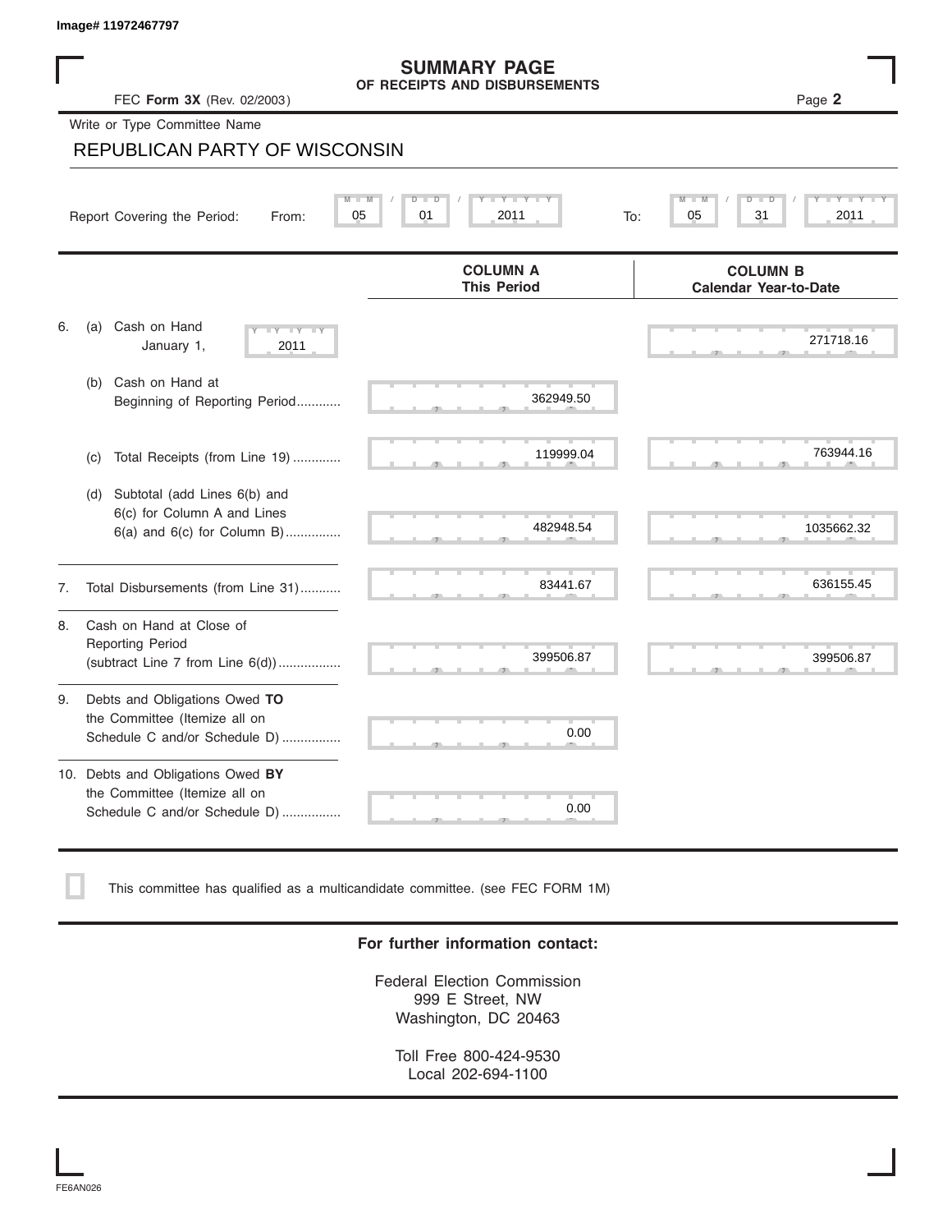Image# 11972467797

# SUMMARY PAGE
## OF RECEIPTS AND DISBURSEMENTS

FEC **Form 3X** (Rev. 02/2003)

Write or Type Committee Name

REPUBLICAN PARTY OF WISCONSIN

Report Covering the Period: From: 05 / 01 / 2011 To: 05 / 31 / 2011

| | COLUMN A This Period | COLUMN B Calendar Year-to-Date |
|---|---|---|
| 6. (a) Cash on Hand January 1, 2011 | | 271718.16 |
| (b) Cash on Hand at Beginning of Reporting Period | 362949.50 | |
| (c) Total Receipts (from Line 19) | 119999.04 | 763944.16 |
| (d) Subtotal (add Lines 6(b) and 6(c) for Column A and Lines 6(a) and 6(c) for Column B) | 482948.54 | 1035662.32 |
| 7. Total Disbursements (from Line 31) | 83441.67 | 636155.45 |
| 8. Cash on Hand at Close of Reporting Period (subtract Line 7 from Line 6(d)) | 399506.87 | 399506.87 |
| 9. Debts and Obligations Owed **TO** the Committee (Itemize all on Schedule C and/or Schedule D) | 0.00 | |
| 10. Debts and Obligations Owed **BY** the Committee (Itemize all on Schedule C and/or Schedule D) | 0.00 | |

☐ This committee has qualified as a multicandidate committee. (see FEC FORM 1M)

**For further information contact:**

Federal Election Commission
999 E Street, NW
Washington, DC 20463

Toll Free 800-424-9530
Local 202-694-1100

FE6AN026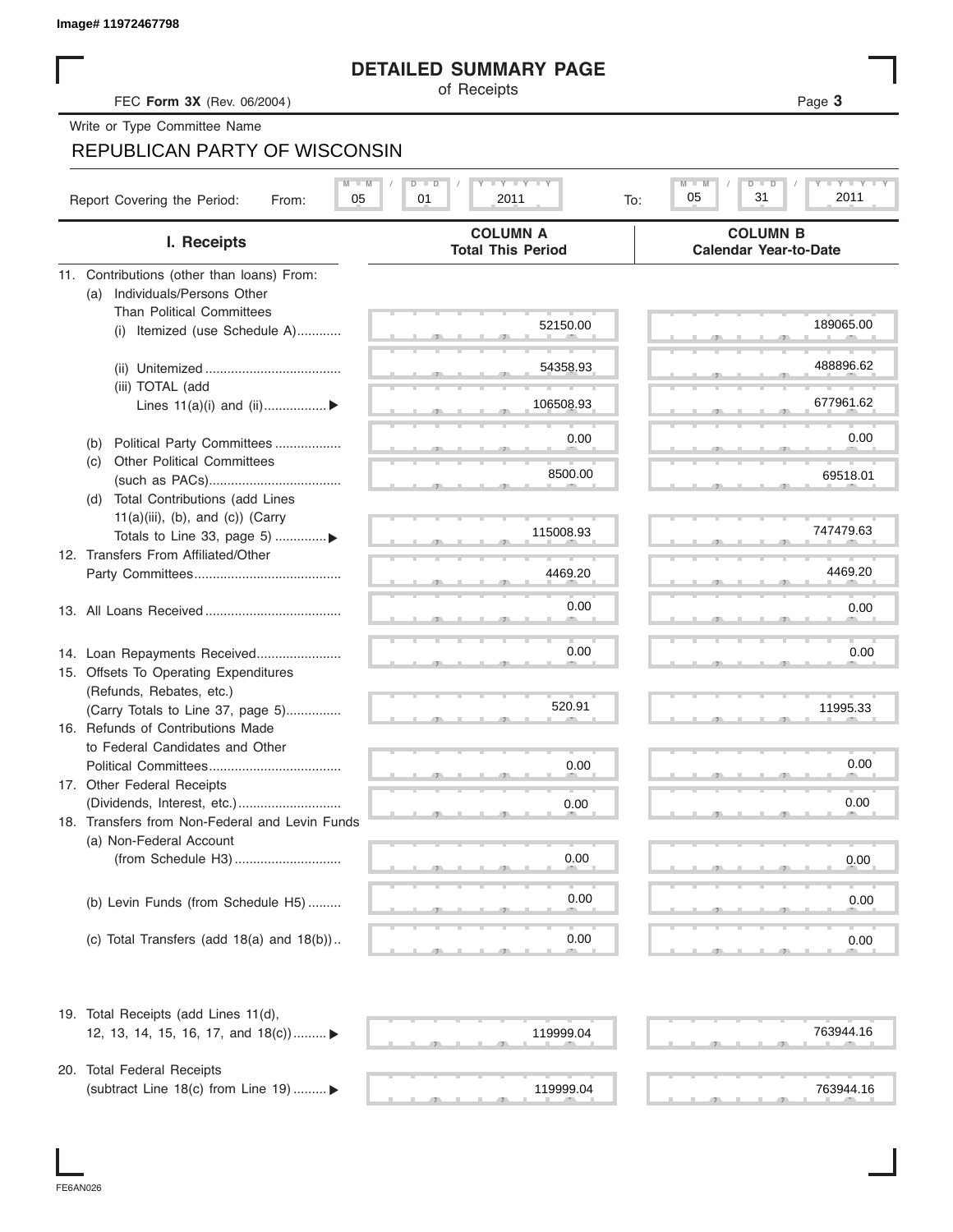Image# 11972467798

# DETAILED SUMMARY PAGE

of Receipts

FEC **Form 3X** (Rev. 06/2004)

Write or Type Committee Name

REPUBLICAN PARTY OF WISCONSIN

Report Covering the Period: From: 05 / 01 / 2011 To: 05 / 31 / 2011

| I. Receipts | COLUMN A Total This Period | COLUMN B Calendar Year-to-Date |
|---|---|---|
| 11. Contributions (other than loans) From: | | |
| (a) Individuals/Persons Other Than Political Committees | | |
| (i) Itemized (use Schedule A)............ | 52150.00 | 189065.00 |
| (ii) Unitemized ..................................... | 54358.93 | 488896.62 |
| (iii) TOTAL (add Lines 11(a)(i) and (ii)................. ▶ | 106508.93 | 677961.62 |
| (b) Political Party Committees .................. | 0.00 | 0.00 |
| (c) Other Political Committees (such as PACs).................................... | 8500.00 | 69518.01 |
| (d) Total Contributions (add Lines 11(a)(iii), (b), and (c)) (Carry Totals to Line 33, page 5) ..............▶ | 115008.93 | 747479.63 |
| 12. Transfers From Affiliated/Other Party Committees........................................ | 4469.20 | 4469.20 |
| 13. All Loans Received ..................................... | 0.00 | 0.00 |
| 14. Loan Repayments Received....................... | 0.00 | 0.00 |
| 15. Offsets To Operating Expenditures (Refunds, Rebates, etc.) (Carry Totals to Line 37, page 5)............... | 520.91 | 11995.33 |
| 16. Refunds of Contributions Made to Federal Candidates and Other Political Committees.................................... | 0.00 | 0.00 |
| 17. Other Federal Receipts (Dividends, Interest, etc.)............................ | 0.00 | 0.00 |
| 18. Transfers from Non-Federal and Levin Funds | | |
| (a) Non-Federal Account (from Schedule H3)............................. | 0.00 | 0.00 |
| (b) Levin Funds (from Schedule H5) ......... | 0.00 | 0.00 |
| (c) Total Transfers (add 18(a) and 18(b)).. | 0.00 | 0.00 |
| 19. Total Receipts (add Lines 11(d), 12, 13, 14, 15, 16, 17, and 18(c))......... ▶ | 119999.04 | 763944.16 |
| 20. Total Federal Receipts (subtract Line 18(c) from Line 19) ......... ▶ | 119999.04 | 763944.16 |

FE6AN026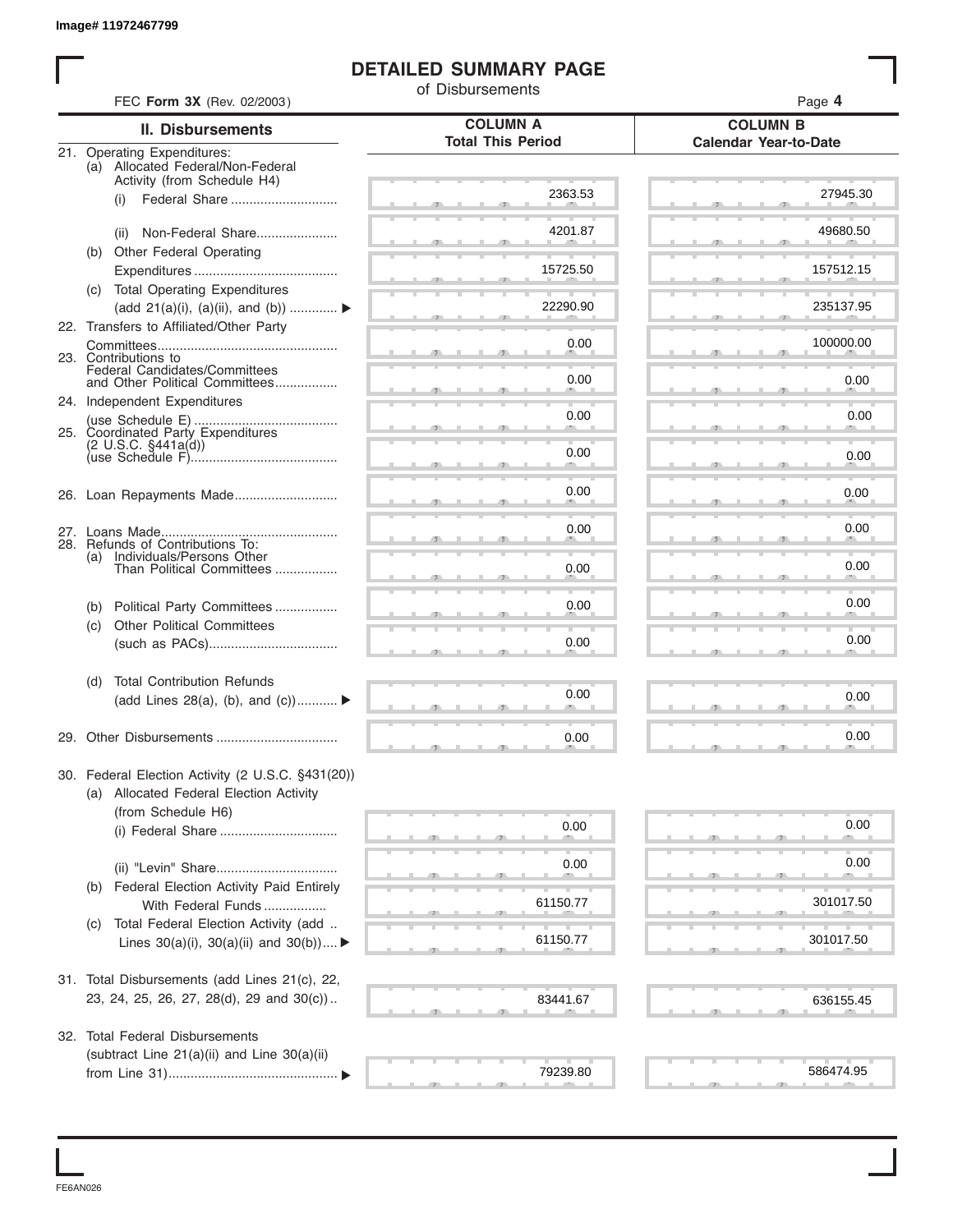Image# 11972467799

# DETAILED SUMMARY PAGE

of Disbursements

FEC **Form 3X** (Rev. 02/2003)

| II. Disbursements | COLUMN A Total This Period | COLUMN B Calendar Year-to-Date |
|---|---|---|
| 21. Operating Expenditures: | | |
| (a) Allocated Federal/Non-Federal Activity (from Schedule H4) | | |
| (i) Federal Share | 2363.53 | 27945.30 |
| (ii) Non-Federal Share | 4201.87 | 49680.50 |
| (b) Other Federal Operating Expenditures | 15725.50 | 157512.15 |
| (c) Total Operating Expenditures (add 21(a)(i), (a)(ii), and (b)) ▶ | 22290.90 | 235137.95 |
| 22. Transfers to Affiliated/Other Party Committees | 0.00 | 100000.00 |
| 23. Contributions to Federal Candidates/Committees and Other Political Committees | 0.00 | 0.00 |
| 24. Independent Expenditures (use Schedule E) | 0.00 | 0.00 |
| 25. Coordinated Party Expenditures (2 U.S.C. §441a(d)) (use Schedule F) | 0.00 | 0.00 |
| 26. Loan Repayments Made | 0.00 | 0.00 |
| 27. Loans Made | 0.00 | 0.00 |
| 28. Refunds of Contributions To: | | |
| (a) Individuals/Persons Other Than Political Committees | 0.00 | 0.00 |
| (b) Political Party Committees | 0.00 | 0.00 |
| (c) Other Political Committees (such as PACs) | 0.00 | 0.00 |
| (d) Total Contribution Refunds (add Lines 28(a), (b), and (c)) ▶ | 0.00 | 0.00 |
| 29. Other Disbursements | 0.00 | 0.00 |
| 30. Federal Election Activity (2 U.S.C. §431(20)) | | |
| (a) Allocated Federal Election Activity (from Schedule H6) | | |
| (i) Federal Share | 0.00 | 0.00 |
| (ii) "Levin" Share | 0.00 | 0.00 |
| (b) Federal Election Activity Paid Entirely With Federal Funds | 61150.77 | 301017.50 |
| (c) Total Federal Election Activity (add Lines 30(a)(i), 30(a)(ii) and 30(b)) ▶ | 61150.77 | 301017.50 |
| 31. Total Disbursements (add Lines 21(c), 22, 23, 24, 25, 26, 27, 28(d), 29 and 30(c)) | 83441.67 | 636155.45 |
| 32. Total Federal Disbursements (subtract Line 21(a)(ii) and Line 30(a)(ii) from Line 31) ▶ | 79239.80 | 586474.95 |

FE6AN026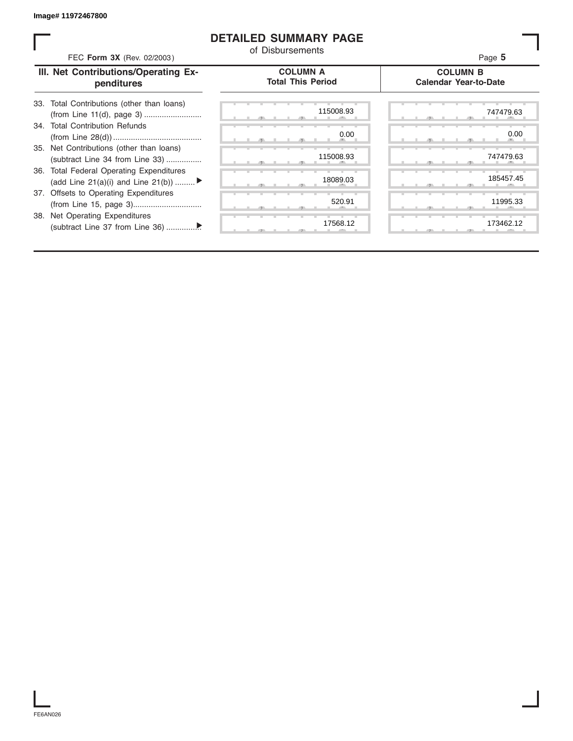Image# 11972467800

# DETAILED SUMMARY PAGE

of Disbursements

FEC **Form 3X** (Rev. 02/2003)

| III. Net Contributions/Operating Expenditures | COLUMN A Total This Period | COLUMN B Calendar Year-to-Date |
|---|---|---|
| 33. Total Contributions (other than loans) (from Line 11(d), page 3) | 115008.93 | 747479.63 |
| 34. Total Contribution Refunds (from Line 28(d)) | 0.00 | 0.00 |
| 35. Net Contributions (other than loans) (subtract Line 34 from Line 33) | 115008.93 | 747479.63 |
| 36. Total Federal Operating Expenditures (add Line 21(a)(i) and Line 21(b)) ▶ | 18089.03 | 185457.45 |
| 37. Offsets to Operating Expenditures (from Line 15, page 3) | 520.91 | 11995.33 |
| 38. Net Operating Expenditures (subtract Line 37 from Line 36) ▶ | 17568.12 | 173462.12 |

FE6AN026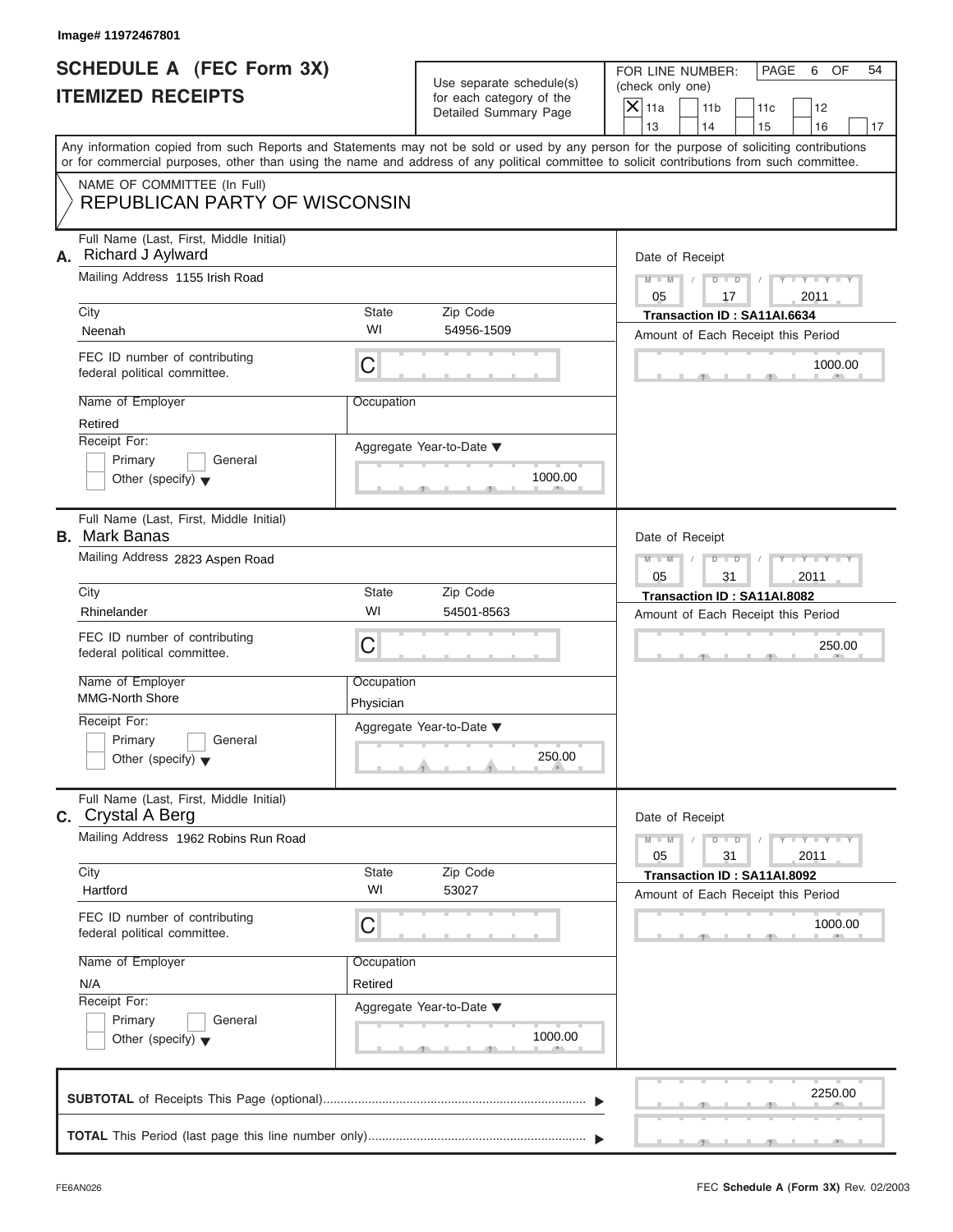Image# 11972467801

# SCHEDULE A (FEC Form 3X) ITEMIZED RECEIPTS

Use separate schedule(s) for each category of the Detailed Summary Page

FOR LINE NUMBER: (check only one)

- [X] 11a
- [ ] 11b
- [ ] 11c
- [ ] 12
- [ ] 13
- [ ] 14
- [ ] 15
- [ ] 16
- [ ] 17

PAGE 6 OF 54

Any information copied from such Reports and Statements may not be sold or used by any person for the purpose of soliciting contributions or for commercial purposes, other than using the name and address of any political committee to solicit contributions from such committee.

NAME OF COMMITTEE (In Full)
REPUBLICAN PARTY OF WISCONSIN

---

**A.** Full Name (Last, First, Middle Initial): Richard J Aylward

Mailing Address: 1155 Irish Road

City: Neenah | State: WI | Zip Code: 54956-1509

FEC ID number of contributing federal political committee: C

Name of Employer: Retired

Occupation:

Receipt For: Primary / General / Other (specify)

Aggregate Year-to-Date: 1000.00

Date of Receipt: 05 / 17 / 2011

Transaction ID : SA11AI.6634

Amount of Each Receipt this Period: 1000.00

---

**B.** Full Name (Last, First, Middle Initial): Mark Banas

Mailing Address: 2823 Aspen Road

City: Rhinelander | State: WI | Zip Code: 54501-8563

FEC ID number of contributing federal political committee: C

Name of Employer: MMG-North Shore

Occupation: Physician

Receipt For: Primary / General / Other (specify)

Aggregate Year-to-Date: 250.00

Date of Receipt: 05 / 31 / 2011

Transaction ID : SA11AI.8082

Amount of Each Receipt this Period: 250.00

---

**C.** Full Name (Last, First, Middle Initial): Crystal A Berg

Mailing Address: 1962 Robins Run Road

City: Hartford | State: WI | Zip Code: 53027

FEC ID number of contributing federal political committee: C

Name of Employer: N/A

Occupation: Retired

Receipt For: Primary / General / Other (specify)

Aggregate Year-to-Date: 1000.00

Date of Receipt: 05 / 31 / 2011

Transaction ID : SA11AI.8092

Amount of Each Receipt this Period: 1000.00

---

**SUBTOTAL** of Receipts This Page (optional): 2250.00

**TOTAL** This Period (last page this line number only):

FE6AN026

FEC **Schedule A** (Form 3X) Rev. 02/2003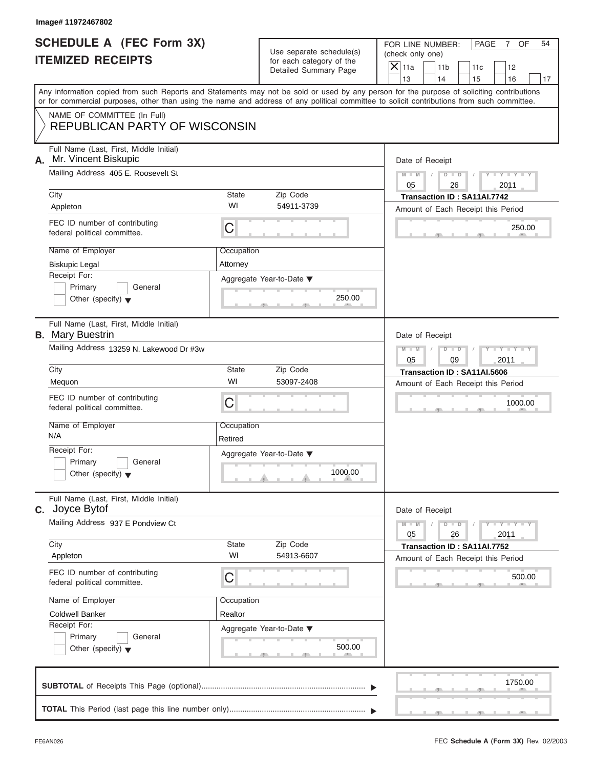Image# 11972467802

# SCHEDULE A (FEC Form 3X) ITEMIZED RECEIPTS

Use separate schedule(s) for each category of the Detailed Summary Page

FOR LINE NUMBER: (check only one)

[X] 11a [ ] 11b [ ] 11c [ ] 12 [ ] 13 [ ] 14 [ ] 15 [ ] 16 [ ] 17

PAGE 7 OF 54

Any information copied from such Reports and Statements may not be sold or used by any person for the purpose of soliciting contributions or for commercial purposes, other than using the name and address of any political committee to solicit contributions from such committee.

NAME OF COMMITTEE (In Full)
REPUBLICAN PARTY OF WISCONSIN

---

**A.** Full Name (Last, First, Middle Initial): Mr. Vincent Biskupic

Mailing Address: 405 E. Roosevelt St

City: Appleton | State: WI | Zip Code: 54911-3739

FEC ID number of contributing federal political committee: C

Name of Employer: Biskupic Legal | Occupation: Attorney

Receipt For: [ ] Primary [ ] General [ ] Other (specify)

Aggregate Year-to-Date: 250.00

Date of Receipt: 05/26/2011

Transaction ID : SA11AI.7742

Amount of Each Receipt this Period: 250.00

---

**B.** Full Name (Last, First, Middle Initial): Mary Buestrin

Mailing Address: 13259 N. Lakewood Dr #3w

City: Mequon | State: WI | Zip Code: 53097-2408

FEC ID number of contributing federal political committee: C

Name of Employer: N/A | Occupation: Retired

Receipt For: [ ] Primary [ ] General [ ] Other (specify)

Aggregate Year-to-Date: 1000.00

Date of Receipt: 05/09/2011

Transaction ID : SA11AI.5606

Amount of Each Receipt this Period: 1000.00

---

**C.** Full Name (Last, First, Middle Initial): Joyce Bytof

Mailing Address: 937 E Pondview Ct

City: Appleton | State: WI | Zip Code: 54913-6607

FEC ID number of contributing federal political committee: C

Name of Employer: Coldwell Banker | Occupation: Realtor

Receipt For: [ ] Primary [ ] General [ ] Other (specify)

Aggregate Year-to-Date: 500.00

Date of Receipt: 05/26/2011

Transaction ID : SA11AI.7752

Amount of Each Receipt this Period: 500.00

---

**SUBTOTAL** of Receipts This Page (optional): 1750.00

**TOTAL** This Period (last page this line number only):

FE6AN026 FEC **Schedule A** (Form 3X) Rev. 02/2003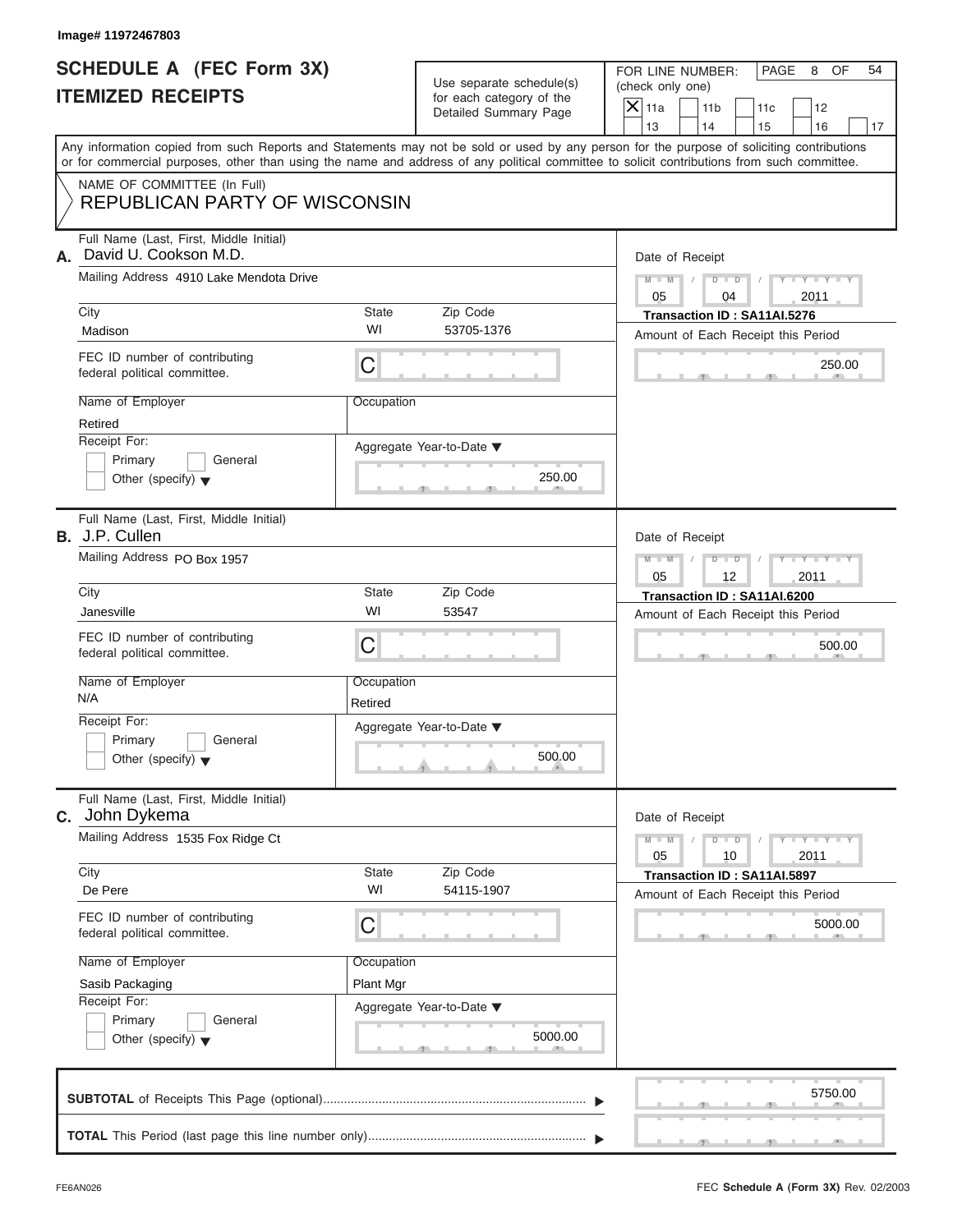Image# 11972467803

# SCHEDULE A (FEC Form 3X)
# ITEMIZED RECEIPTS

Use separate schedule(s) for each category of the Detailed Summary Page

FOR LINE NUMBER: (check only one)

- [X] 11a
- [ ] 11b
- [ ] 11c
- [ ] 12
- [ ] 13
- [ ] 14
- [ ] 15
- [ ] 16
- [ ] 17

PAGE 8 OF 54

Any information copied from such Reports and Statements may not be sold or used by any person for the purpose of soliciting contributions or for commercial purposes, other than using the name and address of any political committee to solicit contributions from such committee.

NAME OF COMMITTEE (In Full)
REPUBLICAN PARTY OF WISCONSIN

---

**A.** Full Name (Last, First, Middle Initial): David U. Cookson M.D.

Mailing Address: 4910 Lake Mendota Drive

City: Madison | State: WI | Zip Code: 53705-1376

FEC ID number of contributing federal political committee: C

Name of Employer: Retired | Occupation:

Receipt For: Primary / General / Other (specify)

Date of Receipt: 05 / 04 / 2011

Transaction ID : SA11AI.5276

Amount of Each Receipt this Period: 250.00

Aggregate Year-to-Date: 250.00

---

**B.** Full Name (Last, First, Middle Initial): J.P. Cullen

Mailing Address: PO Box 1957

City: Janesville | State: WI | Zip Code: 53547

FEC ID number of contributing federal political committee: C

Name of Employer: N/A | Occupation: Retired

Receipt For: Primary / General / Other (specify)

Date of Receipt: 05 / 12 / 2011

Transaction ID : SA11AI.6200

Amount of Each Receipt this Period: 500.00

Aggregate Year-to-Date: 500.00

---

**C.** Full Name (Last, First, Middle Initial): John Dykema

Mailing Address: 1535 Fox Ridge Ct

City: De Pere | State: WI | Zip Code: 54115-1907

FEC ID number of contributing federal political committee: C

Name of Employer: Sasib Packaging | Occupation: Plant Mgr

Receipt For: Primary / General / Other (specify)

Date of Receipt: 05 / 10 / 2011

Transaction ID : SA11AI.5897

Amount of Each Receipt this Period: 5000.00

Aggregate Year-to-Date: 5000.00

---

**SUBTOTAL** of Receipts This Page (optional): 5750.00

**TOTAL** This Period (last page this line number only):

FE6AN026 — FEC **Schedule A** (Form 3X) Rev. 02/2003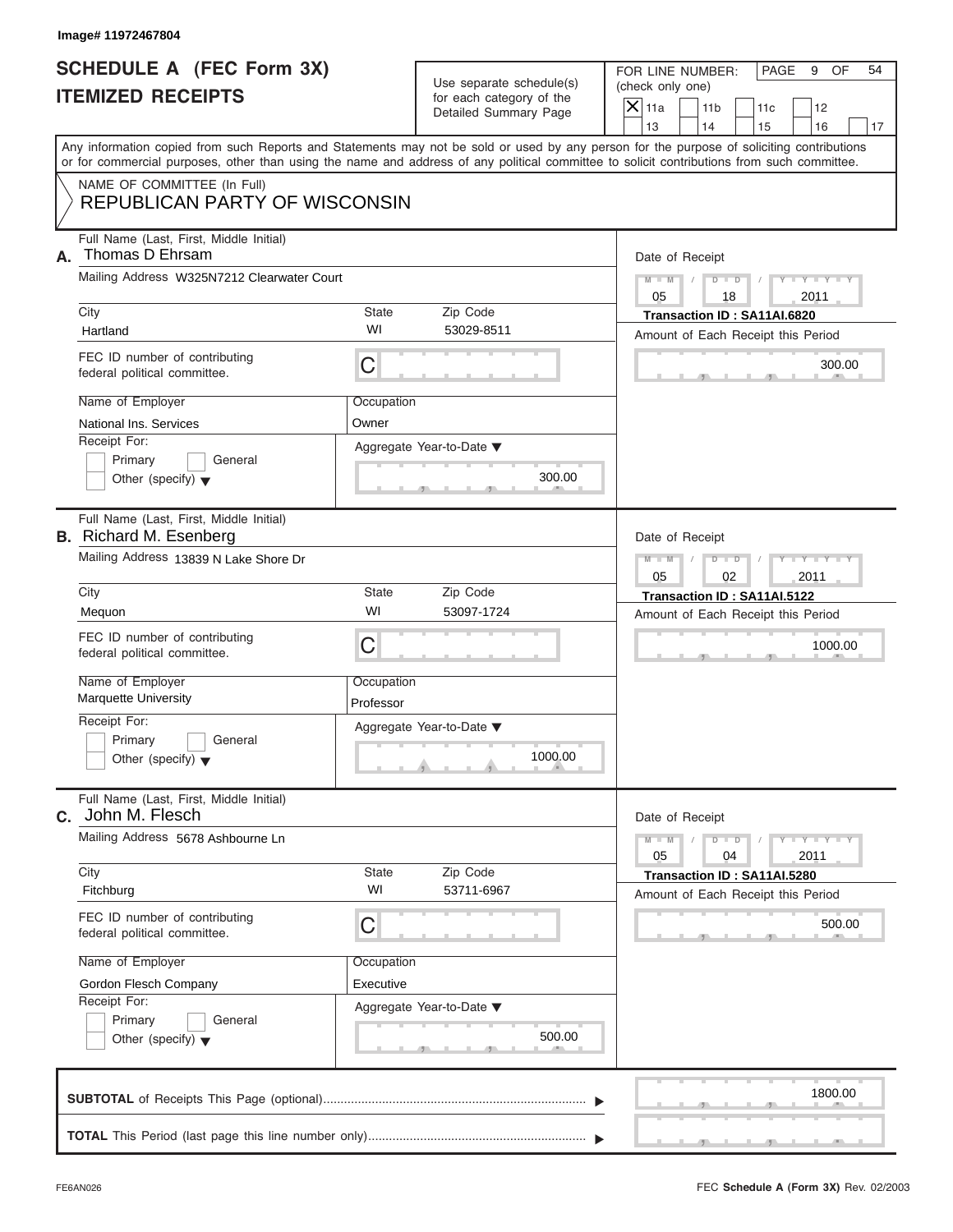Image# 11972467804

# SCHEDULE A (FEC Form 3X)
# ITEMIZED RECEIPTS

Use separate schedule(s) for each category of the Detailed Summary Page

FOR LINE NUMBER: (check only one)

- [X] 11a
- [ ] 11b
- [ ] 11c
- [ ] 12
- [ ] 13
- [ ] 14
- [ ] 15
- [ ] 16
- [ ] 17

Any information copied from such Reports and Statements may not be sold or used by any person for the purpose of soliciting contributions or for commercial purposes, other than using the name and address of any political committee to solicit contributions from such committee.

NAME OF COMMITTEE (In Full)
**REPUBLICAN PARTY OF WISCONSIN**

---

**A.** Full Name (Last, First, Middle Initial): Thomas D Ehrsam

Mailing Address: W325N7212 Clearwater Court

| City | State | Zip Code |
|---|---|---|
| Hartland | WI | 53029-8511 |

FEC ID number of contributing federal political committee: C

Name of Employer: National Ins. Services
Occupation: Owner

Receipt For: Primary / General / Other (specify)

Aggregate Year-to-Date: 300.00

Date of Receipt: 05 / 18 / 2011
Transaction ID : SA11AI.6820
Amount of Each Receipt this Period: 300.00

---

**B.** Full Name (Last, First, Middle Initial): Richard M. Esenberg

Mailing Address: 13839 N Lake Shore Dr

| City | State | Zip Code |
|---|---|---|
| Mequon | WI | 53097-1724 |

FEC ID number of contributing federal political committee: C

Name of Employer: Marquette University
Occupation: Professor

Receipt For: Primary / General / Other (specify)

Aggregate Year-to-Date: 1000.00

Date of Receipt: 05 / 02 / 2011
Transaction ID : SA11AI.5122
Amount of Each Receipt this Period: 1000.00

---

**C.** Full Name (Last, First, Middle Initial): John M. Flesch

Mailing Address: 5678 Ashbourne Ln

| City | State | Zip Code |
|---|---|---|
| Fitchburg | WI | 53711-6967 |

FEC ID number of contributing federal political committee: C

Name of Employer: Gordon Flesch Company
Occupation: Executive

Receipt For: Primary / General / Other (specify)

Aggregate Year-to-Date: 500.00

Date of Receipt: 05 / 04 / 2011
Transaction ID : SA11AI.5280
Amount of Each Receipt this Period: 500.00

---

**SUBTOTAL** of Receipts This Page (optional): 1800.00

**TOTAL** This Period (last page this line number only):

FE6AN026 — FEC **Schedule A** (Form 3X) Rev. 02/2003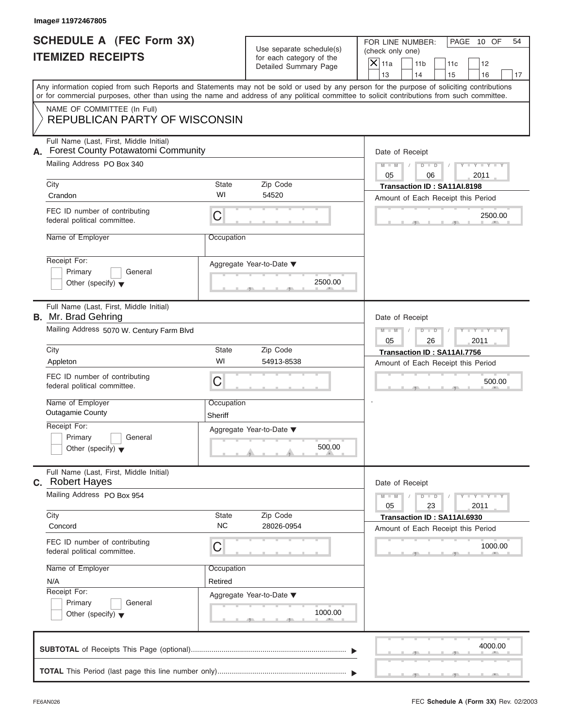Image# 11972467805

# SCHEDULE A (FEC Form 3X)
## ITEMIZED RECEIPTS

Use separate schedule(s) for each category of the Detailed Summary Page

FOR LINE NUMBER: (check only one)

- [X] 11a
- [ ] 11b
- [ ] 11c
- [ ] 12
- [ ] 13
- [ ] 14
- [ ] 15
- [ ] 16
- [ ] 17

PAGE 10 OF 54

Any information copied from such Reports and Statements may not be sold or used by any person for the purpose of soliciting contributions or for commercial purposes, other than using the name and address of any political committee to solicit contributions from such committee.

NAME OF COMMITTEE (In Full)
REPUBLICAN PARTY OF WISCONSIN

---

**A.** Full Name (Last, First, Middle Initial): Forest County Potawatomi Community

Mailing Address: PO Box 340

City: Crandon | State: WI | Zip Code: 54520

FEC ID number of contributing federal political committee: C

Name of Employer: 

Occupation: 

Receipt For: Primary / General / Other (specify)

Date of Receipt: 05 / 06 / 2011

Transaction ID : SA11AI.8198

Amount of Each Receipt this Period: 2500.00

Aggregate Year-to-Date: 2500.00

---

**B.** Full Name (Last, First, Middle Initial): Mr. Brad Gehring

Mailing Address: 5070 W. Century Farm Blvd

City: Appleton | State: WI | Zip Code: 54913-8538

FEC ID number of contributing federal political committee: C

Name of Employer: Outagamie County

Occupation: Sheriff

Receipt For: Primary / General / Other (specify)

Date of Receipt: 05 / 26 / 2011

Transaction ID : SA11AI.7756

Amount of Each Receipt this Period: 500.00

Aggregate Year-to-Date: 500.00

---

**C.** Full Name (Last, First, Middle Initial): Robert Hayes

Mailing Address: PO Box 954

City: Concord | State: NC | Zip Code: 28026-0954

FEC ID number of contributing federal political committee: C

Name of Employer: N/A

Occupation: Retired

Receipt For: Primary / General / Other (specify)

Date of Receipt: 05 / 23 / 2011

Transaction ID : SA11AI.6930

Amount of Each Receipt this Period: 1000.00

Aggregate Year-to-Date: 1000.00

---

**SUBTOTAL** of Receipts This Page (optional): 4000.00

**TOTAL** This Period (last page this line number only): 

FE6AN026 — FEC **Schedule A** (Form 3X) Rev. 02/2003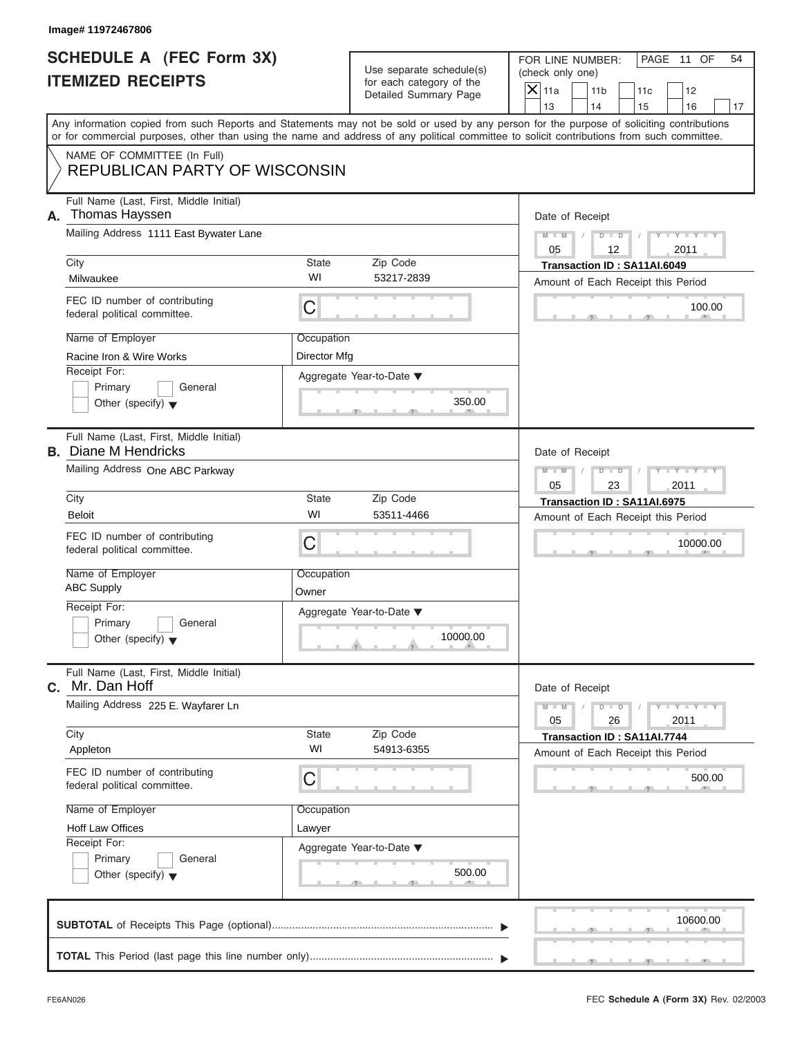Image# 11972467806

# SCHEDULE A (FEC Form 3X)
# ITEMIZED RECEIPTS

Use separate schedule(s) for each category of the Detailed Summary Page

FOR LINE NUMBER: (check only one)

- [X] 11a
- [ ] 11b
- [ ] 11c
- [ ] 12
- [ ] 13
- [ ] 14
- [ ] 15
- [ ] 16
- [ ] 17

Any information copied from such Reports and Statements may not be sold or used by any person for the purpose of soliciting contributions or for commercial purposes, other than using the name and address of any political committee to solicit contributions from such committee.

NAME OF COMMITTEE (In Full)
REPUBLICAN PARTY OF WISCONSIN

---

**A.** Full Name (Last, First, Middle Initial): Thomas Hayssen

Mailing Address: 1111 East Bywater Lane

City: Milwaukee | State: WI | Zip Code: 53217-2839

FEC ID number of contributing federal political committee: C

Name of Employer: Racine Iron & Wire Works

Occupation: Director Mfg

Receipt For: Primary / General / Other (specify)

Aggregate Year-to-Date: 350.00

Date of Receipt: 05 / 12 / 2011

Transaction ID : SA11AI.6049

Amount of Each Receipt this Period: 100.00

---

**B.** Full Name (Last, First, Middle Initial): Diane M Hendricks

Mailing Address: One ABC Parkway

City: Beloit | State: WI | Zip Code: 53511-4466

FEC ID number of contributing federal political committee: C

Name of Employer: ABC Supply

Occupation: Owner

Receipt For: Primary / General / Other (specify)

Aggregate Year-to-Date: 10000.00

Date of Receipt: 05 / 23 / 2011

Transaction ID : SA11AI.6975

Amount of Each Receipt this Period: 10000.00

---

**C.** Full Name (Last, First, Middle Initial): Mr. Dan Hoff

Mailing Address: 225 E. Wayfarer Ln

City: Appleton | State: WI | Zip Code: 54913-6355

FEC ID number of contributing federal political committee: C

Name of Employer: Hoff Law Offices

Occupation: Lawyer

Receipt For: Primary / General / Other (specify)

Aggregate Year-to-Date: 500.00

Date of Receipt: 05 / 26 / 2011

Transaction ID : SA11AI.7744

Amount of Each Receipt this Period: 500.00

---

**SUBTOTAL** of Receipts This Page (optional): 10600.00

**TOTAL** This Period (last page this line number only):

FE6AN026 FEC **Schedule A** (Form 3X) Rev. 02/2003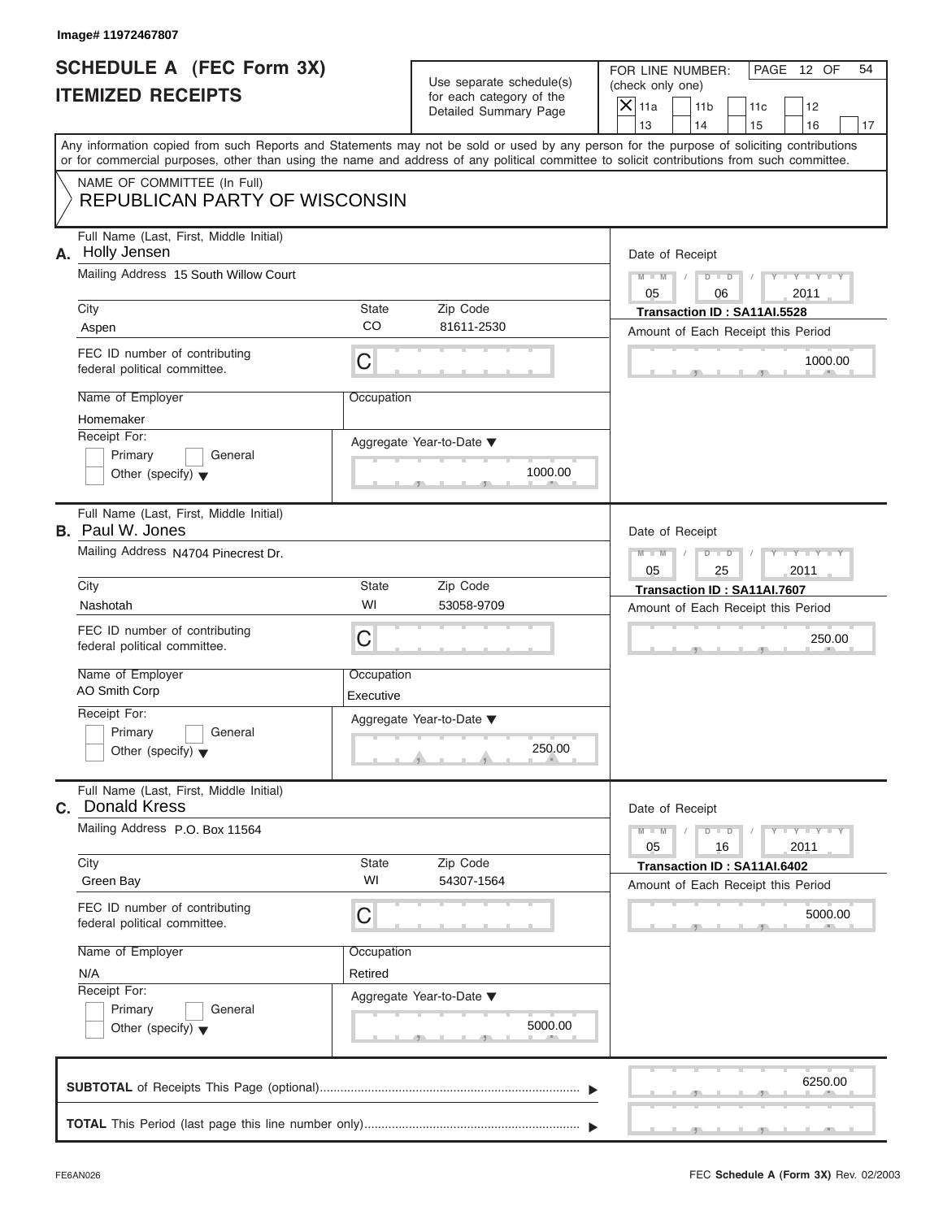Image# 11972467807

# SCHEDULE A (FEC Form 3X) ITEMIZED RECEIPTS

Use separate schedule(s) for each category of the Detailed Summary Page

FOR LINE NUMBER: (check only one)

- [X] 11a
- [ ] 11b
- [ ] 11c
- [ ] 12
- [ ] 13
- [ ] 14
- [ ] 15
- [ ] 16
- [ ] 17

PAGE 12 OF 54

Any information copied from such Reports and Statements may not be sold or used by any person for the purpose of soliciting contributions or for commercial purposes, other than using the name and address of any political committee to solicit contributions from such committee.

NAME OF COMMITTEE (In Full)
REPUBLICAN PARTY OF WISCONSIN

---

**A.** Full Name (Last, First, Middle Initial): Holly Jensen

Mailing Address: 15 South Willow Court

City: Aspen | State: CO | Zip Code: 81611-2530

FEC ID number of contributing federal political committee: C

Name of Employer: Homemaker

Occupation:

Receipt For: Primary / General / Other (specify)

Date of Receipt: 05 / 06 / 2011

Transaction ID : SA11AI.5528

Amount of Each Receipt this Period: 1000.00

Aggregate Year-to-Date: 1000.00

---

**B.** Full Name (Last, First, Middle Initial): Paul W. Jones

Mailing Address: N4704 Pinecrest Dr.

City: Nashotah | State: WI | Zip Code: 53058-9709

FEC ID number of contributing federal political committee: C

Name of Employer: AO Smith Corp

Occupation: Executive

Receipt For: Primary / General / Other (specify)

Date of Receipt: 05 / 25 / 2011

Transaction ID : SA11AI.7607

Amount of Each Receipt this Period: 250.00

Aggregate Year-to-Date: 250.00

---

**C.** Full Name (Last, First, Middle Initial): Donald Kress

Mailing Address: P.O. Box 11564

City: Green Bay | State: WI | Zip Code: 54307-1564

FEC ID number of contributing federal political committee: C

Name of Employer: N/A

Occupation: Retired

Receipt For: Primary / General / Other (specify)

Date of Receipt: 05 / 16 / 2011

Transaction ID : SA11AI.6402

Amount of Each Receipt this Period: 5000.00

Aggregate Year-to-Date: 5000.00

---

**SUBTOTAL** of Receipts This Page (optional): 6250.00

**TOTAL** This Period (last page this line number only):

FE6AN026

FEC **Schedule A** (Form 3X) Rev. 02/2003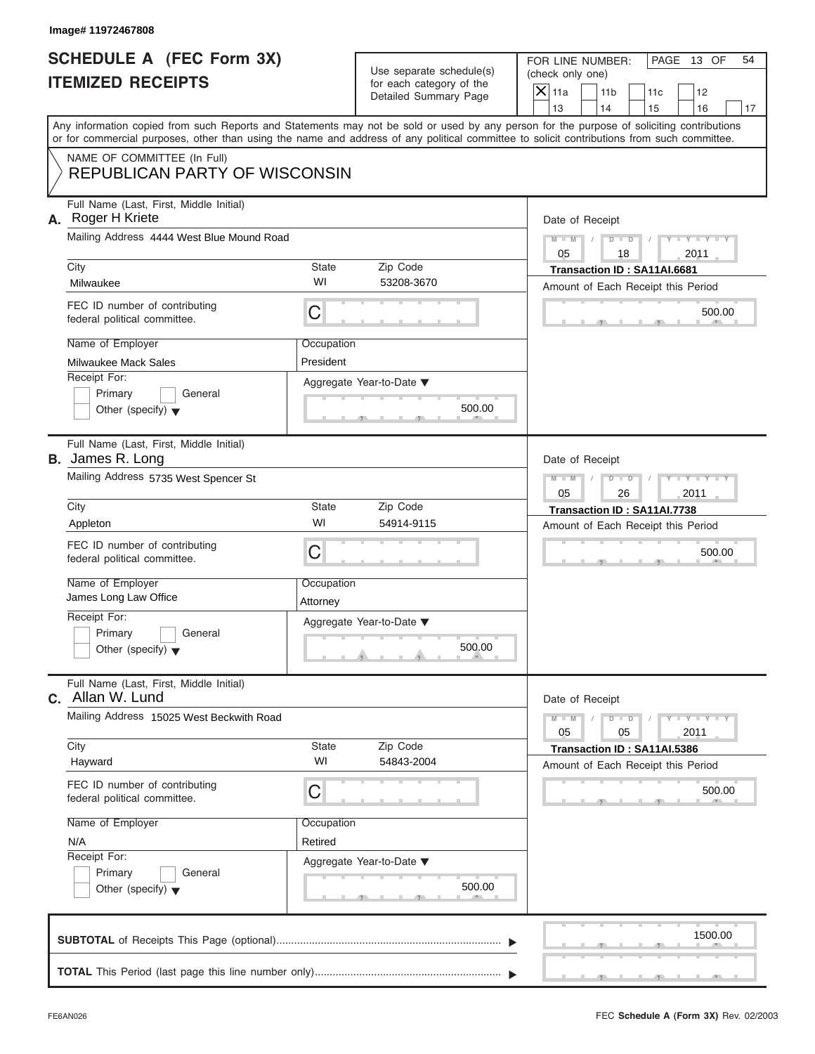Image# 11972467808

# SCHEDULE A (FEC Form 3X) ITEMIZED RECEIPTS

Use separate schedule(s) for each category of the Detailed Summary Page

FOR LINE NUMBER: (check only one)

- [X] 11a
- [ ] 11b
- [ ] 11c
- [ ] 12
- [ ] 13
- [ ] 14
- [ ] 15
- [ ] 16
- [ ] 17

Any information copied from such Reports and Statements may not be sold or used by any person for the purpose of soliciting contributions or for commercial purposes, other than using the name and address of any political committee to solicit contributions from such committee.

NAME OF COMMITTEE (In Full)
REPUBLICAN PARTY OF WISCONSIN

---

**A.** Full Name (Last, First, Middle Initial): Roger H Kriete

Mailing Address: 4444 West Blue Mound Road

City: Milwaukee | State: WI | Zip Code: 53208-3670

FEC ID number of contributing federal political committee: C

Name of Employer: Milwaukee Mack Sales

Occupation: President

Receipt For: Primary / General / Other (specify)

Aggregate Year-to-Date: 500.00

Date of Receipt: 05/18/2011

Transaction ID : SA11AI.6681

Amount of Each Receipt this Period: 500.00

---

**B.** Full Name (Last, First, Middle Initial): James R. Long

Mailing Address: 5735 West Spencer St

City: Appleton | State: WI | Zip Code: 54914-9115

FEC ID number of contributing federal political committee: C

Name of Employer: James Long Law Office

Occupation: Attorney

Receipt For: Primary / General / Other (specify)

Aggregate Year-to-Date: 500.00

Date of Receipt: 05/26/2011

Transaction ID : SA11AI.7738

Amount of Each Receipt this Period: 500.00

---

**C.** Full Name (Last, First, Middle Initial): Allan W. Lund

Mailing Address: 15025 West Beckwith Road

City: Hayward | State: WI | Zip Code: 54843-2004

FEC ID number of contributing federal political committee: C

Name of Employer: N/A

Occupation: Retired

Receipt For: Primary / General / Other (specify)

Aggregate Year-to-Date: 500.00

Date of Receipt: 05/05/2011

Transaction ID : SA11AI.5386

Amount of Each Receipt this Period: 500.00

---

**SUBTOTAL** of Receipts This Page (optional): 1500.00

**TOTAL** This Period (last page this line number only):

FE6AN026 — FEC **Schedule A** (Form 3X) Rev. 02/2003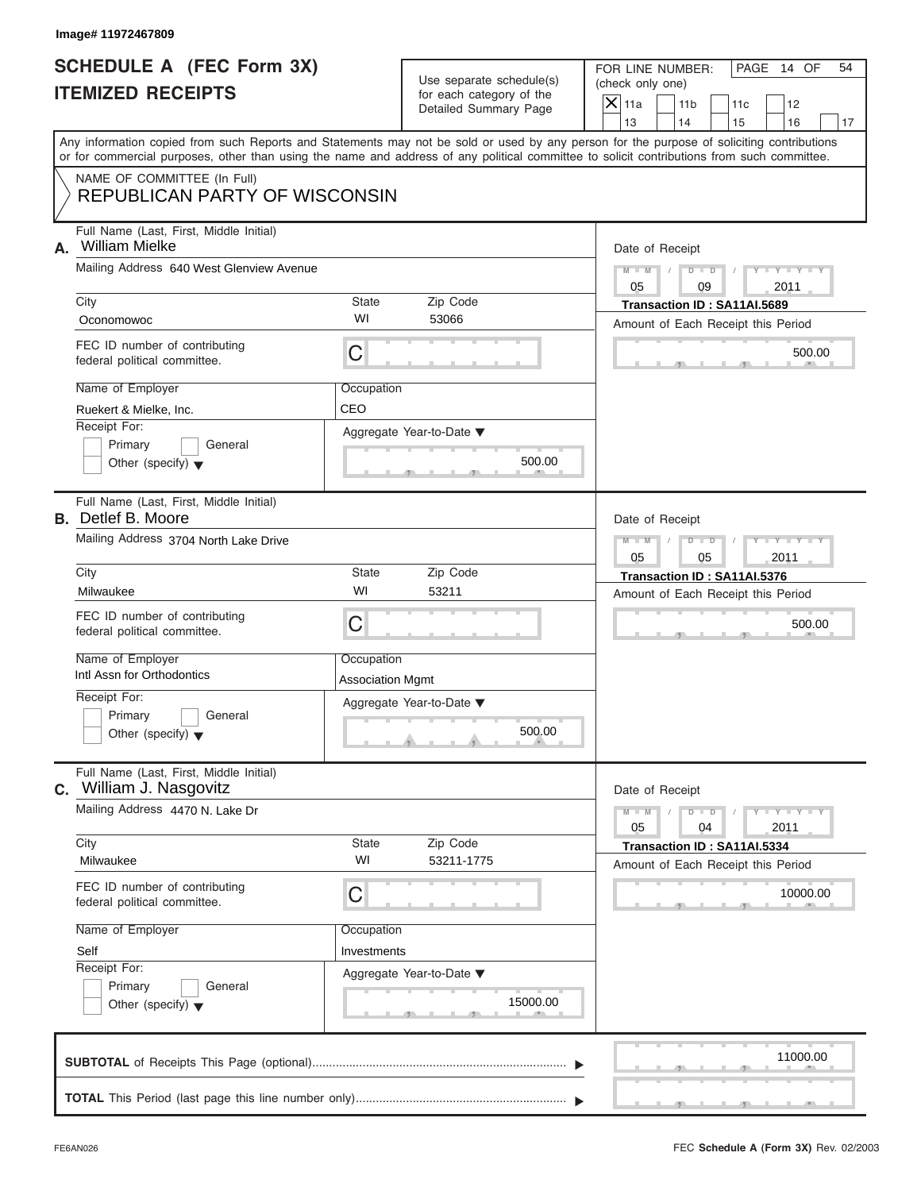Image# 11972467809

# SCHEDULE A (FEC Form 3X)
# ITEMIZED RECEIPTS

Use separate schedule(s) for each category of the Detailed Summary Page

FOR LINE NUMBER: (check only one)

- [X] 11a
- [ ] 11b
- [ ] 11c
- [ ] 12
- [ ] 13
- [ ] 14
- [ ] 15
- [ ] 16
- [ ] 17

PAGE 14 OF 54

Any information copied from such Reports and Statements may not be sold or used by any person for the purpose of soliciting contributions or for commercial purposes, other than using the name and address of any political committee to solicit contributions from such committee.

NAME OF COMMITTEE (In Full)
REPUBLICAN PARTY OF WISCONSIN

---

**A.** Full Name (Last, First, Middle Initial): William Mielke

Mailing Address: 640 West Glenview Avenue

City: Oconomowoc | State: WI | Zip Code: 53066

FEC ID number of contributing federal political committee: C

Name of Employer: Ruekert & Mielke, Inc.

Occupation: CEO

Receipt For: Primary / General / Other (specify)

Aggregate Year-to-Date: 500.00

Date of Receipt: 05 / 09 / 2011

Transaction ID : SA11AI.5689

Amount of Each Receipt this Period: 500.00

---

**B.** Full Name (Last, First, Middle Initial): Detlef B. Moore

Mailing Address: 3704 North Lake Drive

City: Milwaukee | State: WI | Zip Code: 53211

FEC ID number of contributing federal political committee: C

Name of Employer: Intl Assn for Orthodontics

Occupation: Association Mgmt

Receipt For: Primary / General / Other (specify)

Aggregate Year-to-Date: 500.00

Date of Receipt: 05 / 05 / 2011

Transaction ID : SA11AI.5376

Amount of Each Receipt this Period: 500.00

---

**C.** Full Name (Last, First, Middle Initial): William J. Nasgovitz

Mailing Address: 4470 N. Lake Dr

City: Milwaukee | State: WI | Zip Code: 53211-1775

FEC ID number of contributing federal political committee: C

Name of Employer: Self

Occupation: Investments

Receipt For: Primary / General / Other (specify)

Aggregate Year-to-Date: 15000.00

Date of Receipt: 05 / 04 / 2011

Transaction ID : SA11AI.5334

Amount of Each Receipt this Period: 10000.00

---

**SUBTOTAL** of Receipts This Page (optional): 11000.00

**TOTAL** This Period (last page this line number only):

FE6AN026

FEC **Schedule A** (Form 3X) Rev. 02/2003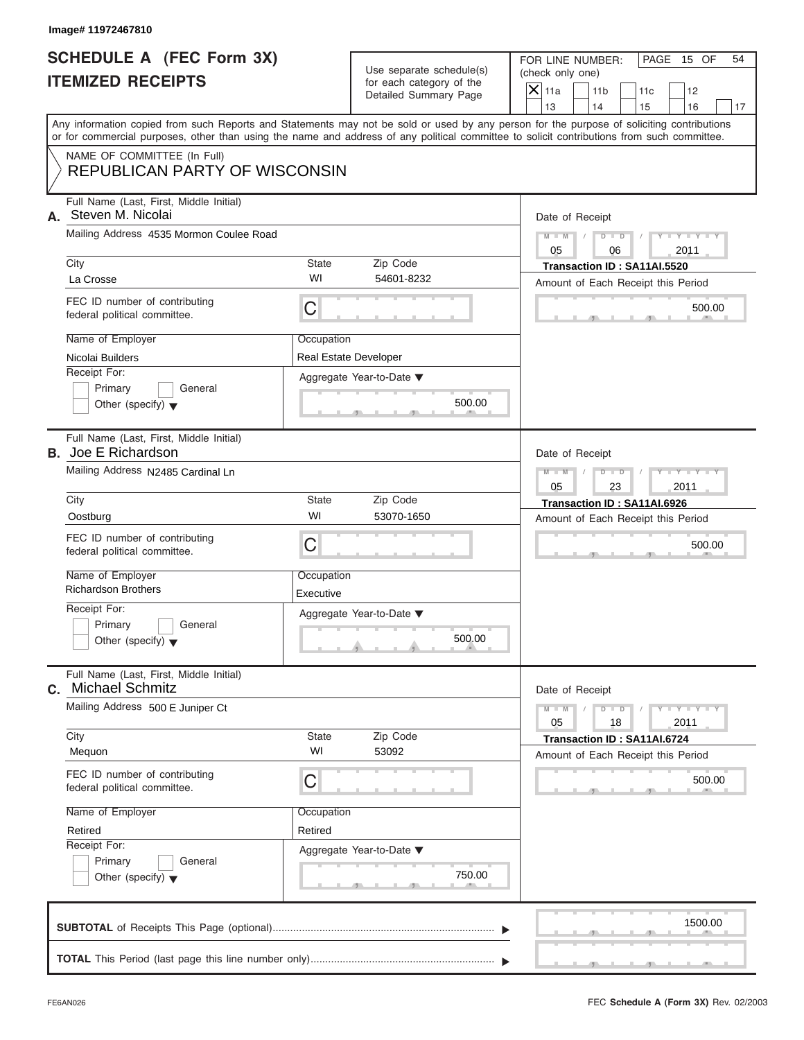Image# 11972467810

# SCHEDULE A (FEC Form 3X)
# ITEMIZED RECEIPTS

Use separate schedule(s) for each category of the Detailed Summary Page

FOR LINE NUMBER: (check only one)

- [X] 11a
- [ ] 11b
- [ ] 11c
- [ ] 12
- [ ] 13
- [ ] 14
- [ ] 15
- [ ] 16
- [ ] 17

Any information copied from such Reports and Statements may not be sold or used by any person for the purpose of soliciting contributions or for commercial purposes, other than using the name and address of any political committee to solicit contributions from such committee.

NAME OF COMMITTEE (In Full)
**REPUBLICAN PARTY OF WISCONSIN**

---

**A.** Full Name (Last, First, Middle Initial): Steven M. Nicolai

Mailing Address: 4535 Mormon Coulee Road

| City | State | Zip Code |
|---|---|---|
| La Crosse | WI | 54601-8232 |

FEC ID number of contributing federal political committee: C

Name of Employer: Nicolai Builders
Occupation: Real Estate Developer

Receipt For: Primary / General / Other (specify)

Aggregate Year-to-Date: 500.00

Date of Receipt: 05 / 06 / 2011
Transaction ID : SA11AI.5520
Amount of Each Receipt this Period: 500.00

---

**B.** Full Name (Last, First, Middle Initial): Joe E Richardson

Mailing Address: N2485 Cardinal Ln

| City | State | Zip Code |
|---|---|---|
| Oostburg | WI | 53070-1650 |

FEC ID number of contributing federal political committee: C

Name of Employer: Richardson Brothers
Occupation: Executive

Receipt For: Primary / General / Other (specify)

Aggregate Year-to-Date: 500.00

Date of Receipt: 05 / 23 / 2011
Transaction ID : SA11AI.6926
Amount of Each Receipt this Period: 500.00

---

**C.** Full Name (Last, First, Middle Initial): Michael Schmitz

Mailing Address: 500 E Juniper Ct

| City | State | Zip Code |
|---|---|---|
| Mequon | WI | 53092 |

FEC ID number of contributing federal political committee: C

Name of Employer: Retired
Occupation: Retired

Receipt For: Primary / General / Other (specify)

Aggregate Year-to-Date: 750.00

Date of Receipt: 05 / 18 / 2011
Transaction ID : SA11AI.6724
Amount of Each Receipt this Period: 500.00

---

**SUBTOTAL** of Receipts This Page (optional): 1500.00

**TOTAL** This Period (last page this line number only):

FE6AN026 — FEC **Schedule A** (Form 3X) Rev. 02/2003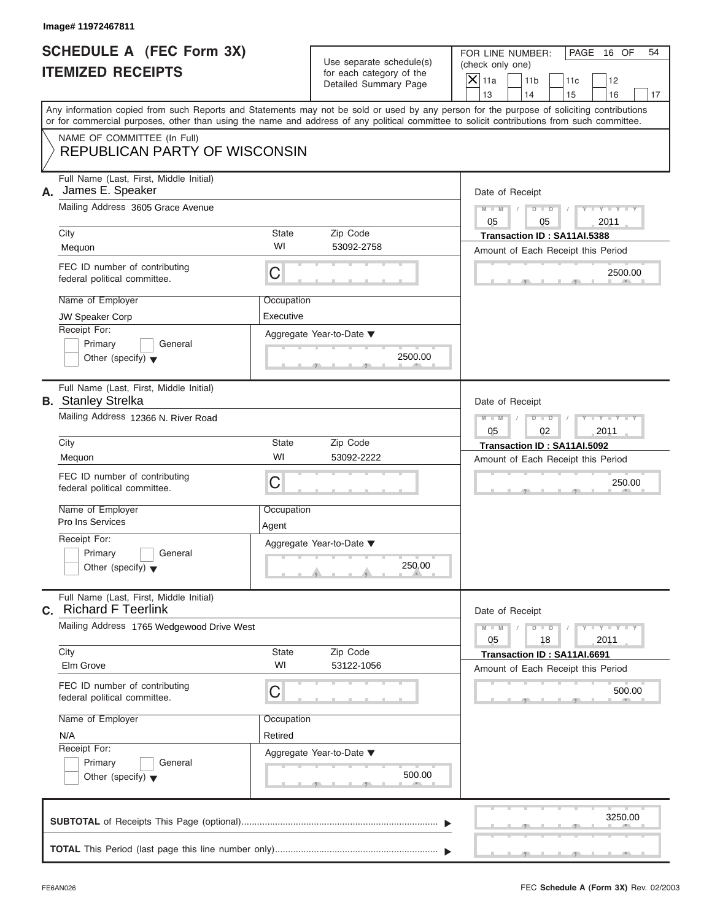Image# 11972467811

# SCHEDULE A (FEC Form 3X)
## ITEMIZED RECEIPTS

Use separate schedule(s) for each category of the Detailed Summary Page

FOR LINE NUMBER: (check only one)

- [X] 11a
- [ ] 11b
- [ ] 11c
- [ ] 12
- [ ] 13
- [ ] 14
- [ ] 15
- [ ] 16
- [ ] 17

Any information copied from such Reports and Statements may not be sold or used by any person for the purpose of soliciting contributions or for commercial purposes, other than using the name and address of any political committee to solicit contributions from such committee.

NAME OF COMMITTEE (In Full)
**REPUBLICAN PARTY OF WISCONSIN**

---

**A.** Full Name (Last, First, Middle Initial): James E. Speaker

Mailing Address: 3605 Grace Avenue

| City | State | Zip Code |
|---|---|---|
| Mequon | WI | 53092-2758 |

FEC ID number of contributing federal political committee: C

Name of Employer: JW Speaker Corp
Occupation: Executive

Receipt For: Primary / General / Other (specify)

Aggregate Year-to-Date: 2500.00

Date of Receipt: 05 / 05 / 2011
Transaction ID : SA11AI.5388
Amount of Each Receipt this Period: 2500.00

---

**B.** Full Name (Last, First, Middle Initial): Stanley Strelka

Mailing Address: 12366 N. River Road

| City | State | Zip Code |
|---|---|---|
| Mequon | WI | 53092-2222 |

FEC ID number of contributing federal political committee: C

Name of Employer: Pro Ins Services
Occupation: Agent

Receipt For: Primary / General / Other (specify)

Aggregate Year-to-Date: 250.00

Date of Receipt: 05 / 02 / 2011
Transaction ID : SA11AI.5092
Amount of Each Receipt this Period: 250.00

---

**C.** Full Name (Last, First, Middle Initial): Richard F Teerlink

Mailing Address: 1765 Wedgewood Drive West

| City | State | Zip Code |
|---|---|---|
| Elm Grove | WI | 53122-1056 |

FEC ID number of contributing federal political committee: C

Name of Employer: N/A
Occupation: Retired

Receipt For: Primary / General / Other (specify)

Aggregate Year-to-Date: 500.00

Date of Receipt: 05 / 18 / 2011
Transaction ID : SA11AI.6691
Amount of Each Receipt this Period: 500.00

---

**SUBTOTAL** of Receipts This Page (optional): 3250.00

**TOTAL** This Period (last page this line number only):

FE6AN026 FEC **Schedule A** (Form 3X) Rev. 02/2003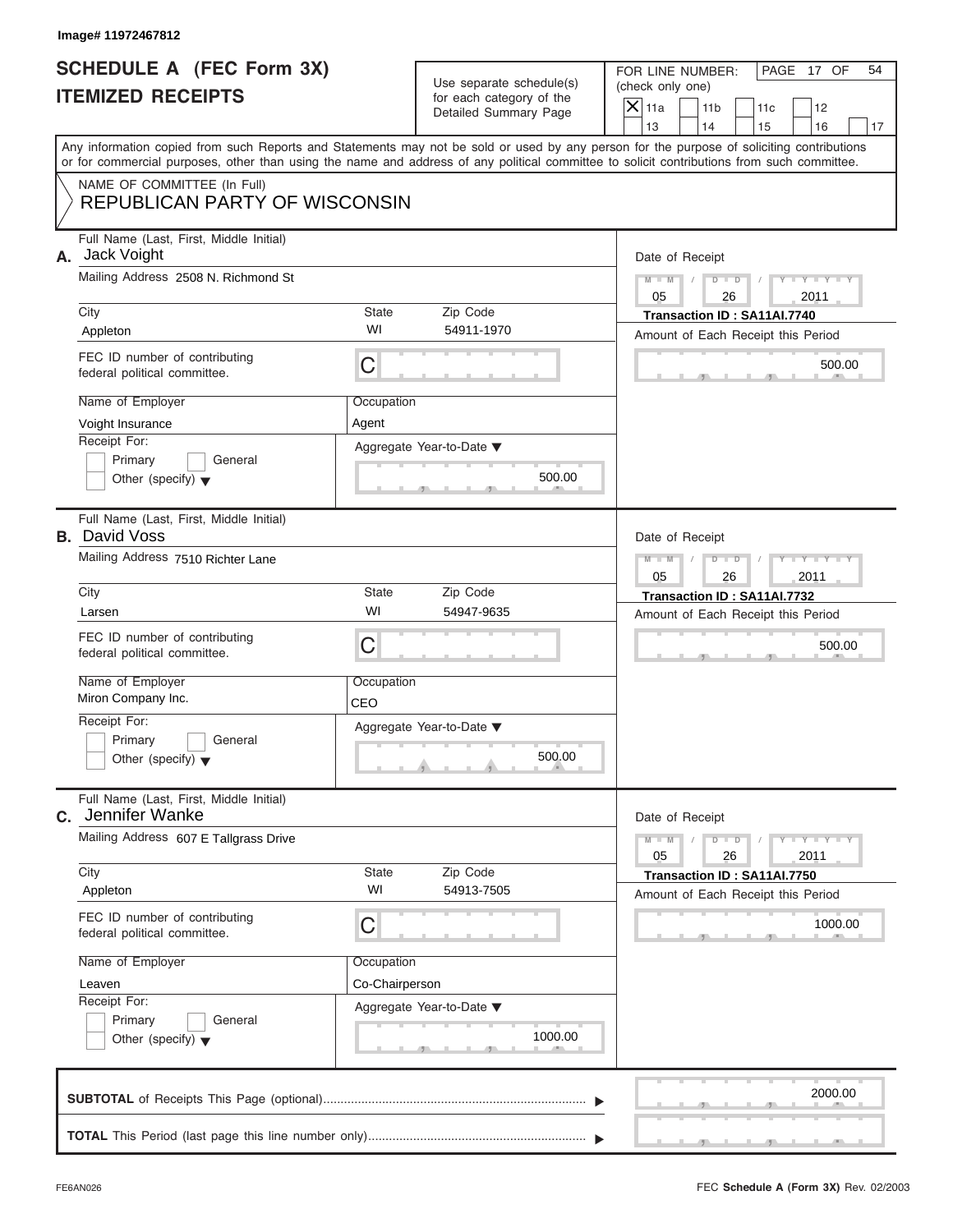Image# 11972467812

# SCHEDULE A (FEC Form 3X)
## ITEMIZED RECEIPTS

Use separate schedule(s) for each category of the Detailed Summary Page

FOR LINE NUMBER: (check only one)

[X] 11a [ ] 11b [ ] 11c [ ] 12 [ ] 13 [ ] 14 [ ] 15 [ ] 16 [ ] 17

Any information copied from such Reports and Statements may not be sold or used by any person for the purpose of soliciting contributions or for commercial purposes, other than using the name and address of any political committee to solicit contributions from such committee.

NAME OF COMMITTEE (In Full)
REPUBLICAN PARTY OF WISCONSIN

**A.** Full Name (Last, First, Middle Initial): Jack Voight
Mailing Address: 2508 N. Richmond St
City: Appleton | State: WI | Zip Code: 54911-1970
FEC ID number of contributing federal political committee: C
Name of Employer: Voight Insurance
Occupation: Agent
Receipt For: [ ] Primary [ ] General [ ] Other (specify)
Aggregate Year-to-Date: 500.00
Date of Receipt: 05/26/2011
Transaction ID : SA11AI.7740
Amount of Each Receipt this Period: 500.00

**B.** Full Name (Last, First, Middle Initial): David Voss
Mailing Address: 7510 Richter Lane
City: Larsen | State: WI | Zip Code: 54947-9635
FEC ID number of contributing federal political committee: C
Name of Employer: Miron Company Inc.
Occupation: CEO
Receipt For: [ ] Primary [ ] General [ ] Other (specify)
Aggregate Year-to-Date: 500.00
Date of Receipt: 05/26/2011
Transaction ID : SA11AI.7732
Amount of Each Receipt this Period: 500.00

**C.** Full Name (Last, First, Middle Initial): Jennifer Wanke
Mailing Address: 607 E Tallgrass Drive
City: Appleton | State: WI | Zip Code: 54913-7505
FEC ID number of contributing federal political committee: C
Name of Employer: Leaven
Occupation: Co-Chairperson
Receipt For: [ ] Primary [ ] General [ ] Other (specify)
Aggregate Year-to-Date: 1000.00
Date of Receipt: 05/26/2011
Transaction ID : SA11AI.7750
Amount of Each Receipt this Period: 1000.00

**SUBTOTAL** of Receipts This Page (optional): 2000.00

**TOTAL** This Period (last page this line number only):

FE6AN026 — FEC **Schedule A** (Form 3X) Rev. 02/2003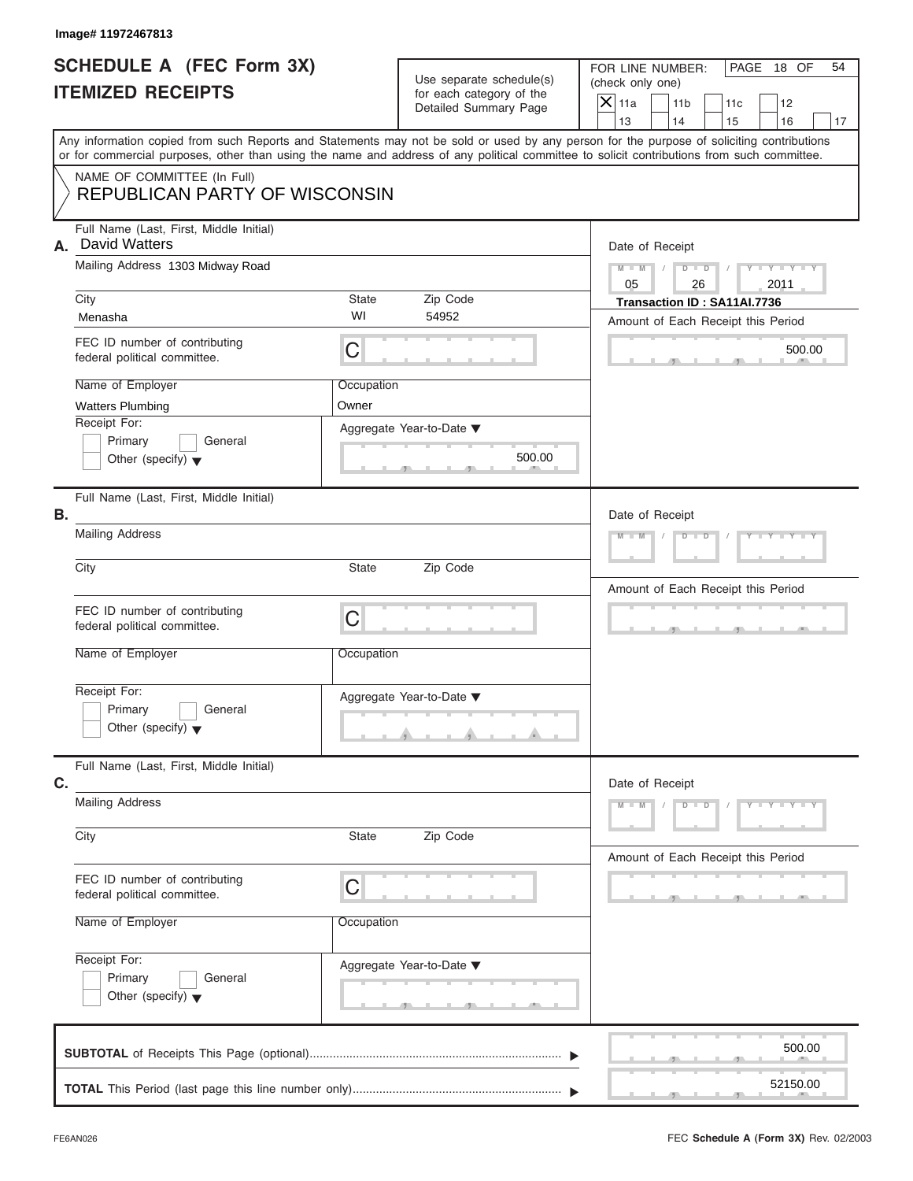Image# 11972467813

# SCHEDULE A (FEC Form 3X)
## ITEMIZED RECEIPTS

Use separate schedule(s) for each category of the Detailed Summary Page

FOR LINE NUMBER: (check only one)

| | | | | |
|---|---|---|---|---|
| X 11a | 11b | 11c | 12 | |
| 13 | 14 | 15 | 16 | 17 |

Any information copied from such Reports and Statements may not be sold or used by any person for the purpose of soliciting contributions or for commercial purposes, other than using the name and address of any political committee to solicit contributions from such committee.

NAME OF COMMITTEE (In Full)
REPUBLICAN PARTY OF WISCONSIN

**A.** Full Name (Last, First, Middle Initial): David Watters

Mailing Address: 1303 Midway Road

City: Menasha | State: WI | Zip Code: 54952

FEC ID number of contributing federal political committee: C

Name of Employer: Watters Plumbing | Occupation: Owner

Receipt For: Primary / General / Other (specify)

Aggregate Year-to-Date: 500.00

Date of Receipt: 05 / 26 / 2011

Transaction ID : SA11AI.7736

Amount of Each Receipt this Period: 500.00

**B.** Full Name (Last, First, Middle Initial):

Mailing Address

City | State | Zip Code

FEC ID number of contributing federal political committee: C

Name of Employer | Occupation

Receipt For: Primary / General / Other (specify)

Aggregate Year-to-Date

Date of Receipt

Amount of Each Receipt this Period

**C.** Full Name (Last, First, Middle Initial):

Mailing Address

City | State | Zip Code

FEC ID number of contributing federal political committee: C

Name of Employer | Occupation

Receipt For: Primary / General / Other (specify)

Aggregate Year-to-Date

Date of Receipt

Amount of Each Receipt this Period

**SUBTOTAL** of Receipts This Page (optional): 500.00

**TOTAL** This Period (last page this line number only): 52150.00

FE6AN026

FEC **Schedule A** (Form 3X) Rev. 02/2003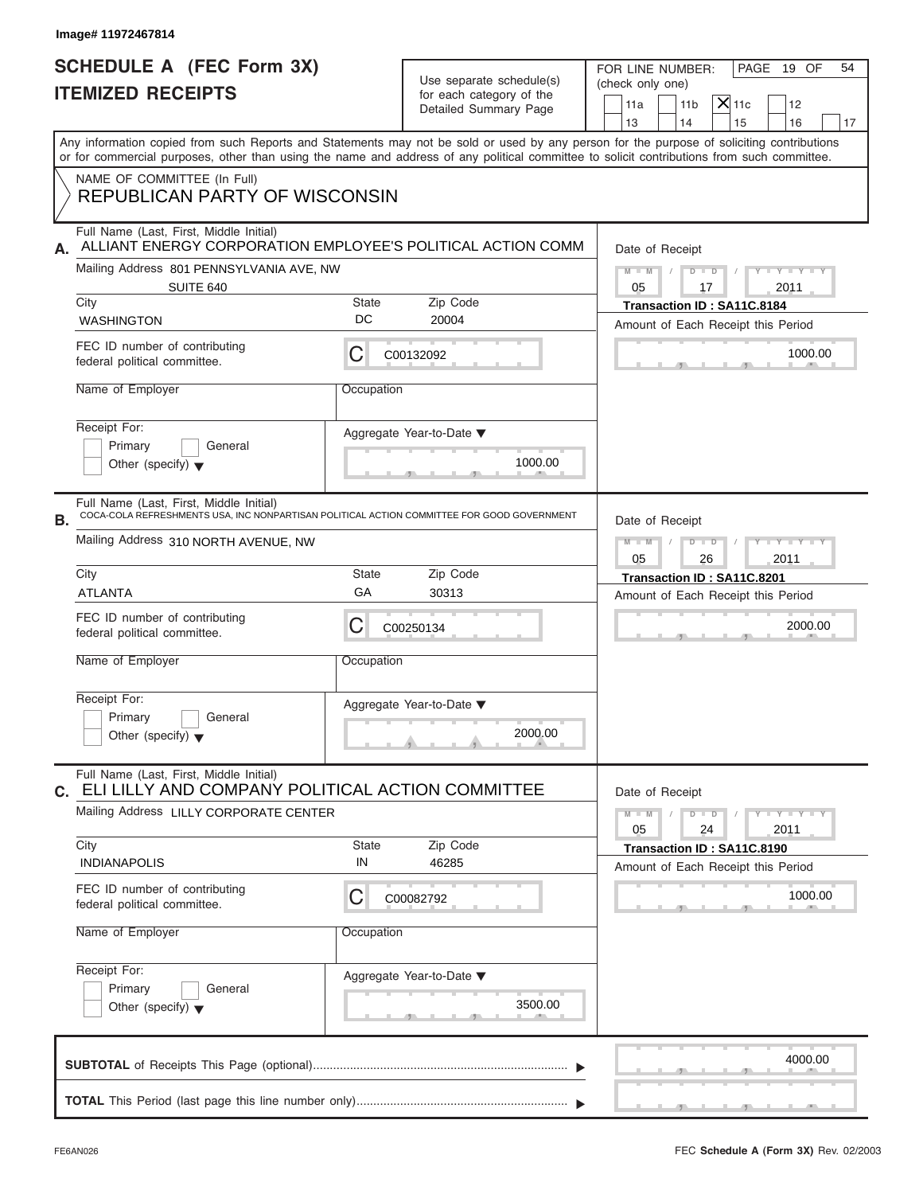Image# 11972467814

# SCHEDULE A (FEC Form 3X) ITEMIZED RECEIPTS

Use separate schedule(s) for each category of the Detailed Summary Page

FOR LINE NUMBER: (check only one)

11a | 11b | **X** 11c | 12 | 13 | 14 | 15 | 16 | 17

Any information copied from such Reports and Statements may not be sold or used by any person for the purpose of soliciting contributions or for commercial purposes, other than using the name and address of any political committee to solicit contributions from such committee.

NAME OF COMMITTEE (In Full)
REPUBLICAN PARTY OF WISCONSIN

---

**A.** Full Name (Last, First, Middle Initial): ALLIANT ENERGY CORPORATION EMPLOYEE'S POLITICAL ACTION COMM

Mailing Address: 801 PENNSYLVANIA AVE, NW, SUITE 640

City: WASHINGTON | State: DC | Zip Code: 20004

FEC ID number of contributing federal political committee: C C00132092

Name of Employer:

Occupation:

Receipt For: Primary / General / Other (specify)

Date of Receipt: 05 / 17 / 2011

Transaction ID : SA11C.8184

Amount of Each Receipt this Period: 1000.00

Aggregate Year-to-Date: 1000.00

---

**B.** Full Name (Last, First, Middle Initial): COCA-COLA REFRESHMENTS USA, INC NONPARTISAN POLITICAL ACTION COMMITTEE FOR GOOD GOVERNMENT

Mailing Address: 310 NORTH AVENUE, NW

City: ATLANTA | State: GA | Zip Code: 30313

FEC ID number of contributing federal political committee: C C00250134

Name of Employer:

Occupation:

Receipt For: Primary / General / Other (specify)

Date of Receipt: 05 / 26 / 2011

Transaction ID : SA11C.8201

Amount of Each Receipt this Period: 2000.00

Aggregate Year-to-Date: 2000.00

---

**C.** Full Name (Last, First, Middle Initial): ELI LILLY AND COMPANY POLITICAL ACTION COMMITTEE

Mailing Address: LILLY CORPORATE CENTER

City: INDIANAPOLIS | State: IN | Zip Code: 46285

FEC ID number of contributing federal political committee: C C00082792

Name of Employer:

Occupation:

Receipt For: Primary / General / Other (specify)

Date of Receipt: 05 / 24 / 2011

Transaction ID : SA11C.8190

Amount of Each Receipt this Period: 1000.00

Aggregate Year-to-Date: 3500.00

---

**SUBTOTAL** of Receipts This Page (optional): 4000.00

**TOTAL** This Period (last page this line number only):

FE6AN026

FEC **Schedule A** (Form 3X) Rev. 02/2003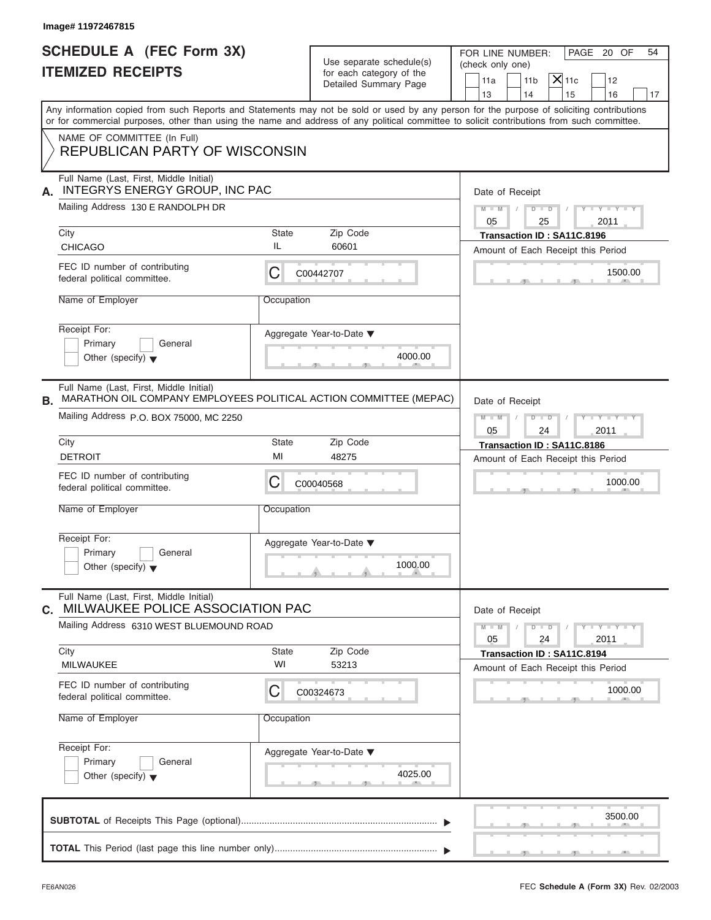Image# 11972467815

# SCHEDULE A (FEC Form 3X) ITEMIZED RECEIPTS

Use separate schedule(s) for each category of the Detailed Summary Page

FOR LINE NUMBER: (check only one)

- [ ] 11a
- [ ] 11b
- [x] 11c
- [ ] 12
- [ ] 13
- [ ] 14
- [ ] 15
- [ ] 16
- [ ] 17

PAGE 20 OF 54

Any information copied from such Reports and Statements may not be sold or used by any person for the purpose of soliciting contributions or for commercial purposes, other than using the name and address of any political committee to solicit contributions from such committee.

NAME OF COMMITTEE (In Full)
REPUBLICAN PARTY OF WISCONSIN

---

**A.** Full Name (Last, First, Middle Initial): INTEGRYS ENERGY GROUP, INC PAC

Mailing Address: 130 E RANDOLPH DR

City: CHICAGO | State: IL | Zip Code: 60601

FEC ID number of contributing federal political committee: C C00442707

Name of Employer: | Occupation:

Receipt For: [ ] Primary [ ] General [ ] Other (specify)

Aggregate Year-to-Date: 4000.00

Date of Receipt: 05 / 25 / 2011

Transaction ID : SA11C.8196

Amount of Each Receipt this Period: 1500.00

---

**B.** Full Name (Last, First, Middle Initial): MARATHON OIL COMPANY EMPLOYEES POLITICAL ACTION COMMITTEE (MEPAC)

Mailing Address: P.O. BOX 75000, MC 2250

City: DETROIT | State: MI | Zip Code: 48275

FEC ID number of contributing federal political committee: C C00040568

Name of Employer: | Occupation:

Receipt For: [ ] Primary [ ] General [ ] Other (specify)

Aggregate Year-to-Date: 1000.00

Date of Receipt: 05 / 24 / 2011

Transaction ID : SA11C.8186

Amount of Each Receipt this Period: 1000.00

---

**C.** Full Name (Last, First, Middle Initial): MILWAUKEE POLICE ASSOCIATION PAC

Mailing Address: 6310 WEST BLUEMOUND ROAD

City: MILWAUKEE | State: WI | Zip Code: 53213

FEC ID number of contributing federal political committee: C C00324673

Name of Employer: | Occupation:

Receipt For: [ ] Primary [ ] General [ ] Other (specify)

Aggregate Year-to-Date: 4025.00

Date of Receipt: 05 / 24 / 2011

Transaction ID : SA11C.8194

Amount of Each Receipt this Period: 1000.00

---

**SUBTOTAL** of Receipts This Page (optional): 3500.00

**TOTAL** This Period (last page this line number only):

FE6AN026

FEC **Schedule A** (Form 3X) Rev. 02/2003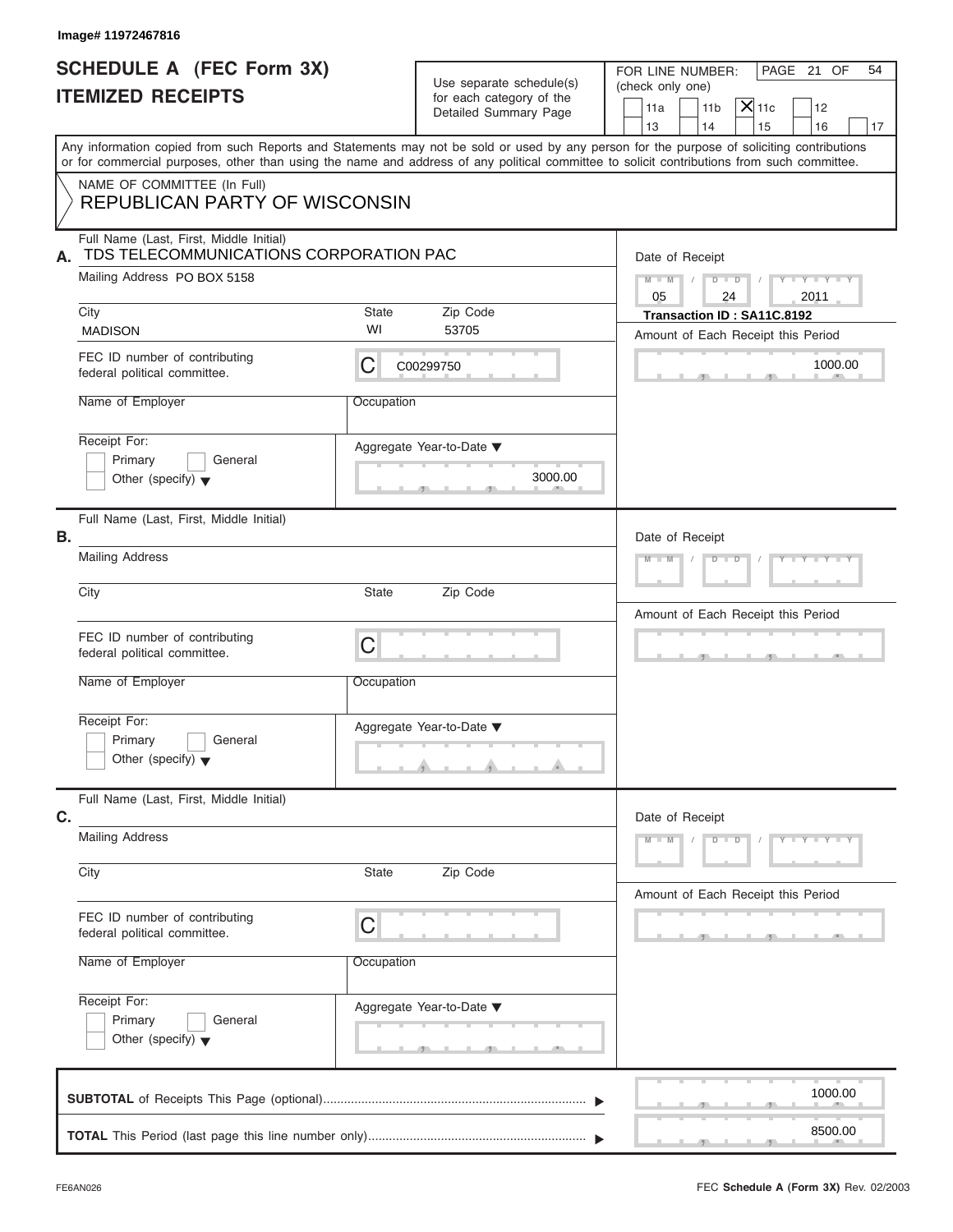Image# 11972467816

# SCHEDULE A (FEC Form 3X)
# ITEMIZED RECEIPTS

Use separate schedule(s) for each category of the Detailed Summary Page

FOR LINE NUMBER: (check only one)

- [ ] 11a
- [ ] 11b
- [x] 11c
- [ ] 12
- [ ] 13
- [ ] 14
- [ ] 15
- [ ] 16
- [ ] 17

Any information copied from such Reports and Statements may not be sold or used by any person for the purpose of soliciting contributions or for commercial purposes, other than using the name and address of any political committee to solicit contributions from such committee.

NAME OF COMMITTEE (In Full)
REPUBLICAN PARTY OF WISCONSIN

## A.

Full Name (Last, First, Middle Initial): TDS TELECOMMUNICATIONS CORPORATION PAC

Mailing Address: PO BOX 5158

City: MADISON | State: WI | Zip Code: 53705

FEC ID number of contributing federal political committee: C C00299750

Name of Employer:

Occupation:

Receipt For: [ ] Primary [ ] General [ ] Other (specify)

Aggregate Year-to-Date: 3000.00

Date of Receipt: 05 / 24 / 2011

Transaction ID : SA11C.8192

Amount of Each Receipt this Period: 1000.00

## B.

Full Name (Last, First, Middle Initial):

Mailing Address:

City: | State: | Zip Code:

FEC ID number of contributing federal political committee: C

Name of Employer:

Occupation:

Receipt For: [ ] Primary [ ] General [ ] Other (specify)

Aggregate Year-to-Date:

Date of Receipt:

Amount of Each Receipt this Period:

## C.

Full Name (Last, First, Middle Initial):

Mailing Address:

City: | State: | Zip Code:

FEC ID number of contributing federal political committee: C

Name of Employer:

Occupation:

Receipt For: [ ] Primary [ ] General [ ] Other (specify)

Aggregate Year-to-Date:

Date of Receipt:

Amount of Each Receipt this Period:

**SUBTOTAL** of Receipts This Page (optional): 1000.00

**TOTAL** This Period (last page this line number only): 8500.00

FE6AN026

FEC **Schedule A** (**Form 3X**) Rev. 02/2003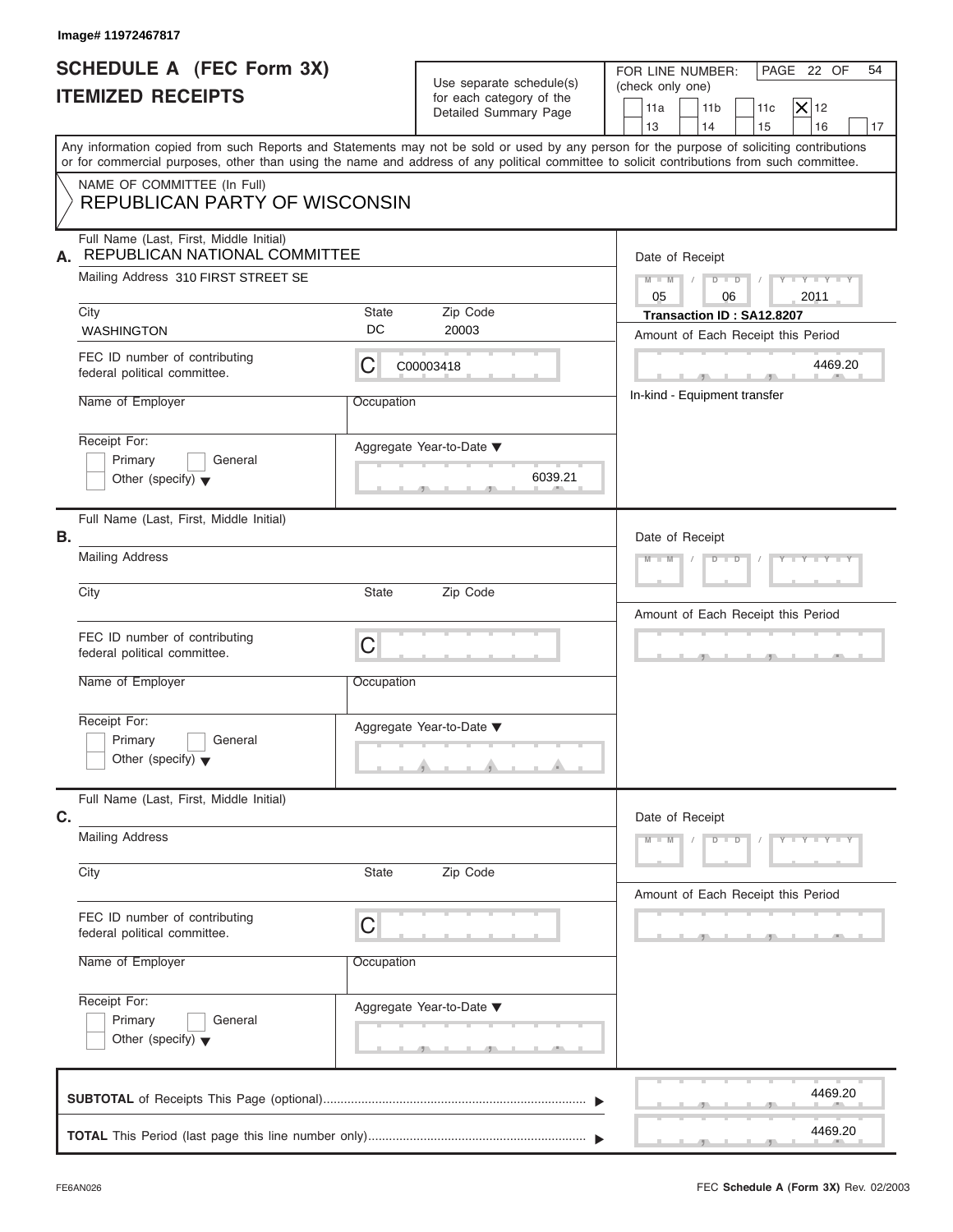Image# 11972467817

# SCHEDULE A (FEC Form 3X) ITEMIZED RECEIPTS

Use separate schedule(s) for each category of the Detailed Summary Page

FOR LINE NUMBER: (check only one)

11a | 11b | 11c | [X] 12 | 13 | 14 | 15 | 16 | 17

Any information copied from such Reports and Statements may not be sold or used by any person for the purpose of soliciting contributions or for commercial purposes, other than using the name and address of any political committee to solicit contributions from such committee.

NAME OF COMMITTEE (In Full)
REPUBLICAN PARTY OF WISCONSIN

## A.

Full Name (Last, First, Middle Initial): REPUBLICAN NATIONAL COMMITTEE

Mailing Address: 310 FIRST STREET SE

City: WASHINGTON | State: DC | Zip Code: 20003

FEC ID number of contributing federal political committee: C00003418

Name of Employer: | Occupation:

Receipt For: Primary / General / Other (specify)

Aggregate Year-to-Date: 6039.21

Date of Receipt: 05 / 06 / 2011

Transaction ID : SA12.8207

Amount of Each Receipt this Period: 4469.20

In-kind - Equipment transfer

## B.

Full Name (Last, First, Middle Initial):

Mailing Address:

City: | State: | Zip Code:

FEC ID number of contributing federal political committee: C

Name of Employer: | Occupation:

Receipt For: Primary / General / Other (specify)

Aggregate Year-to-Date:

Date of Receipt:

Amount of Each Receipt this Period:

## C.

Full Name (Last, First, Middle Initial):

Mailing Address:

City: | State: | Zip Code:

FEC ID number of contributing federal political committee: C

Name of Employer: | Occupation:

Receipt For: Primary / General / Other (specify)

Aggregate Year-to-Date:

Date of Receipt:

Amount of Each Receipt this Period:

**SUBTOTAL** of Receipts This Page (optional): 4469.20

**TOTAL** This Period (last page this line number only): 4469.20

FE6AN026 FEC **Schedule A (Form 3X)** Rev. 02/2003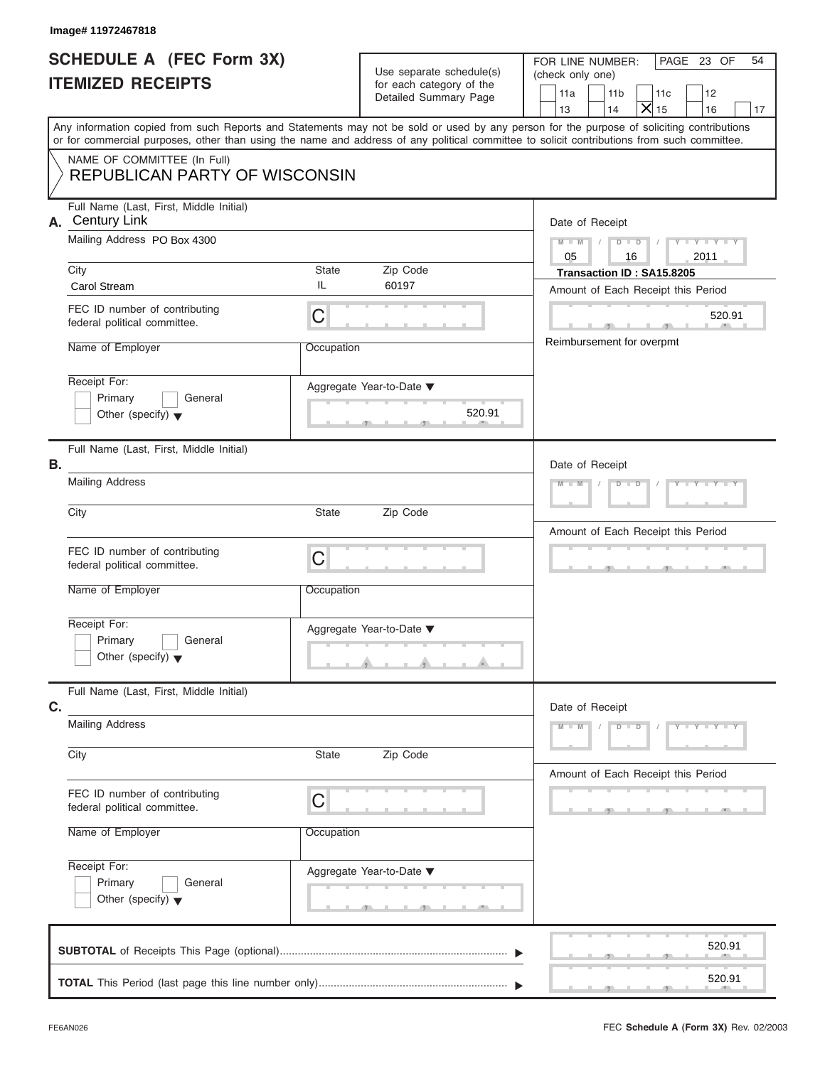Image# 11972467818

# SCHEDULE A (FEC Form 3X)
# ITEMIZED RECEIPTS

Use separate schedule(s) for each category of the Detailed Summary Page

FOR LINE NUMBER: (check only one)

11a | 11b | 11c | 12 | 13 | 14 | X 15 | 16 | 17

Any information copied from such Reports and Statements may not be sold or used by any person for the purpose of soliciting contributions or for commercial purposes, other than using the name and address of any political committee to solicit contributions from such committee.

NAME OF COMMITTEE (In Full)
REPUBLICAN PARTY OF WISCONSIN

**A.** Full Name (Last, First, Middle Initial): Century Link

Mailing Address: PO Box 4300

City: Carol Stream | State: IL | Zip Code: 60197

FEC ID number of contributing federal political committee: C

Name of Employer:

Occupation:

Receipt For: Primary / General / Other (specify)

Aggregate Year-to-Date: 520.91

Date of Receipt: 05 / 16 / 2011

Transaction ID : SA15.8205

Amount of Each Receipt this Period: 520.91

Reimbursement for overpmt

**B.** Full Name (Last, First, Middle Initial):

Mailing Address:

City: | State: | Zip Code:

FEC ID number of contributing federal political committee: C

Name of Employer:

Occupation:

Receipt For: Primary / General / Other (specify)

Aggregate Year-to-Date:

Date of Receipt:

Amount of Each Receipt this Period:

**C.** Full Name (Last, First, Middle Initial):

Mailing Address:

City: | State: | Zip Code:

FEC ID number of contributing federal political committee: C

Name of Employer:

Occupation:

Receipt For: Primary / General / Other (specify)

Aggregate Year-to-Date:

Date of Receipt:

Amount of Each Receipt this Period:

**SUBTOTAL** of Receipts This Page (optional): 520.91

**TOTAL** This Period (last page this line number only): 520.91

FE6AN026 FEC **Schedule A (Form 3X)** Rev. 02/2003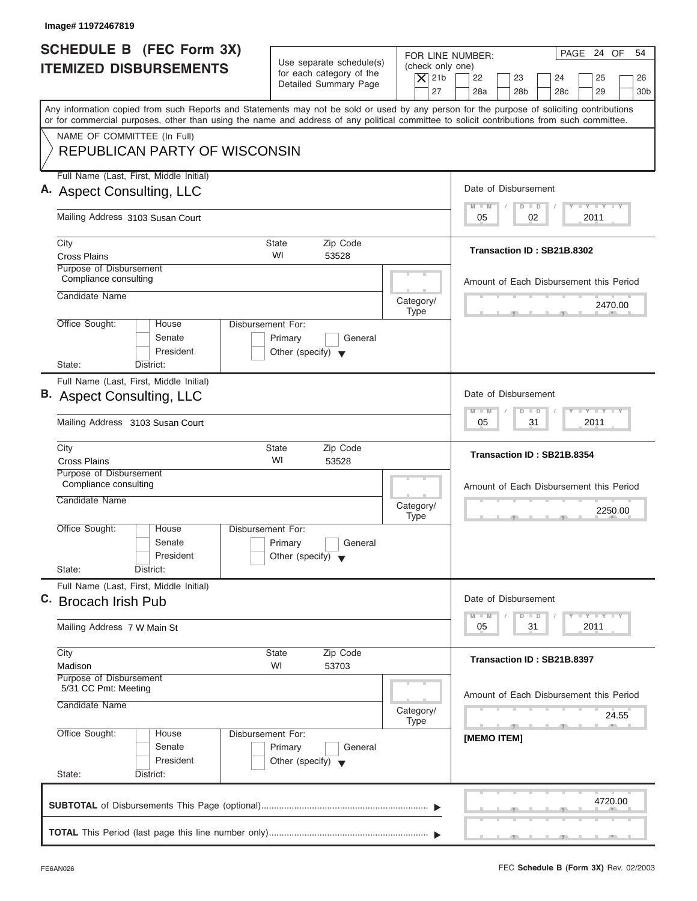Image# 11972467819

# SCHEDULE B (FEC Form 3X) ITEMIZED DISBURSEMENTS

Use separate schedule(s) for each category of the Detailed Summary Page

FOR LINE NUMBER: (check only one)

- [X] 21b
- [ ] 22
- [ ] 23
- [ ] 24
- [ ] 25
- [ ] 26
- [ ] 27
- [ ] 28a
- [ ] 28b
- [ ] 28c
- [ ] 29
- [ ] 30b

PAGE 24 OF 54

Any information copied from such Reports and Statements may not be sold or used by any person for the purpose of soliciting contributions or for commercial purposes, other than using the name and address of any political committee to solicit contributions from such committee.

NAME OF COMMITTEE (In Full)
REPUBLICAN PARTY OF WISCONSIN

---

**A.** Full Name (Last, First, Middle Initial): Aspect Consulting, LLC

Mailing Address: 3103 Susan Court

City: Cross Plains | State: WI | Zip Code: 53528

Purpose of Disbursement: Compliance consulting

Candidate Name:

Category/Type:

Office Sought: House / Senate / President

State: District:

Disbursement For: Primary / General / Other (specify)

Date of Disbursement: 05 / 02 / 2011

Transaction ID : SB21B.8302

Amount of Each Disbursement this Period: 2470.00

---

**B.** Full Name (Last, First, Middle Initial): Aspect Consulting, LLC

Mailing Address: 3103 Susan Court

City: Cross Plains | State: WI | Zip Code: 53528

Purpose of Disbursement: Compliance consulting

Candidate Name:

Category/Type:

Office Sought: House / Senate / President

State: District:

Disbursement For: Primary / General / Other (specify)

Date of Disbursement: 05 / 31 / 2011

Transaction ID : SB21B.8354

Amount of Each Disbursement this Period: 2250.00

---

**C.** Full Name (Last, First, Middle Initial): Brocach Irish Pub

Mailing Address: 7 W Main St

City: Madison | State: WI | Zip Code: 53703

Purpose of Disbursement: 5/31 CC Pmt: Meeting

Candidate Name:

Category/Type:

Office Sought: House / Senate / President

State: District:

Disbursement For: Primary / General / Other (specify)

Date of Disbursement: 05 / 31 / 2011

Transaction ID : SB21B.8397

Amount of Each Disbursement this Period: 24.55

[MEMO ITEM]

---

**SUBTOTAL** of Disbursements This Page (optional): 4720.00

**TOTAL** This Period (last page this line number only):

FE6AN026

FEC **Schedule B (Form 3X)** Rev. 02/2003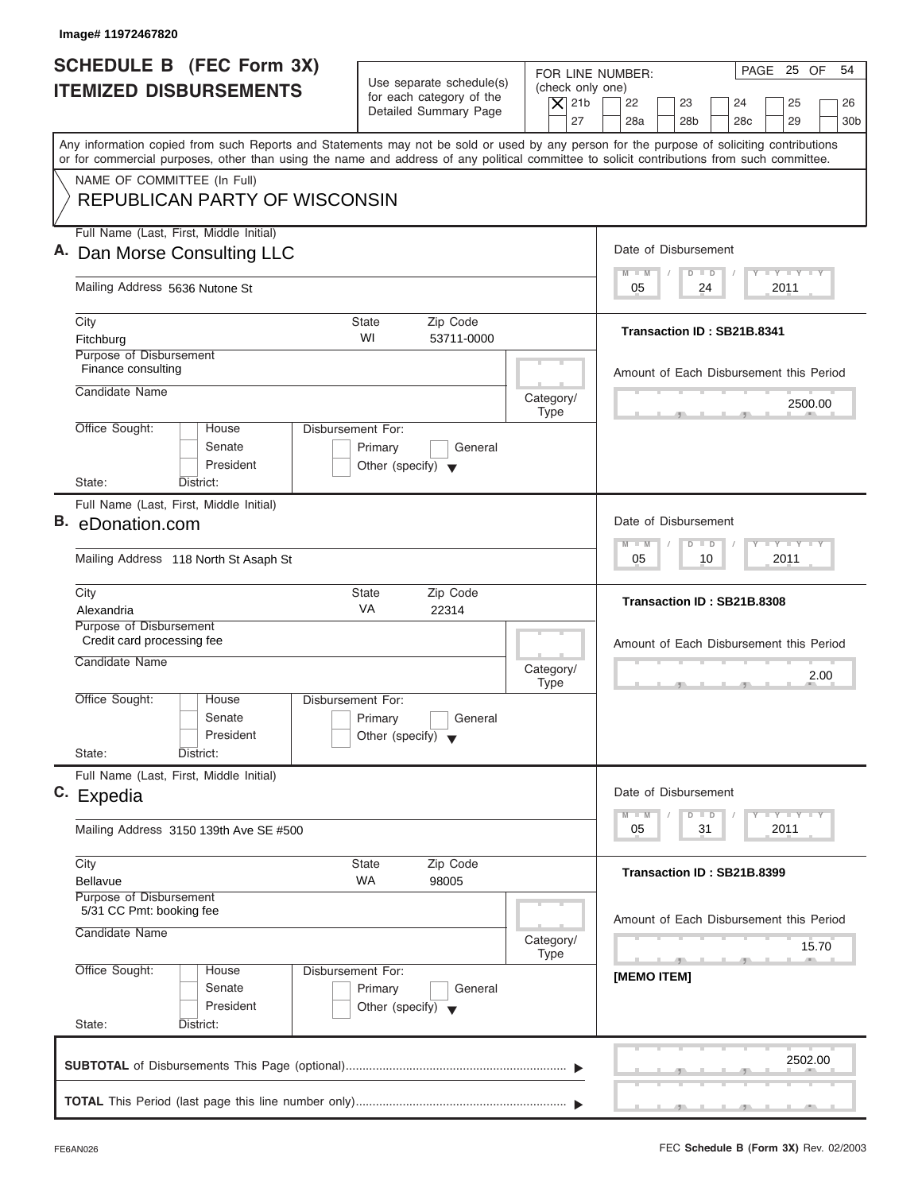Image# 11972467820

# SCHEDULE B (FEC Form 3X) ITEMIZED DISBURSEMENTS

Use separate schedule(s) for each category of the Detailed Summary Page

FOR LINE NUMBER: (check only one)

[X] 21b [ ] 22 [ ] 23 [ ] 24 [ ] 25 [ ] 26 [ ] 27 [ ] 28a [ ] 28b [ ] 28c [ ] 29 [ ] 30b

Any information copied from such Reports and Statements may not be sold or used by any person for the purpose of soliciting contributions or for commercial purposes, other than using the name and address of any political committee to solicit contributions from such committee.

NAME OF COMMITTEE (In Full)

REPUBLICAN PARTY OF WISCONSIN

---

**A.** Full Name (Last, First, Middle Initial): Dan Morse Consulting LLC

Mailing Address: 5636 Nutone St

City: Fitchburg | State: WI | Zip Code: 53711-0000

Purpose of Disbursement: Finance consulting

Candidate Name:

Category/Type:

Office Sought: House / Senate / President | State: | District:

Disbursement For: Primary / General / Other (specify)

Date of Disbursement: 05 / 24 / 2011

Transaction ID : SB21B.8341

Amount of Each Disbursement this Period: 2500.00

---

**B.** Full Name (Last, First, Middle Initial): eDonation.com

Mailing Address: 118 North St Asaph St

City: Alexandria | State: VA | Zip Code: 22314

Purpose of Disbursement: Credit card processing fee

Candidate Name:

Category/Type:

Office Sought: House / Senate / President | State: | District:

Disbursement For: Primary / General / Other (specify)

Date of Disbursement: 05 / 10 / 2011

Transaction ID : SB21B.8308

Amount of Each Disbursement this Period: 2.00

---

**C.** Full Name (Last, First, Middle Initial): Expedia

Mailing Address: 3150 139th Ave SE #500

City: Bellavue | State: WA | Zip Code: 98005

Purpose of Disbursement: 5/31 CC Pmt: booking fee

Candidate Name:

Category/Type:

Office Sought: House / Senate / President | State: | District:

Disbursement For: Primary / General / Other (specify)

Date of Disbursement: 05 / 31 / 2011

Transaction ID : SB21B.8399

Amount of Each Disbursement this Period: 15.70

[MEMO ITEM]

---

**SUBTOTAL** of Disbursements This Page (optional): 2502.00

**TOTAL** This Period (last page this line number only):

FE6AN026

FEC **Schedule B (Form 3X)** Rev. 02/2003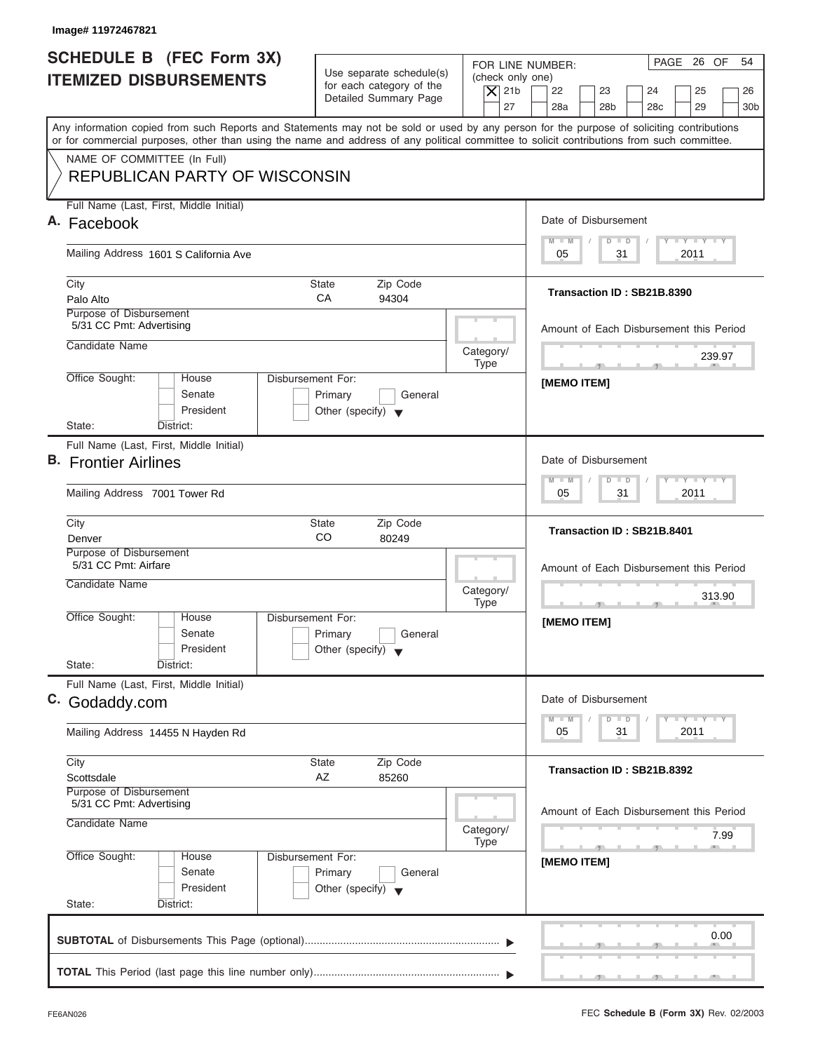Image# 11972467821

# SCHEDULE B (FEC Form 3X) ITEMIZED DISBURSEMENTS

Use separate schedule(s) for each category of the Detailed Summary Page

FOR LINE NUMBER: (check only one)
[X] 21b [ ] 22 [ ] 23 [ ] 24 [ ] 25 [ ] 26 [ ] 27 [ ] 28a [ ] 28b [ ] 28c [ ] 29 [ ] 30b

PAGE 26 OF 54

Any information copied from such Reports and Statements may not be sold or used by any person for the purpose of soliciting contributions or for commercial purposes, other than using the name and address of any political committee to solicit contributions from such committee.

NAME OF COMMITTEE (In Full)
REPUBLICAN PARTY OF WISCONSIN

## A.

Full Name (Last, First, Middle Initial): Facebook

Mailing Address: 1601 S California Ave

City: Palo Alto | State: CA | Zip Code: 94304

Purpose of Disbursement: 5/31 CC Pmt: Advertising

Candidate Name:

Category/Type:

Office Sought: House / Senate / President

State: District:

Disbursement For: Primary / General / Other (specify)

Date of Disbursement: 05 / 31 / 2011

Transaction ID : SB21B.8390

Amount of Each Disbursement this Period: 239.97

[MEMO ITEM]

## B.

Full Name (Last, First, Middle Initial): Frontier Airlines

Mailing Address: 7001 Tower Rd

City: Denver | State: CO | Zip Code: 80249

Purpose of Disbursement: 5/31 CC Pmt: Airfare

Candidate Name:

Category/Type:

Office Sought: House / Senate / President

State: District:

Disbursement For: Primary / General / Other (specify)

Date of Disbursement: 05 / 31 / 2011

Transaction ID : SB21B.8401

Amount of Each Disbursement this Period: 313.90

[MEMO ITEM]

## C.

Full Name (Last, First, Middle Initial): Godaddy.com

Mailing Address: 14455 N Hayden Rd

City: Scottsdale | State: AZ | Zip Code: 85260

Purpose of Disbursement: 5/31 CC Pmt: Advertising

Candidate Name:

Category/Type:

Office Sought: House / Senate / President

State: District:

Disbursement For: Primary / General / Other (specify)

Date of Disbursement: 05 / 31 / 2011

Transaction ID : SB21B.8392

Amount of Each Disbursement this Period: 7.99

[MEMO ITEM]

**SUBTOTAL** of Disbursements This Page (optional): 0.00

**TOTAL** This Period (last page this line number only):

FE6AN026

FEC **Schedule B (Form 3X)** Rev. 02/2003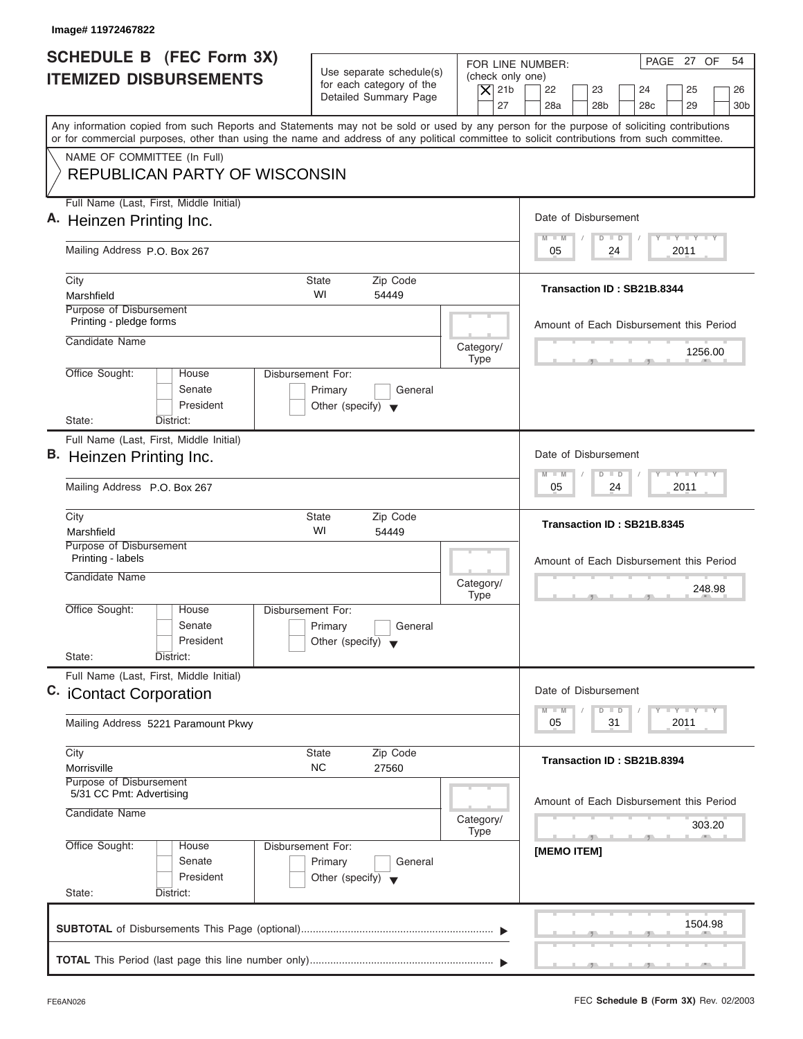Image# 11972467822

# SCHEDULE B (FEC Form 3X) ITEMIZED DISBURSEMENTS

Use separate schedule(s) for each category of the Detailed Summary Page

FOR LINE NUMBER: (check only one)

- [X] 21b
- [ ] 22
- [ ] 23
- [ ] 24
- [ ] 25
- [ ] 26
- [ ] 27
- [ ] 28a
- [ ] 28b
- [ ] 28c
- [ ] 29
- [ ] 30b

Any information copied from such Reports and Statements may not be sold or used by any person for the purpose of soliciting contributions or for commercial purposes, other than using the name and address of any political committee to solicit contributions from such committee.

NAME OF COMMITTEE (In Full)

REPUBLICAN PARTY OF WISCONSIN

---

**A.** Full Name (Last, First, Middle Initial): Heinzen Printing Inc.

Mailing Address: P.O. Box 267

City: Marshfield | State: WI | Zip Code: 54449

Purpose of Disbursement: Printing - pledge forms

Candidate Name:

Category/Type:

Office Sought: House / Senate / President

State: District:

Disbursement For: Primary / General / Other (specify)

Date of Disbursement: 05/24/2011

Transaction ID : SB21B.8344

Amount of Each Disbursement this Period: 1256.00

---

**B.** Full Name (Last, First, Middle Initial): Heinzen Printing Inc.

Mailing Address: P.O. Box 267

City: Marshfield | State: WI | Zip Code: 54449

Purpose of Disbursement: Printing - labels

Candidate Name:

Category/Type:

Office Sought: House / Senate / President

State: District:

Disbursement For: Primary / General / Other (specify)

Date of Disbursement: 05/24/2011

Transaction ID : SB21B.8345

Amount of Each Disbursement this Period: 248.98

---

**C.** Full Name (Last, First, Middle Initial): iContact Corporation

Mailing Address: 5221 Paramount Pkwy

City: Morrisville | State: NC | Zip Code: 27560

Purpose of Disbursement: 5/31 CC Pmt: Advertising

Candidate Name:

Category/Type:

Office Sought: House / Senate / President

State: District:

Disbursement For: Primary / General / Other (specify)

Date of Disbursement: 05/31/2011

Transaction ID : SB21B.8394

Amount of Each Disbursement this Period: 303.20

[MEMO ITEM]

---

**SUBTOTAL** of Disbursements This Page (optional): 1504.98

**TOTAL** This Period (last page this line number only):

FE6AN026

FEC **Schedule B (Form 3X)** Rev. 02/2003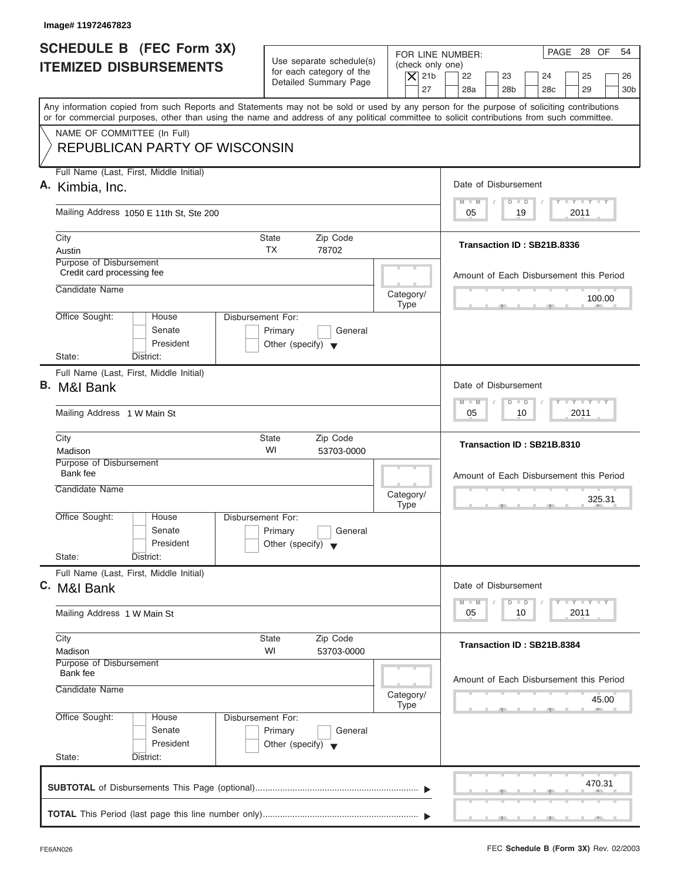Image# 11972467823

# SCHEDULE B (FEC Form 3X) ITEMIZED DISBURSEMENTS

Use separate schedule(s) for each category of the Detailed Summary Page

FOR LINE NUMBER: (check only one)

[X] 21b [ ] 22 [ ] 23 [ ] 24 [ ] 25 [ ] 26 [ ] 27 [ ] 28a [ ] 28b [ ] 28c [ ] 29 [ ] 30b

PAGE 28 OF 54

Any information copied from such Reports and Statements may not be sold or used by any person for the purpose of soliciting contributions or for commercial purposes, other than using the name and address of any political committee to solicit contributions from such committee.

NAME OF COMMITTEE (In Full)

REPUBLICAN PARTY OF WISCONSIN

---

**A.** Full Name (Last, First, Middle Initial): Kimbia, Inc.

Mailing Address: 1050 E 11th St, Ste 200

City: Austin | State: TX | Zip Code: 78702

Purpose of Disbursement: Credit card processing fee

Candidate Name:

Category/Type:

Office Sought: [ ] House [ ] Senate [ ] President

State: District:

Disbursement For: [ ] Primary [ ] General [ ] Other (specify)

Date of Disbursement: 05 / 19 / 2011

Transaction ID : SB21B.8336

Amount of Each Disbursement this Period: 100.00

---

**B.** Full Name (Last, First, Middle Initial): M&I Bank

Mailing Address: 1 W Main St

City: Madison | State: WI | Zip Code: 53703-0000

Purpose of Disbursement: Bank fee

Candidate Name:

Category/Type:

Office Sought: [ ] House [ ] Senate [ ] President

State: District:

Disbursement For: [ ] Primary [ ] General [ ] Other (specify)

Date of Disbursement: 05 / 10 / 2011

Transaction ID : SB21B.8310

Amount of Each Disbursement this Period: 325.31

---

**C.** Full Name (Last, First, Middle Initial): M&I Bank

Mailing Address: 1 W Main St

City: Madison | State: WI | Zip Code: 53703-0000

Purpose of Disbursement: Bank fee

Candidate Name:

Category/Type:

Office Sought: [ ] House [ ] Senate [ ] President

State: District:

Disbursement For: [ ] Primary [ ] General [ ] Other (specify)

Date of Disbursement: 05 / 10 / 2011

Transaction ID : SB21B.8384

Amount of Each Disbursement this Period: 45.00

---

**SUBTOTAL** of Disbursements This Page (optional): 470.31

**TOTAL** This Period (last page this line number only):

FE6AN026

FEC **Schedule B (Form 3X)** Rev. 02/2003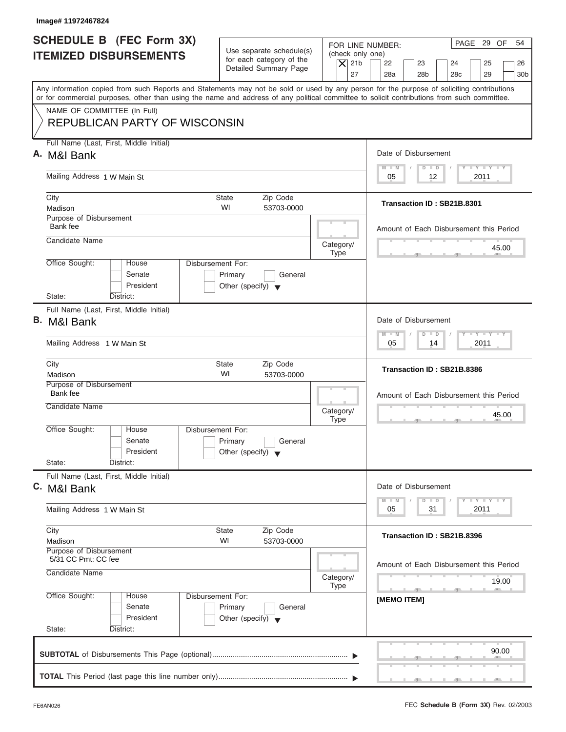Image# 11972467824

# SCHEDULE B (FEC Form 3X) ITEMIZED DISBURSEMENTS

Use separate schedule(s) for each category of the Detailed Summary Page

FOR LINE NUMBER: (check only one)
[X] 21b [ ] 22 [ ] 23 [ ] 24 [ ] 25 [ ] 26 [ ] 27 [ ] 28a [ ] 28b [ ] 28c [ ] 29 [ ] 30b

PAGE 29 OF 54

Any information copied from such Reports and Statements may not be sold or used by any person for the purpose of soliciting contributions or for commercial purposes, other than using the name and address of any political committee to solicit contributions from such committee.

NAME OF COMMITTEE (In Full)
REPUBLICAN PARTY OF WISCONSIN

**A.** Full Name (Last, First, Middle Initial): M&I Bank
Mailing Address: 1 W Main St
City: Madison State: WI Zip Code: 53703-0000
Purpose of Disbursement: Bank fee
Candidate Name:
Category/Type:
Office Sought: [ ] House [ ] Senate [ ] President
State: District:
Disbursement For: [ ] Primary [ ] General [ ] Other (specify)
Date of Disbursement: 05 / 12 / 2011
Transaction ID : SB21B.8301
Amount of Each Disbursement this Period: 45.00

**B.** Full Name (Last, First, Middle Initial): M&I Bank
Mailing Address: 1 W Main St
City: Madison State: WI Zip Code: 53703-0000
Purpose of Disbursement: Bank fee
Candidate Name:
Category/Type:
Office Sought: [ ] House [ ] Senate [ ] President
State: District:
Disbursement For: [ ] Primary [ ] General [ ] Other (specify)
Date of Disbursement: 05 / 14 / 2011
Transaction ID : SB21B.8386
Amount of Each Disbursement this Period: 45.00

**C.** Full Name (Last, First, Middle Initial): M&I Bank
Mailing Address: 1 W Main St
City: Madison State: WI Zip Code: 53703-0000
Purpose of Disbursement: 5/31 CC Pmt: CC fee
Candidate Name:
Category/Type:
Office Sought: [ ] House [ ] Senate [ ] President
State: District:
Disbursement For: [ ] Primary [ ] General [ ] Other (specify)
Date of Disbursement: 05 / 31 / 2011
Transaction ID : SB21B.8396
Amount of Each Disbursement this Period: 19.00
[MEMO ITEM]

**SUBTOTAL** of Disbursements This Page (optional): 90.00

**TOTAL** This Period (last page this line number only):

FE6AN026 FEC **Schedule B (Form 3X)** Rev. 02/2003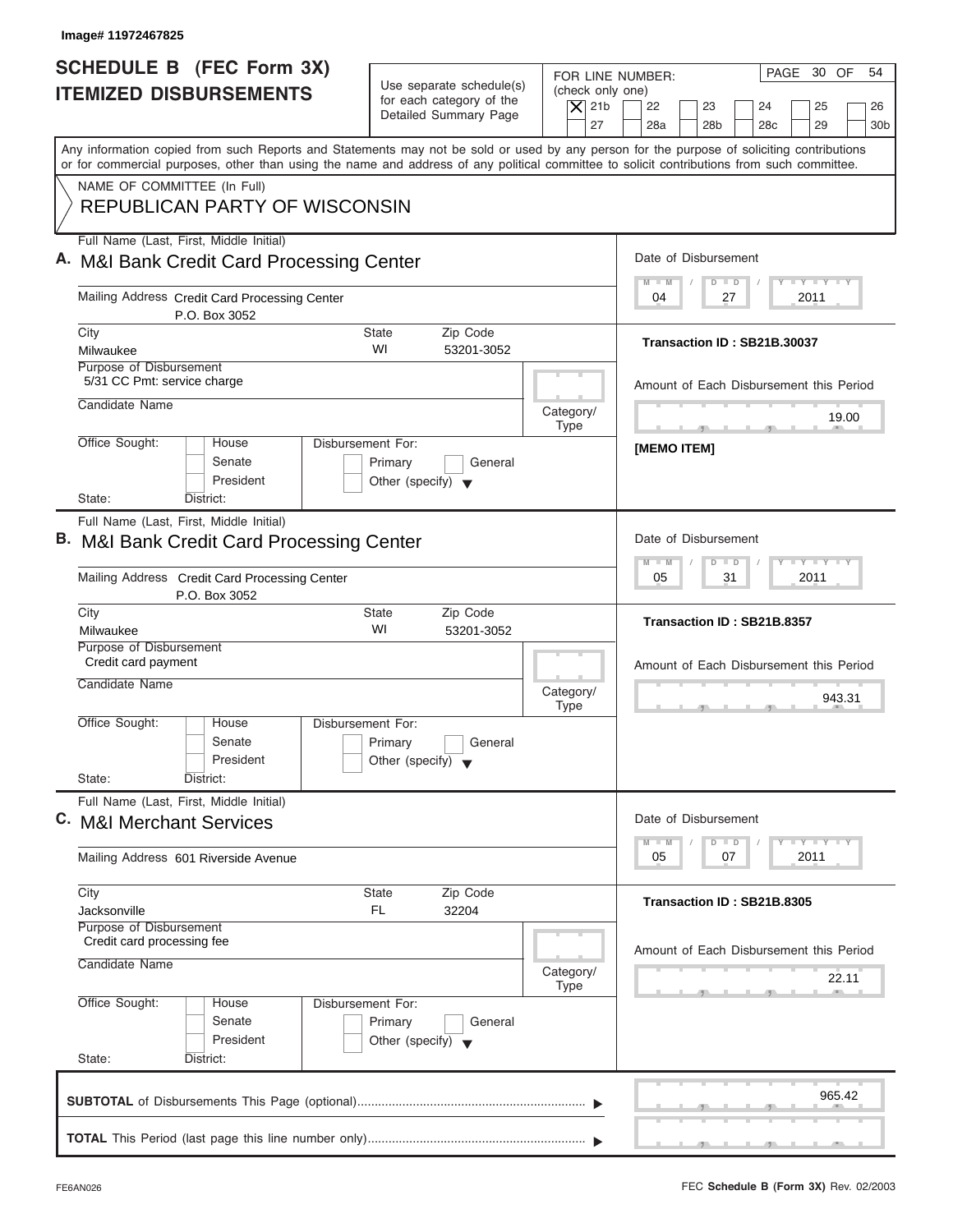Image# 11972467825

# SCHEDULE B (FEC Form 3X) ITEMIZED DISBURSEMENTS

Use separate schedule(s) for each category of the Detailed Summary Page

FOR LINE NUMBER: (check only one)

[X] 21b [ ] 22 [ ] 23 [ ] 24 [ ] 25 [ ] 26 [ ] 27 [ ] 28a [ ] 28b [ ] 28c [ ] 29 [ ] 30b

PAGE 30 OF 54

Any information copied from such Reports and Statements may not be sold or used by any person for the purpose of soliciting contributions or for commercial purposes, other than using the name and address of any political committee to solicit contributions from such committee.

NAME OF COMMITTEE (In Full)

REPUBLICAN PARTY OF WISCONSIN

---

**A.** Full Name (Last, First, Middle Initial): M&I Bank Credit Card Processing Center

Mailing Address: Credit Card Processing Center, P.O. Box 3052

City: Milwaukee | State: WI | Zip Code: 53201-3052

Purpose of Disbursement: 5/31 CC Pmt: service charge

Candidate Name:

Category/Type:

Office Sought: [ ] House [ ] Senate [ ] President

State: District:

Disbursement For: [ ] Primary [ ] General [ ] Other (specify)

Date of Disbursement: 04 / 27 / 2011

Transaction ID : SB21B.30037

Amount of Each Disbursement this Period: 19.00

[MEMO ITEM]

---

**B.** Full Name (Last, First, Middle Initial): M&I Bank Credit Card Processing Center

Mailing Address: Credit Card Processing Center, P.O. Box 3052

City: Milwaukee | State: WI | Zip Code: 53201-3052

Purpose of Disbursement: Credit card payment

Candidate Name:

Category/Type:

Office Sought: [ ] House [ ] Senate [ ] President

State: District:

Disbursement For: [ ] Primary [ ] General [ ] Other (specify)

Date of Disbursement: 05 / 31 / 2011

Transaction ID : SB21B.8357

Amount of Each Disbursement this Period: 943.31

---

**C.** Full Name (Last, First, Middle Initial): M&I Merchant Services

Mailing Address: 601 Riverside Avenue

City: Jacksonville | State: FL | Zip Code: 32204

Purpose of Disbursement: Credit card processing fee

Candidate Name:

Category/Type:

Office Sought: [ ] House [ ] Senate [ ] President

State: District:

Disbursement For: [ ] Primary [ ] General [ ] Other (specify)

Date of Disbursement: 05 / 07 / 2011

Transaction ID : SB21B.8305

Amount of Each Disbursement this Period: 22.11

---

**SUBTOTAL** of Disbursements This Page (optional): 965.42

**TOTAL** This Period (last page this line number only):

FE6AN026 FEC **Schedule B (Form 3X)** Rev. 02/2003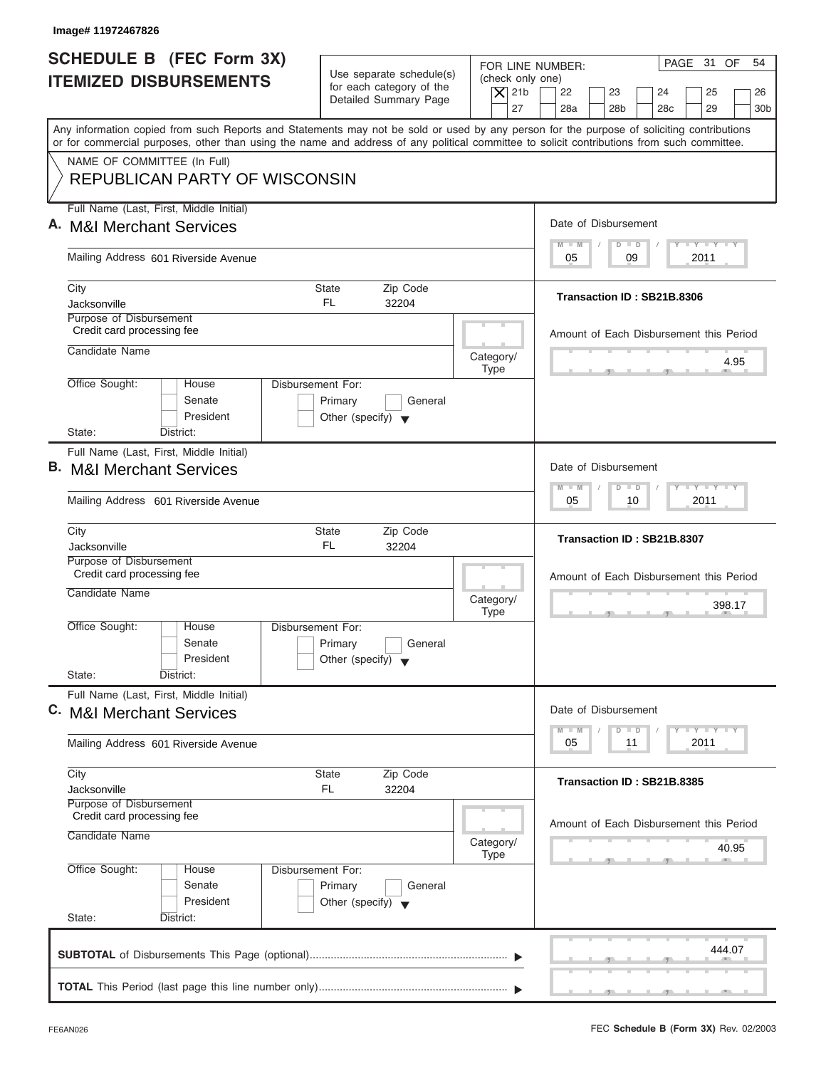Image# 11972467826

# SCHEDULE B (FEC Form 3X) ITEMIZED DISBURSEMENTS

Use separate schedule(s) for each category of the Detailed Summary Page

FOR LINE NUMBER: (check only one)

[X] 21b [ ] 22 [ ] 23 [ ] 24 [ ] 25 [ ] 26
[ ] 27 [ ] 28a [ ] 28b [ ] 28c [ ] 29 [ ] 30b

PAGE 31 OF 54

Any information copied from such Reports and Statements may not be sold or used by any person for the purpose of soliciting contributions or for commercial purposes, other than using the name and address of any political committee to solicit contributions from such committee.

NAME OF COMMITTEE (In Full)
**REPUBLICAN PARTY OF WISCONSIN**

---

**A.** Full Name (Last, First, Middle Initial): **M&I Merchant Services**

Mailing Address: 601 Riverside Avenue

City: Jacksonville | State: FL | Zip Code: 32204

Purpose of Disbursement: Credit card processing fee

Candidate Name:

Category/Type:

Office Sought: [ ] House [ ] Senate [ ] President

State: District:

Disbursement For: [ ] Primary [ ] General [ ] Other (specify)

Date of Disbursement: 05 / 09 / 2011

Transaction ID : SB21B.8306

Amount of Each Disbursement this Period: 4.95

---

**B.** Full Name (Last, First, Middle Initial): **M&I Merchant Services**

Mailing Address: 601 Riverside Avenue

City: Jacksonville | State: FL | Zip Code: 32204

Purpose of Disbursement: Credit card processing fee

Candidate Name:

Category/Type:

Office Sought: [ ] House [ ] Senate [ ] President

State: District:

Disbursement For: [ ] Primary [ ] General [ ] Other (specify)

Date of Disbursement: 05 / 10 / 2011

Transaction ID : SB21B.8307

Amount of Each Disbursement this Period: 398.17

---

**C.** Full Name (Last, First, Middle Initial): **M&I Merchant Services**

Mailing Address: 601 Riverside Avenue

City: Jacksonville | State: FL | Zip Code: 32204

Purpose of Disbursement: Credit card processing fee

Candidate Name:

Category/Type:

Office Sought: [ ] House [ ] Senate [ ] President

State: District:

Disbursement For: [ ] Primary [ ] General [ ] Other (specify)

Date of Disbursement: 05 / 11 / 2011

Transaction ID : SB21B.8385

Amount of Each Disbursement this Period: 40.95

---

**SUBTOTAL** of Disbursements This Page (optional): 444.07

**TOTAL** This Period (last page this line number only):

FE6AN026 | FEC **Schedule B (Form 3X)** Rev. 02/2003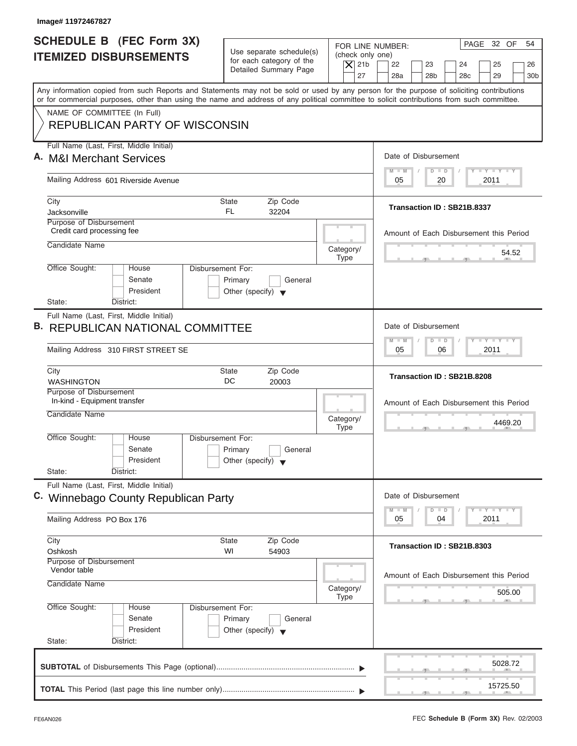Image# 11972467827

# SCHEDULE B (FEC Form 3X)
## ITEMIZED DISBURSEMENTS

Use separate schedule(s) for each category of the Detailed Summary Page

FOR LINE NUMBER: (check only one)
[X] 21b [ ] 22 [ ] 23 [ ] 24 [ ] 25 [ ] 26
[ ] 27 [ ] 28a [ ] 28b [ ] 28c [ ] 29 [ ] 30b

PAGE 32 OF 54

Any information copied from such Reports and Statements may not be sold or used by any person for the purpose of soliciting contributions or for commercial purposes, other than using the name and address of any political committee to solicit contributions from such committee.

NAME OF COMMITTEE (In Full)
REPUBLICAN PARTY OF WISCONSIN

---

**A.** Full Name (Last, First, Middle Initial): **M&I Merchant Services**

Mailing Address: 601 Riverside Avenue

City: Jacksonville | State: FL | Zip Code: 32204

Purpose of Disbursement: Credit card processing fee

Candidate Name:

Category/Type:

Office Sought: [ ] House [ ] Senate [ ] President

State: District:

Disbursement For: [ ] Primary [ ] General [ ] Other (specify)

Date of Disbursement: 05/20/2011

Transaction ID : SB21B.8337

Amount of Each Disbursement this Period: 54.52

---

**B.** Full Name (Last, First, Middle Initial): **REPUBLICAN NATIONAL COMMITTEE**

Mailing Address: 310 FIRST STREET SE

City: WASHINGTON | State: DC | Zip Code: 20003

Purpose of Disbursement: In-kind - Equipment transfer

Candidate Name:

Category/Type:

Office Sought: [ ] House [ ] Senate [ ] President

State: District:

Disbursement For: [ ] Primary [ ] General [ ] Other (specify)

Date of Disbursement: 05/06/2011

Transaction ID : SB21B.8208

Amount of Each Disbursement this Period: 4469.20

---

**C.** Full Name (Last, First, Middle Initial): **Winnebago County Republican Party**

Mailing Address: PO Box 176

City: Oshkosh | State: WI | Zip Code: 54903

Purpose of Disbursement: Vendor table

Candidate Name:

Category/Type:

Office Sought: [ ] House [ ] Senate [ ] President

State: District:

Disbursement For: [ ] Primary [ ] General [ ] Other (specify)

Date of Disbursement: 05/04/2011

Transaction ID : SB21B.8303

Amount of Each Disbursement this Period: 505.00

---

**SUBTOTAL** of Disbursements This Page (optional): 5028.72

**TOTAL** This Period (last page this line number only): 15725.50

FE6AN026 FEC **Schedule B (Form 3X)** Rev. 02/2003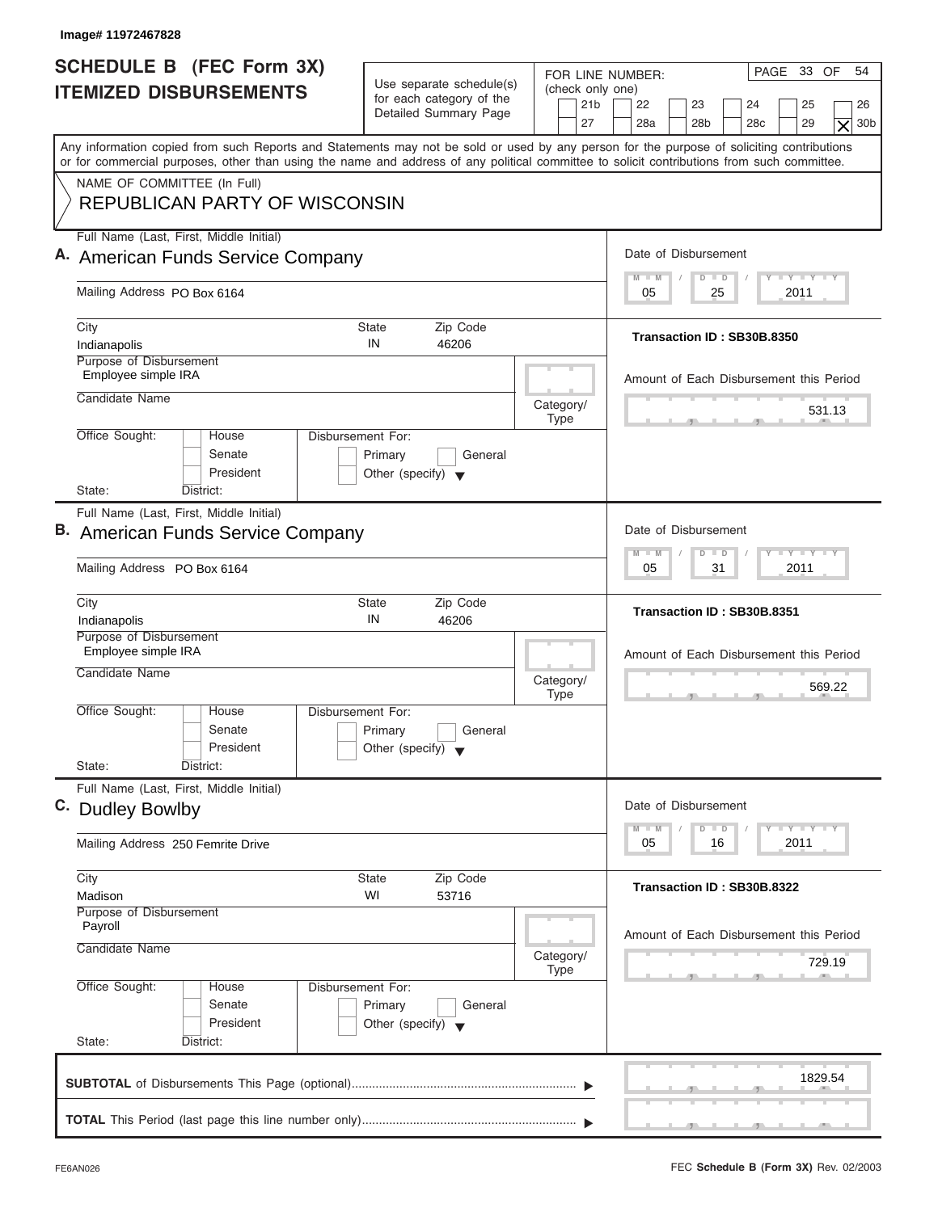Image# 11972467828

# SCHEDULE B (FEC Form 3X) ITEMIZED DISBURSEMENTS

Use separate schedule(s) for each category of the Detailed Summary Page

FOR LINE NUMBER: (check only one)

21b | 22 | 23 | 24 | 25 | 26 | 27 | 28a | 28b | 28c | 29 | [X] 30b

PAGE 33 OF 54

Any information copied from such Reports and Statements may not be sold or used by any person for the purpose of soliciting contributions or for commercial purposes, other than using the name and address of any political committee to solicit contributions from such committee.

NAME OF COMMITTEE (In Full)
REPUBLICAN PARTY OF WISCONSIN

---

**A.** Full Name (Last, First, Middle Initial): American Funds Service Company

Mailing Address: PO Box 6164

City: Indianapolis | State: IN | Zip Code: 46206

Purpose of Disbursement: Employee simple IRA

Candidate Name:

Category/Type:

Office Sought: House / Senate / President

Disbursement For: Primary / General / Other (specify)

State: District:

Date of Disbursement: 05 / 25 / 2011

Transaction ID : SB30B.8350

Amount of Each Disbursement this Period: 531.13

---

**B.** Full Name (Last, First, Middle Initial): American Funds Service Company

Mailing Address: PO Box 6164

City: Indianapolis | State: IN | Zip Code: 46206

Purpose of Disbursement: Employee simple IRA

Candidate Name:

Category/Type:

Office Sought: House / Senate / President

Disbursement For: Primary / General / Other (specify)

State: District:

Date of Disbursement: 05 / 31 / 2011

Transaction ID : SB30B.8351

Amount of Each Disbursement this Period: 569.22

---

**C.** Full Name (Last, First, Middle Initial): Dudley Bowlby

Mailing Address: 250 Femrite Drive

City: Madison | State: WI | Zip Code: 53716

Purpose of Disbursement: Payroll

Candidate Name:

Category/Type:

Office Sought: House / Senate / President

Disbursement For: Primary / General / Other (specify)

State: District:

Date of Disbursement: 05 / 16 / 2011

Transaction ID : SB30B.8322

Amount of Each Disbursement this Period: 729.19

---

**SUBTOTAL** of Disbursements This Page (optional): 1829.54

**TOTAL** This Period (last page this line number only):

FE6AN026

FEC **Schedule B (Form 3X)** Rev. 02/2003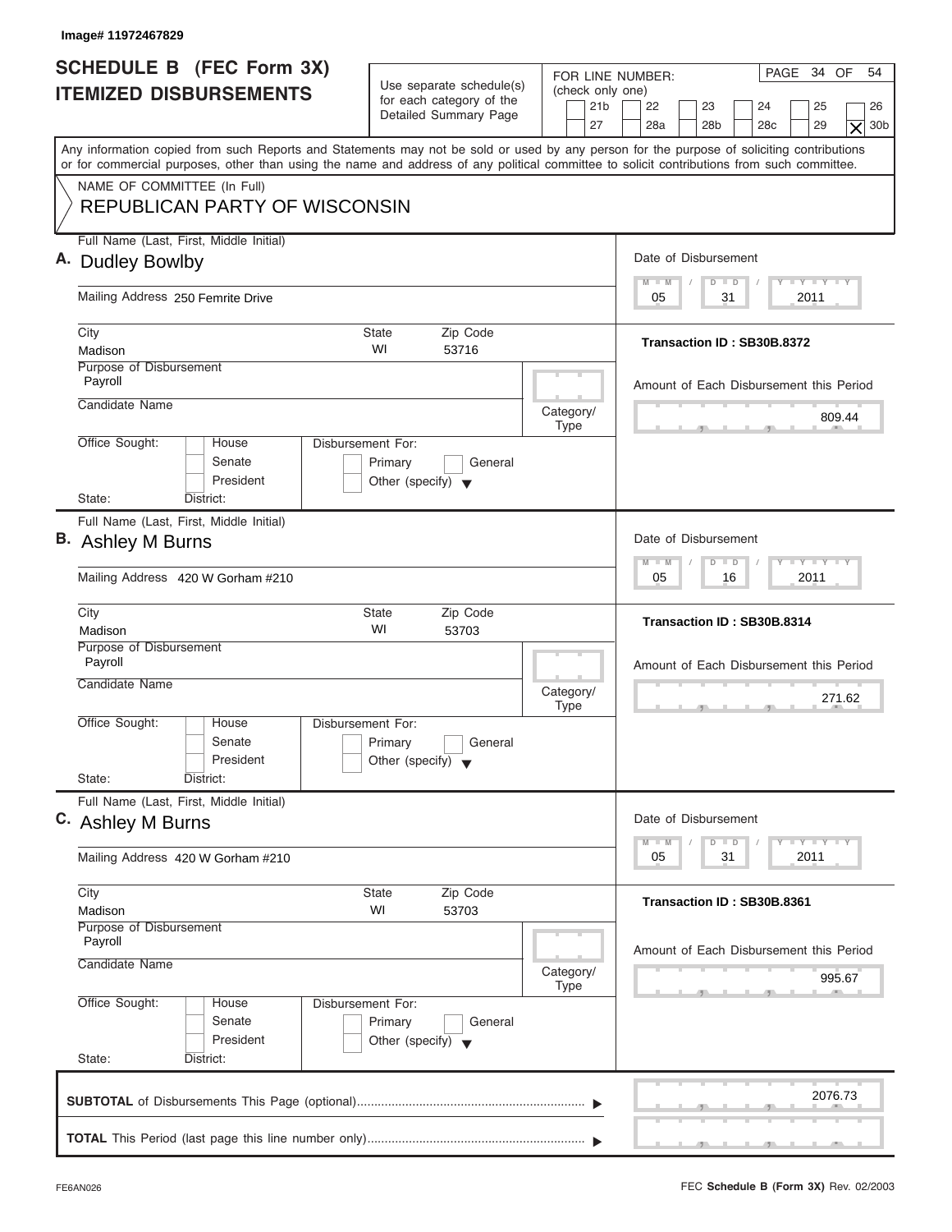Image# 11972467829

# SCHEDULE B (FEC Form 3X) ITEMIZED DISBURSEMENTS

Use separate schedule(s) for each category of the Detailed Summary Page

FOR LINE NUMBER: (check only one)

21b | 22 | 23 | 24 | 25 | 26 | 27 | 28a | 28b | 28c | 29 | [X] 30b

Any information copied from such Reports and Statements may not be sold or used by any person for the purpose of soliciting contributions or for commercial purposes, other than using the name and address of any political committee to solicit contributions from such committee.

NAME OF COMMITTEE (In Full)
REPUBLICAN PARTY OF WISCONSIN

**A.** Full Name (Last, First, Middle Initial): Dudley Bowlby
Mailing Address: 250 Femrite Drive
City: Madison | State: WI | Zip Code: 53716
Purpose of Disbursement: Payroll
Candidate Name:
Category/Type:
Office Sought: House / Senate / President
State: District:
Disbursement For: Primary / General / Other (specify)
Date of Disbursement: 05 / 31 / 2011
Transaction ID : SB30B.8372
Amount of Each Disbursement this Period: 809.44

**B.** Full Name (Last, First, Middle Initial): Ashley M Burns
Mailing Address: 420 W Gorham #210
City: Madison | State: WI | Zip Code: 53703
Purpose of Disbursement: Payroll
Candidate Name:
Category/Type:
Office Sought: House / Senate / President
State: District:
Disbursement For: Primary / General / Other (specify)
Date of Disbursement: 05 / 16 / 2011
Transaction ID : SB30B.8314
Amount of Each Disbursement this Period: 271.62

**C.** Full Name (Last, First, Middle Initial): Ashley M Burns
Mailing Address: 420 W Gorham #210
City: Madison | State: WI | Zip Code: 53703
Purpose of Disbursement: Payroll
Candidate Name:
Category/Type:
Office Sought: House / Senate / President
State: District:
Disbursement For: Primary / General / Other (specify)
Date of Disbursement: 05 / 31 / 2011
Transaction ID : SB30B.8361
Amount of Each Disbursement this Period: 995.67

**SUBTOTAL** of Disbursements This Page (optional): 2076.73

**TOTAL** This Period (last page this line number only):

FE6AN026

FEC **Schedule B (Form 3X)** Rev. 02/2003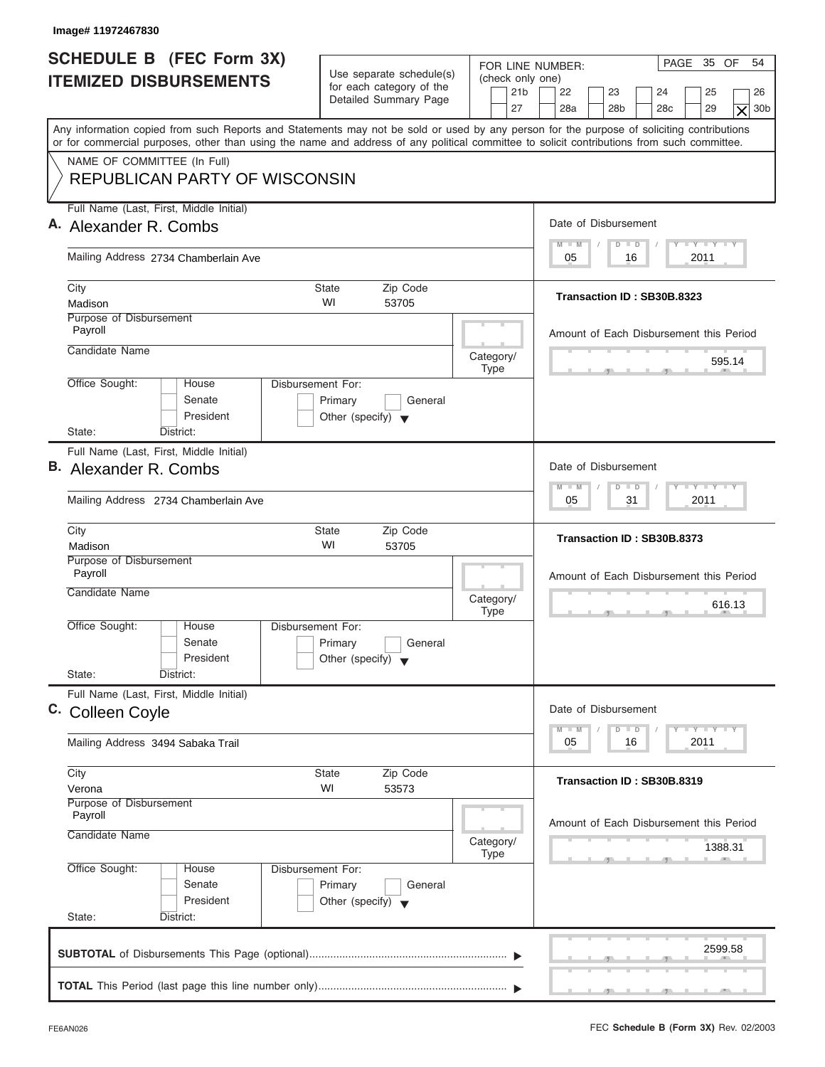Image# 11972467830

# SCHEDULE B (FEC Form 3X) ITEMIZED DISBURSEMENTS

Use separate schedule(s) for each category of the Detailed Summary Page

FOR LINE NUMBER: (check only one)

21b | 22 | 23 | 24 | 25 | 26 | 27 | 28a | 28b | 28c | 29 | **X** 30b

Any information copied from such Reports and Statements may not be sold or used by any person for the purpose of soliciting contributions or for commercial purposes, other than using the name and address of any political committee to solicit contributions from such committee.

NAME OF COMMITTEE (In Full)
REPUBLICAN PARTY OF WISCONSIN

---

**A.** Full Name (Last, First, Middle Initial): Alexander R. Combs

Mailing Address: 2734 Chamberlain Ave

City: Madison | State: WI | Zip Code: 53705

Purpose of Disbursement: Payroll

Candidate Name:

Category/Type:

Office Sought: House / Senate / President

State: | District:

Disbursement For: Primary / General / Other (specify)

Date of Disbursement: 05 / 16 / 2011

Transaction ID : SB30B.8323

Amount of Each Disbursement this Period: 595.14

---

**B.** Full Name (Last, First, Middle Initial): Alexander R. Combs

Mailing Address: 2734 Chamberlain Ave

City: Madison | State: WI | Zip Code: 53705

Purpose of Disbursement: Payroll

Candidate Name:

Category/Type:

Office Sought: House / Senate / President

State: | District:

Disbursement For: Primary / General / Other (specify)

Date of Disbursement: 05 / 31 / 2011

Transaction ID : SB30B.8373

Amount of Each Disbursement this Period: 616.13

---

**C.** Full Name (Last, First, Middle Initial): Colleen Coyle

Mailing Address: 3494 Sabaka Trail

City: Verona | State: WI | Zip Code: 53573

Purpose of Disbursement: Payroll

Candidate Name:

Category/Type:

Office Sought: House / Senate / President

State: | District:

Disbursement For: Primary / General / Other (specify)

Date of Disbursement: 05 / 16 / 2011

Transaction ID : SB30B.8319

Amount of Each Disbursement this Period: 1388.31

---

**SUBTOTAL** of Disbursements This Page (optional): 2599.58

**TOTAL** This Period (last page this line number only):

FE6AN026 | FEC **Schedule B (Form 3X)** Rev. 02/2003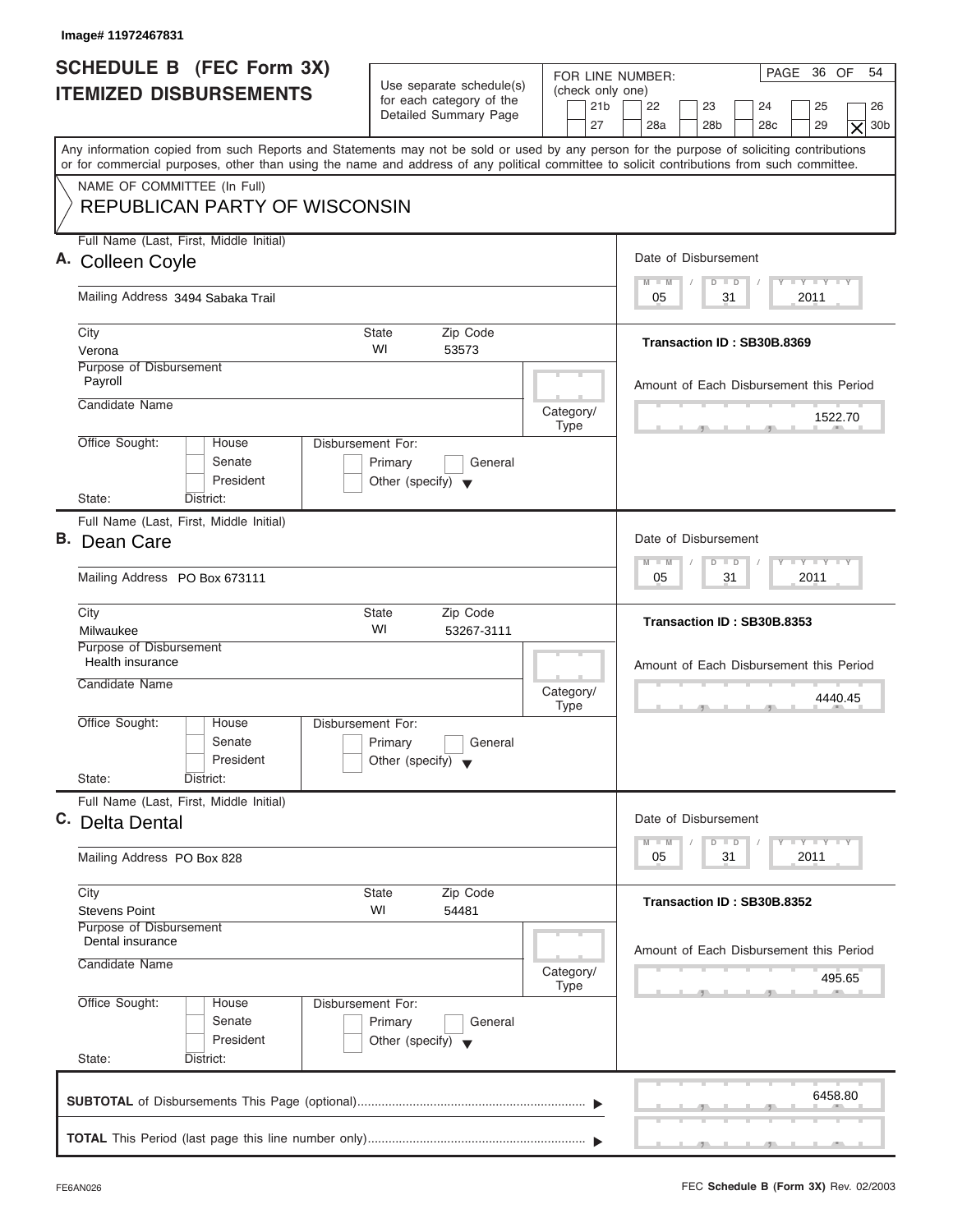Image# 11972467831

# SCHEDULE B (FEC Form 3X) ITEMIZED DISBURSEMENTS

Use separate schedule(s) for each category of the Detailed Summary Page

FOR LINE NUMBER: (check only one)

21b | 22 | 23 | 24 | 25 | 26 | 27 | 28a | 28b | 28c | 29 | [X] 30b

Any information copied from such Reports and Statements may not be sold or used by any person for the purpose of soliciting contributions or for commercial purposes, other than using the name and address of any political committee to solicit contributions from such committee.

NAME OF COMMITTEE (In Full)
REPUBLICAN PARTY OF WISCONSIN

---

**A.** Full Name (Last, First, Middle Initial): **Colleen Coyle**

Mailing Address: 3494 Sabaka Trail

City: Verona | State: WI | Zip Code: 53573

Purpose of Disbursement: Payroll

Candidate Name:

Category/Type:

Office Sought: House / Senate / President | State: | District:

Disbursement For: Primary / General / Other (specify)

Date of Disbursement: 05 / 31 / 2011

Transaction ID : SB30B.8369

Amount of Each Disbursement this Period: 1522.70

---

**B.** Full Name (Last, First, Middle Initial): **Dean Care**

Mailing Address: PO Box 673111

City: Milwaukee | State: WI | Zip Code: 53267-3111

Purpose of Disbursement: Health insurance

Candidate Name:

Category/Type:

Office Sought: House / Senate / President | State: | District:

Disbursement For: Primary / General / Other (specify)

Date of Disbursement: 05 / 31 / 2011

Transaction ID : SB30B.8353

Amount of Each Disbursement this Period: 4440.45

---

**C.** Full Name (Last, First, Middle Initial): **Delta Dental**

Mailing Address: PO Box 828

City: Stevens Point | State: WI | Zip Code: 54481

Purpose of Disbursement: Dental insurance

Candidate Name:

Category/Type:

Office Sought: House / Senate / President | State: | District:

Disbursement For: Primary / General / Other (specify)

Date of Disbursement: 05 / 31 / 2011

Transaction ID : SB30B.8352

Amount of Each Disbursement this Period: 495.65

---

**SUBTOTAL** of Disbursements This Page (optional): 6458.80

**TOTAL** This Period (last page this line number only):

FE6AN026 | FEC **Schedule B (Form 3X)** Rev. 02/2003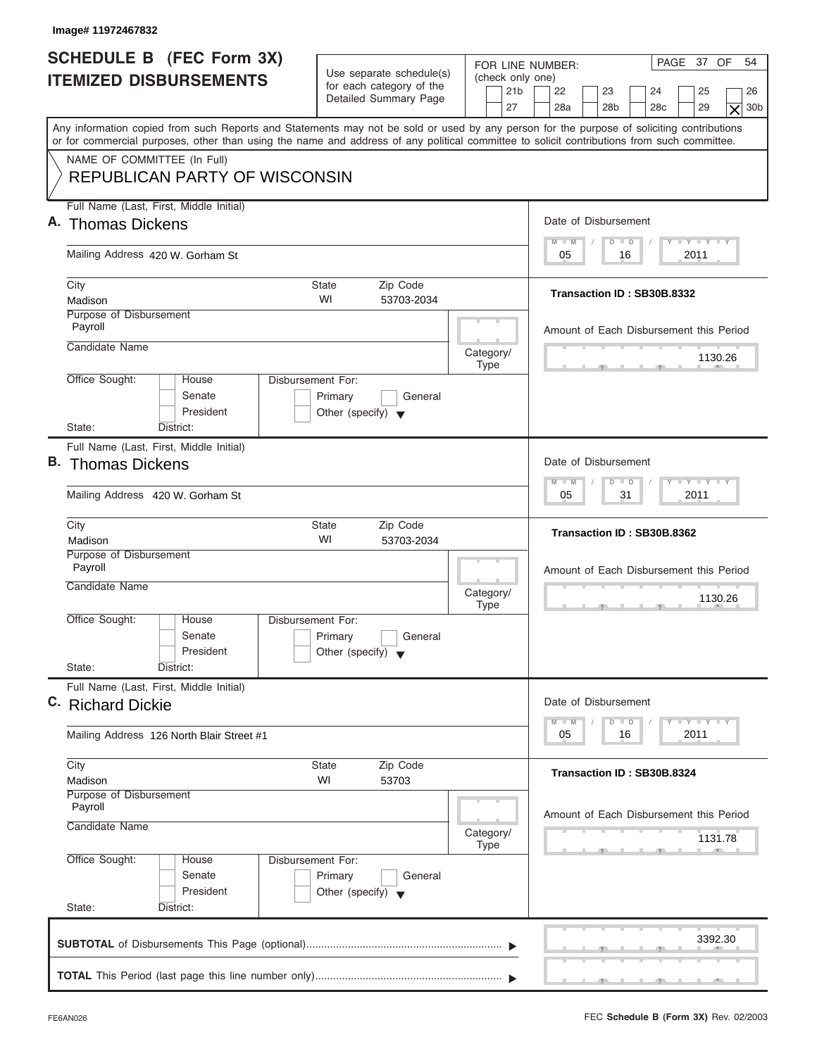Image# 11972467832

# SCHEDULE B (FEC Form 3X) ITEMIZED DISBURSEMENTS

Use separate schedule(s) for each category of the Detailed Summary Page

FOR LINE NUMBER: (check only one)
21b | 22 | 23 | 24 | 25 | 26 | 27 | 28a | 28b | 28c | 29 | [X] 30b

PAGE 37 OF 54

Any information copied from such Reports and Statements may not be sold or used by any person for the purpose of soliciting contributions or for commercial purposes, other than using the name and address of any political committee to solicit contributions from such committee.

NAME OF COMMITTEE (In Full)
REPUBLICAN PARTY OF WISCONSIN

---

**A.** Full Name (Last, First, Middle Initial): Thomas Dickens

Mailing Address: 420 W. Gorham St

City: Madison | State: WI | Zip Code: 53703-2034

Purpose of Disbursement: Payroll

Candidate Name:

Category/Type:

Office Sought: House / Senate / President — State: District:

Disbursement For: Primary / General / Other (specify)

Date of Disbursement: 05/16/2011

Transaction ID : SB30B.8332

Amount of Each Disbursement this Period: 1130.26

---

**B.** Full Name (Last, First, Middle Initial): Thomas Dickens

Mailing Address: 420 W. Gorham St

City: Madison | State: WI | Zip Code: 53703-2034

Purpose of Disbursement: Payroll

Candidate Name:

Category/Type:

Office Sought: House / Senate / President — State: District:

Disbursement For: Primary / General / Other (specify)

Date of Disbursement: 05/31/2011

Transaction ID : SB30B.8362

Amount of Each Disbursement this Period: 1130.26

---

**C.** Full Name (Last, First, Middle Initial): Richard Dickie

Mailing Address: 126 North Blair Street #1

City: Madison | State: WI | Zip Code: 53703

Purpose of Disbursement: Payroll

Candidate Name:

Category/Type:

Office Sought: House / Senate / President — State: District:

Disbursement For: Primary / General / Other (specify)

Date of Disbursement: 05/16/2011

Transaction ID : SB30B.8324

Amount of Each Disbursement this Period: 1131.78

---

**SUBTOTAL** of Disbursements This Page (optional): 3392.30

**TOTAL** This Period (last page this line number only):

FE6AN026

FEC **Schedule B (Form 3X)** Rev. 02/2003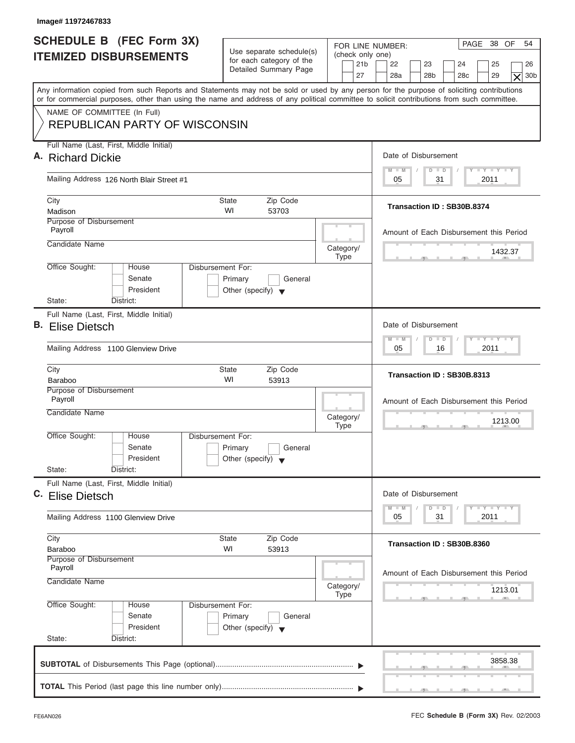Image# 11972467833

# SCHEDULE B (FEC Form 3X) ITEMIZED DISBURSEMENTS

Use separate schedule(s) for each category of the Detailed Summary Page

FOR LINE NUMBER: (check only one)

21b | 22 | 23 | 24 | 25 | 26 | 27 | 28a | 28b | 28c | 29 | [X] 30b

Any information copied from such Reports and Statements may not be sold or used by any person for the purpose of soliciting contributions or for commercial purposes, other than using the name and address of any political committee to solicit contributions from such committee.

NAME OF COMMITTEE (In Full)
REPUBLICAN PARTY OF WISCONSIN

---

**A.** Full Name (Last, First, Middle Initial): Richard Dickie

Mailing Address: 126 North Blair Street #1

City: Madison | State: WI | Zip Code: 53703

Purpose of Disbursement: Payroll

Candidate Name:

Category/Type:

Office Sought: House / Senate / President | State: | District:

Disbursement For: Primary / General / Other (specify)

Date of Disbursement: 05 / 31 / 2011

Transaction ID : SB30B.8374

Amount of Each Disbursement this Period: 1432.37

---

**B.** Full Name (Last, First, Middle Initial): Elise Dietsch

Mailing Address: 1100 Glenview Drive

City: Baraboo | State: WI | Zip Code: 53913

Purpose of Disbursement: Payroll

Candidate Name:

Category/Type:

Office Sought: House / Senate / President | State: | District:

Disbursement For: Primary / General / Other (specify)

Date of Disbursement: 05 / 16 / 2011

Transaction ID : SB30B.8313

Amount of Each Disbursement this Period: 1213.00

---

**C.** Full Name (Last, First, Middle Initial): Elise Dietsch

Mailing Address: 1100 Glenview Drive

City: Baraboo | State: WI | Zip Code: 53913

Purpose of Disbursement: Payroll

Candidate Name:

Category/Type:

Office Sought: House / Senate / President | State: | District:

Disbursement For: Primary / General / Other (specify)

Date of Disbursement: 05 / 31 / 2011

Transaction ID : SB30B.8360

Amount of Each Disbursement this Period: 1213.01

---

**SUBTOTAL** of Disbursements This Page (optional): 3858.38

**TOTAL** This Period (last page this line number only):

FE6AN026

FEC **Schedule B (Form 3X)** Rev. 02/2003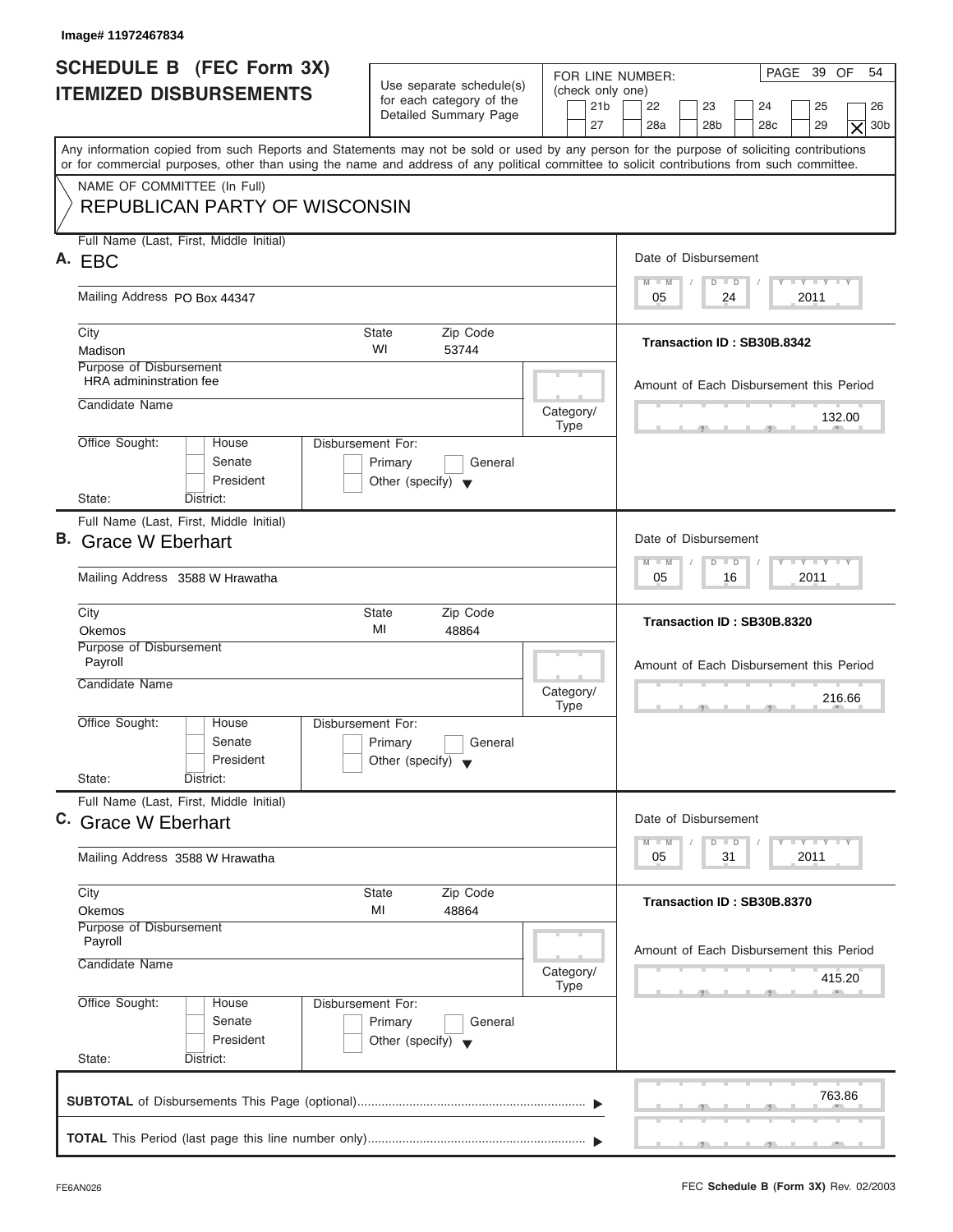Image# 11972467834

# SCHEDULE B (FEC Form 3X)
## ITEMIZED DISBURSEMENTS

Use separate schedule(s) for each category of the Detailed Summary Page

FOR LINE NUMBER: (check only one)
21b | 22 | 23 | 24 | 25 | 26 | 27 | 28a | 28b | 28c | 29 | **X** 30b

PAGE 39 OF 54

Any information copied from such Reports and Statements may not be sold or used by any person for the purpose of soliciting contributions or for commercial purposes, other than using the name and address of any political committee to solicit contributions from such committee.

NAME OF COMMITTEE (In Full)
REPUBLICAN PARTY OF WISCONSIN

---

**A.** Full Name (Last, First, Middle Initial): EBC

Mailing Address: PO Box 44347

City: Madison | State: WI | Zip Code: 53744

Purpose of Disbursement: HRA admininstration fee

Candidate Name:

Category/Type:

Office Sought: House / Senate / President

State: | District:

Disbursement For: Primary / General / Other (specify)

Date of Disbursement: 05 / 24 / 2011

Transaction ID : SB30B.8342

Amount of Each Disbursement this Period: 132.00

---

**B.** Full Name (Last, First, Middle Initial): Grace W Eberhart

Mailing Address: 3588 W Hrawatha

City: Okemos | State: MI | Zip Code: 48864

Purpose of Disbursement: Payroll

Candidate Name:

Category/Type:

Office Sought: House / Senate / President

State: | District:

Disbursement For: Primary / General / Other (specify)

Date of Disbursement: 05 / 16 / 2011

Transaction ID : SB30B.8320

Amount of Each Disbursement this Period: 216.66

---

**C.** Full Name (Last, First, Middle Initial): Grace W Eberhart

Mailing Address: 3588 W Hrawatha

City: Okemos | State: MI | Zip Code: 48864

Purpose of Disbursement: Payroll

Candidate Name:

Category/Type:

Office Sought: House / Senate / President

State: | District:

Disbursement For: Primary / General / Other (specify)

Date of Disbursement: 05 / 31 / 2011

Transaction ID : SB30B.8370

Amount of Each Disbursement this Period: 415.20

---

**SUBTOTAL** of Disbursements This Page (optional): 763.86

**TOTAL** This Period (last page this line number only):

FE6AN026

FEC **Schedule B (Form 3X)** Rev. 02/2003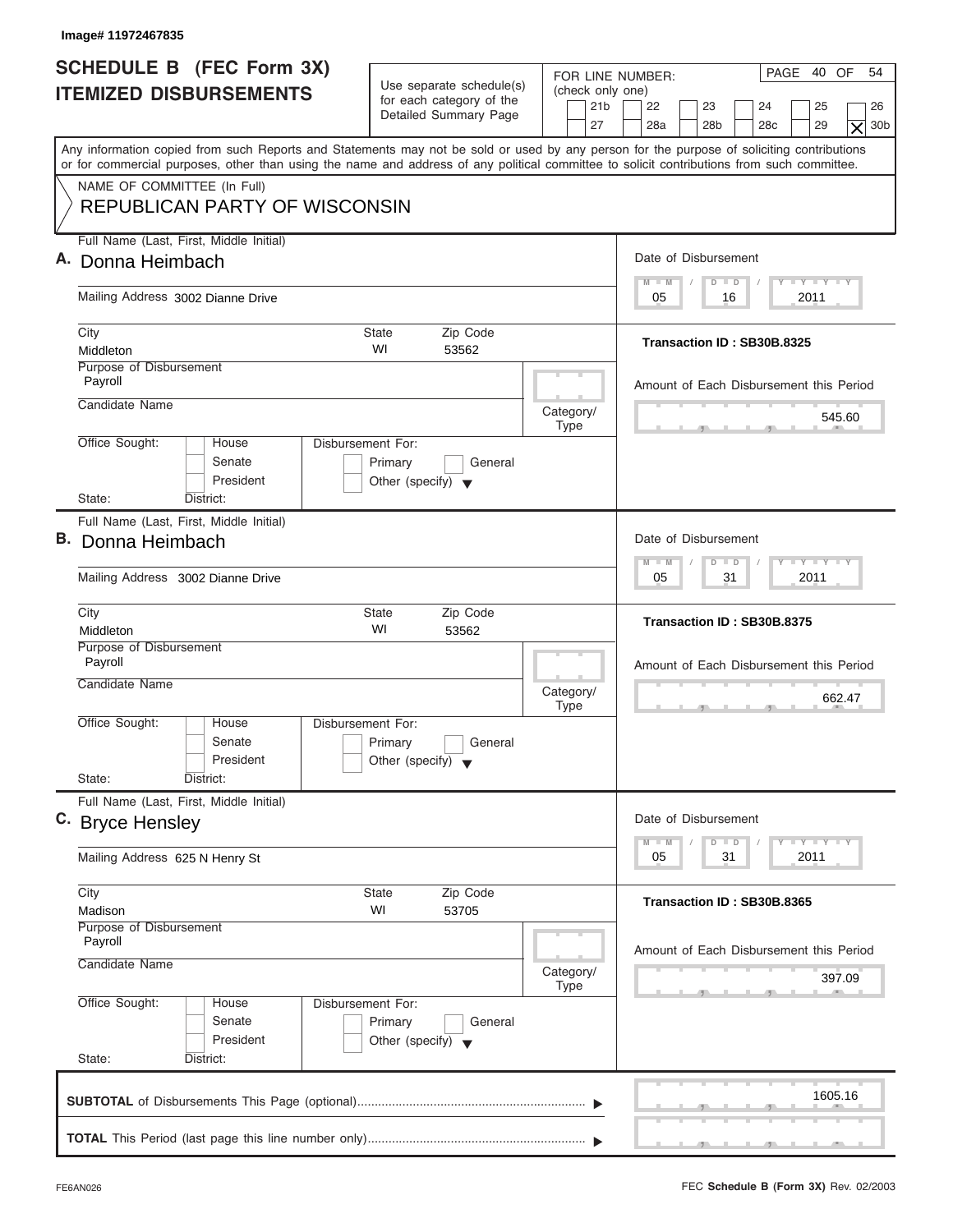Image# 11972467835

# SCHEDULE B (FEC Form 3X)
# ITEMIZED DISBURSEMENTS

Use separate schedule(s) for each category of the Detailed Summary Page

FOR LINE NUMBER: (check only one)

21b | 22 | 23 | 24 | 25 | 26 | 27 | 28a | 28b | 28c | 29 | X 30b

PAGE 40 OF 54

Any information copied from such Reports and Statements may not be sold or used by any person for the purpose of soliciting contributions or for commercial purposes, other than using the name and address of any political committee to solicit contributions from such committee.

NAME OF COMMITTEE (In Full)

**REPUBLICAN PARTY OF WISCONSIN**

---

**A.** Full Name (Last, First, Middle Initial): **Donna Heimbach**

Mailing Address: 3002 Dianne Drive

City: Middleton | State: WI | Zip Code: 53562

Purpose of Disbursement: Payroll

Candidate Name:

Category/Type:

Office Sought: House / Senate / President

State: District:

Disbursement For: Primary / General / Other (specify)

Date of Disbursement: 05 / 16 / 2011

Transaction ID : SB30B.8325

Amount of Each Disbursement this Period: 545.60

---

**B.** Full Name (Last, First, Middle Initial): **Donna Heimbach**

Mailing Address: 3002 Dianne Drive

City: Middleton | State: WI | Zip Code: 53562

Purpose of Disbursement: Payroll

Candidate Name:

Category/Type:

Office Sought: House / Senate / President

State: District:

Disbursement For: Primary / General / Other (specify)

Date of Disbursement: 05 / 31 / 2011

Transaction ID : SB30B.8375

Amount of Each Disbursement this Period: 662.47

---

**C.** Full Name (Last, First, Middle Initial): **Bryce Hensley**

Mailing Address: 625 N Henry St

City: Madison | State: WI | Zip Code: 53705

Purpose of Disbursement: Payroll

Candidate Name:

Category/Type:

Office Sought: House / Senate / President

State: District:

Disbursement For: Primary / General / Other (specify)

Date of Disbursement: 05 / 31 / 2011

Transaction ID : SB30B.8365

Amount of Each Disbursement this Period: 397.09

---

**SUBTOTAL** of Disbursements This Page (optional): 1605.16

**TOTAL** This Period (last page this line number only):

FE6AN026

FEC **Schedule B (Form 3X)** Rev. 02/2003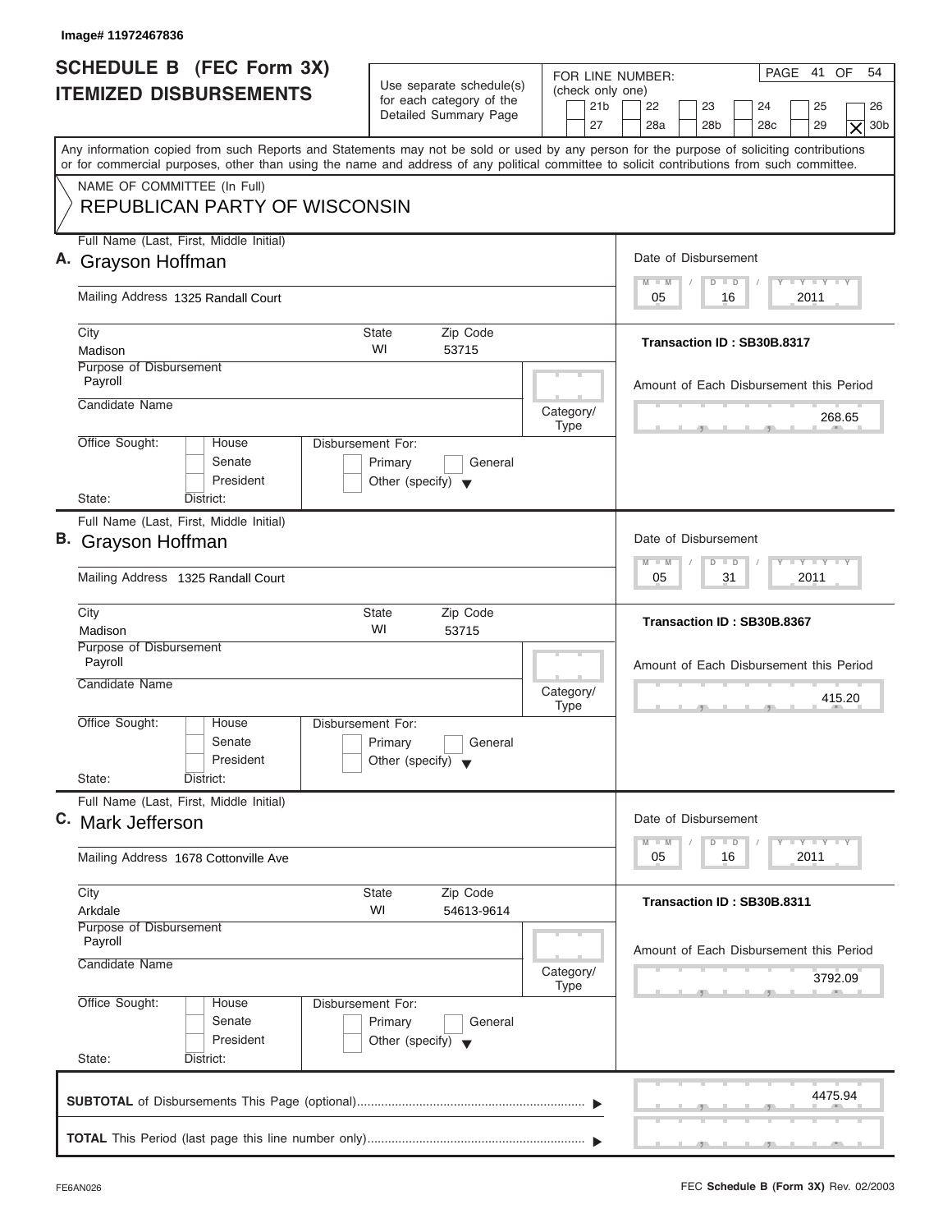Image# 11972467836

# SCHEDULE B (FEC Form 3X) ITEMIZED DISBURSEMENTS

Use separate schedule(s) for each category of the Detailed Summary Page

FOR LINE NUMBER: (check only one)

21b | 22 | 23 | 24 | 25 | 26 | 27 | 28a | 28b | 28c | 29 | **X** 30b

Any information copied from such Reports and Statements may not be sold or used by any person for the purpose of soliciting contributions or for commercial purposes, other than using the name and address of any political committee to solicit contributions from such committee.

NAME OF COMMITTEE (In Full)

REPUBLICAN PARTY OF WISCONSIN

---

**A.** Full Name (Last, First, Middle Initial): Grayson Hoffman

Mailing Address: 1325 Randall Court

City: Madison | State: WI | Zip Code: 53715

Purpose of Disbursement: Payroll

Candidate Name:

Category/Type:

Office Sought: House / Senate / President | State: | District:

Disbursement For: Primary / General / Other (specify)

Date of Disbursement: 05 / 16 / 2011

Transaction ID : SB30B.8317

Amount of Each Disbursement this Period: 268.65

---

**B.** Full Name (Last, First, Middle Initial): Grayson Hoffman

Mailing Address: 1325 Randall Court

City: Madison | State: WI | Zip Code: 53715

Purpose of Disbursement: Payroll

Candidate Name:

Category/Type:

Office Sought: House / Senate / President | State: | District:

Disbursement For: Primary / General / Other (specify)

Date of Disbursement: 05 / 31 / 2011

Transaction ID : SB30B.8367

Amount of Each Disbursement this Period: 415.20

---

**C.** Full Name (Last, First, Middle Initial): Mark Jefferson

Mailing Address: 1678 Cottonville Ave

City: Arkdale | State: WI | Zip Code: 54613-9614

Purpose of Disbursement: Payroll

Candidate Name:

Category/Type:

Office Sought: House / Senate / President | State: | District:

Disbursement For: Primary / General / Other (specify)

Date of Disbursement: 05 / 16 / 2011

Transaction ID : SB30B.8311

Amount of Each Disbursement this Period: 3792.09

---

**SUBTOTAL** of Disbursements This Page (optional): 4475.94

**TOTAL** This Period (last page this line number only):

FE6AN026

FEC **Schedule B (Form 3X)** Rev. 02/2003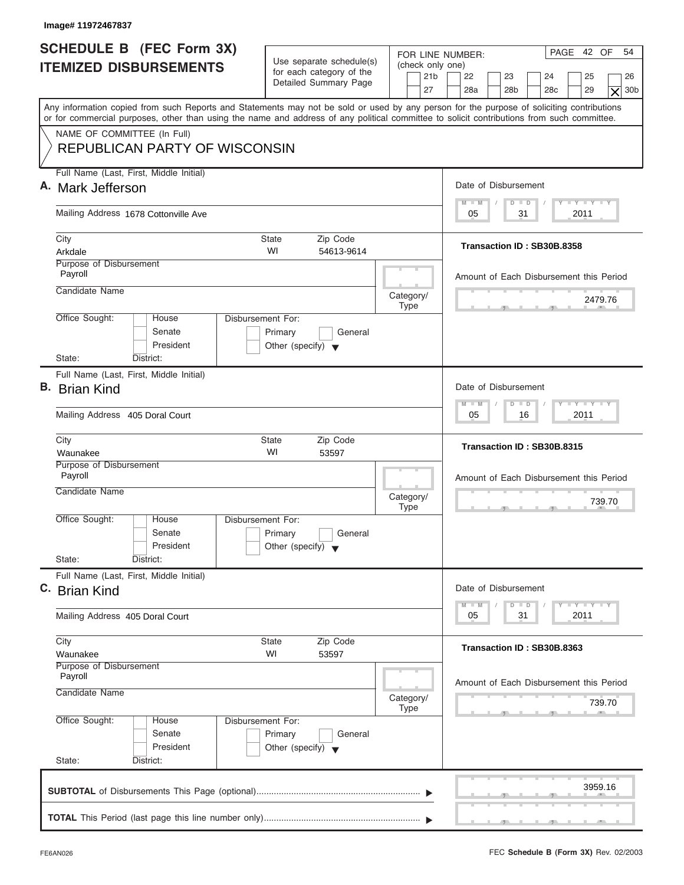Image# 11972467837

# SCHEDULE B (FEC Form 3X)
## ITEMIZED DISBURSEMENTS

Use separate schedule(s) for each category of the Detailed Summary Page

FOR LINE NUMBER: (check only one)

21b | 22 | 23 | 24 | 25 | 26
27 | 28a | 28b | 28c | 29 | [X] 30b

Any information copied from such Reports and Statements may not be sold or used by any person for the purpose of soliciting contributions or for commercial purposes, other than using the name and address of any political committee to solicit contributions from such committee.

NAME OF COMMITTEE (In Full)
REPUBLICAN PARTY OF WISCONSIN

---

**A.** Full Name (Last, First, Middle Initial): Mark Jefferson

Mailing Address: 1678 Cottonville Ave

City: Arkdale | State: WI | Zip Code: 54613-9614

Purpose of Disbursement: Payroll

Candidate Name:

Category/Type:

Office Sought: House / Senate / President

State: District:

Disbursement For: Primary / General / Other (specify)

Date of Disbursement: 05 / 31 / 2011

Transaction ID : SB30B.8358

Amount of Each Disbursement this Period: 2479.76

---

**B.** Full Name (Last, First, Middle Initial): Brian Kind

Mailing Address: 405 Doral Court

City: Waunakee | State: WI | Zip Code: 53597

Purpose of Disbursement: Payroll

Candidate Name:

Category/Type:

Office Sought: House / Senate / President

State: District:

Disbursement For: Primary / General / Other (specify)

Date of Disbursement: 05 / 16 / 2011

Transaction ID : SB30B.8315

Amount of Each Disbursement this Period: 739.70

---

**C.** Full Name (Last, First, Middle Initial): Brian Kind

Mailing Address: 405 Doral Court

City: Waunakee | State: WI | Zip Code: 53597

Purpose of Disbursement: Payroll

Candidate Name:

Category/Type:

Office Sought: House / Senate / President

State: District:

Disbursement For: Primary / General / Other (specify)

Date of Disbursement: 05 / 31 / 2011

Transaction ID : SB30B.8363

Amount of Each Disbursement this Period: 739.70

---

**SUBTOTAL** of Disbursements This Page (optional): 3959.16

**TOTAL** This Period (last page this line number only):

FE6AN026

FEC **Schedule B (Form 3X)** Rev. 02/2003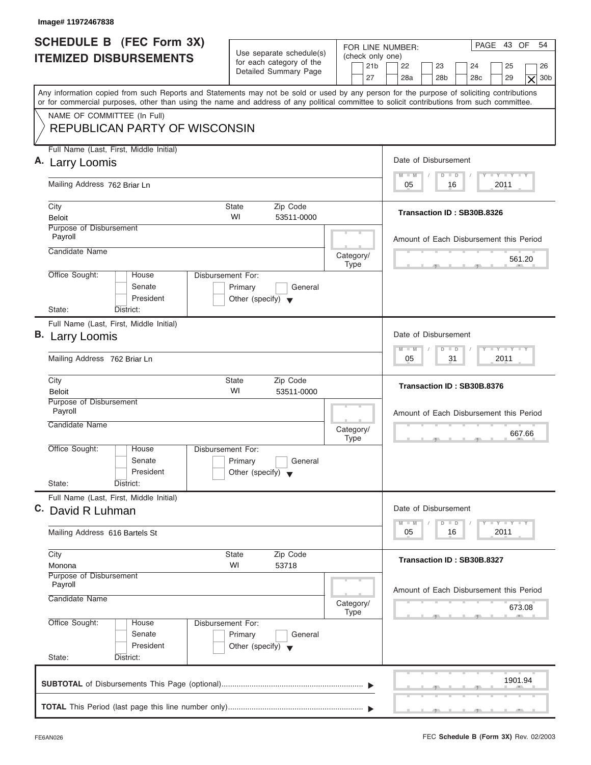Image# 11972467838

# SCHEDULE B (FEC Form 3X) ITEMIZED DISBURSEMENTS

Use separate schedule(s) for each category of the Detailed Summary Page

FOR LINE NUMBER: (check only one)
21b, 22, 23, 24, 25, 26, 27, 28a, 28b, 28c, 29, [X] 30b

PAGE 43 OF 54

Any information copied from such Reports and Statements may not be sold or used by any person for the purpose of soliciting contributions or for commercial purposes, other than using the name and address of any political committee to solicit contributions from such committee.

NAME OF COMMITTEE (In Full)
REPUBLICAN PARTY OF WISCONSIN

## A.

- Full Name (Last, First, Middle Initial): Larry Loomis
- Mailing Address: 762 Briar Ln
- City: Beloit
- State: WI
- Zip Code: 53511-0000
- Purpose of Disbursement: Payroll
- Candidate Name:
- Category/Type:
- Office Sought: House / Senate / President
- State: District:
- Disbursement For: Primary / General / Other (specify)
- Date of Disbursement: 05/16/2011
- Transaction ID : SB30B.8326
- Amount of Each Disbursement this Period: 561.20

## B.

- Full Name (Last, First, Middle Initial): Larry Loomis
- Mailing Address: 762 Briar Ln
- City: Beloit
- State: WI
- Zip Code: 53511-0000
- Purpose of Disbursement: Payroll
- Candidate Name:
- Category/Type:
- Office Sought: House / Senate / President
- State: District:
- Disbursement For: Primary / General / Other (specify)
- Date of Disbursement: 05/31/2011
- Transaction ID : SB30B.8376
- Amount of Each Disbursement this Period: 667.66

## C.

- Full Name (Last, First, Middle Initial): David R Luhman
- Mailing Address: 616 Bartels St
- City: Monona
- State: WI
- Zip Code: 53718
- Purpose of Disbursement: Payroll
- Candidate Name:
- Category/Type:
- Office Sought: House / Senate / President
- State: District:
- Disbursement For: Primary / General / Other (specify)
- Date of Disbursement: 05/16/2011
- Transaction ID : SB30B.8327
- Amount of Each Disbursement this Period: 673.08

**SUBTOTAL** of Disbursements This Page (optional): 1901.94

**TOTAL** This Period (last page this line number only):

FE6AN026

FEC **Schedule B (Form 3X)** Rev. 02/2003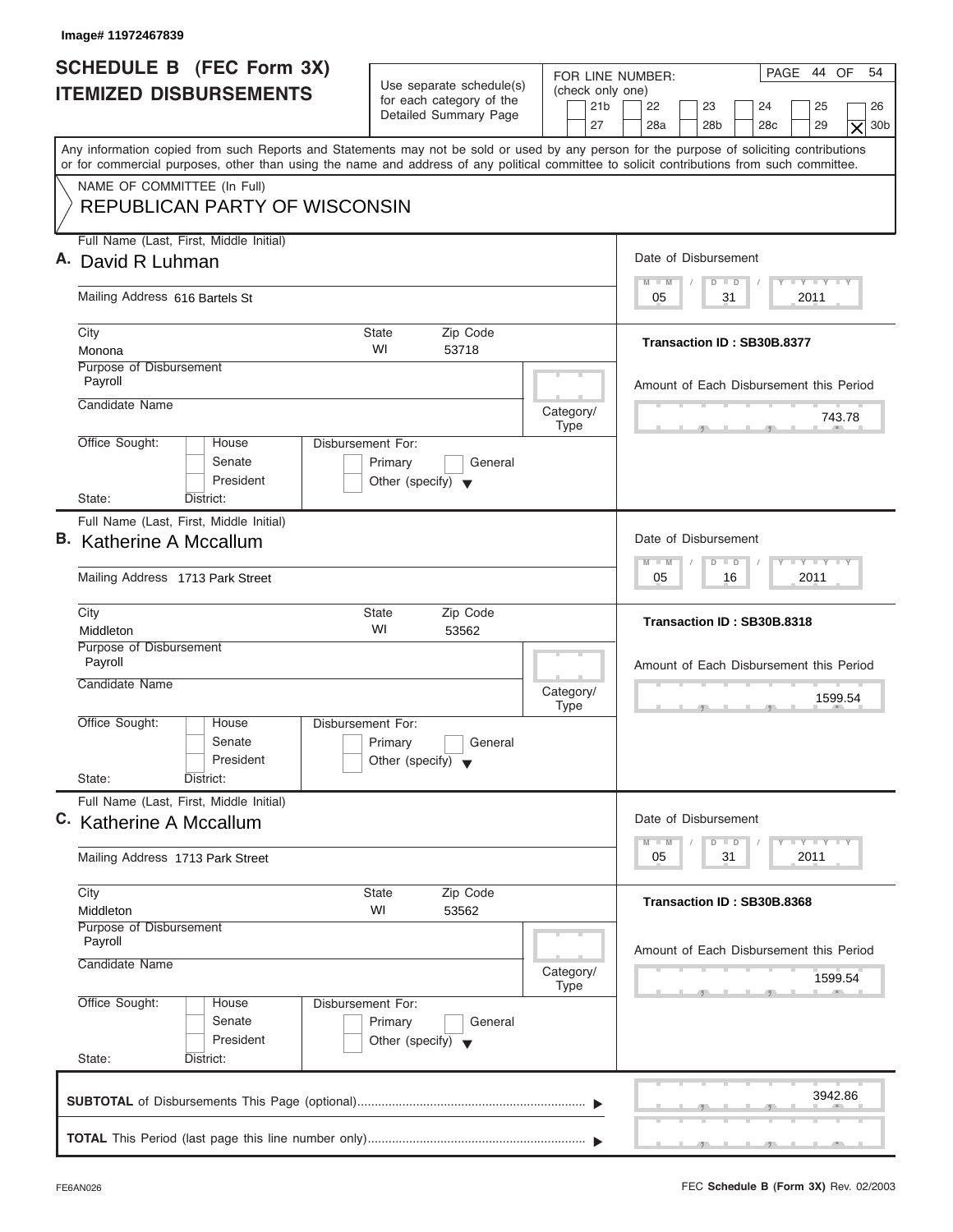Image# 11972467839

# SCHEDULE B (FEC Form 3X) ITEMIZED DISBURSEMENTS

Use separate schedule(s) for each category of the Detailed Summary Page

FOR LINE NUMBER: (check only one)

21b | 22 | 23 | 24 | 25 | 26 | 27 | 28a | 28b | 28c | 29 | **X** 30b

Any information copied from such Reports and Statements may not be sold or used by any person for the purpose of soliciting contributions or for commercial purposes, other than using the name and address of any political committee to solicit contributions from such committee.

NAME OF COMMITTEE (In Full)
REPUBLICAN PARTY OF WISCONSIN

---

**A.** Full Name (Last, First, Middle Initial): David R Luhman

Mailing Address: 616 Bartels St

City: Monona | State: WI | Zip Code: 53718

Purpose of Disbursement: Payroll

Candidate Name:

Category/Type:

Office Sought: House / Senate / President
State: District:

Disbursement For: Primary / General / Other (specify)

Date of Disbursement: 05 / 31 / 2011

Transaction ID : SB30B.8377

Amount of Each Disbursement this Period: 743.78

---

**B.** Full Name (Last, First, Middle Initial): Katherine A Mccallum

Mailing Address: 1713 Park Street

City: Middleton | State: WI | Zip Code: 53562

Purpose of Disbursement: Payroll

Candidate Name:

Category/Type:

Office Sought: House / Senate / President
State: District:

Disbursement For: Primary / General / Other (specify)

Date of Disbursement: 05 / 16 / 2011

Transaction ID : SB30B.8318

Amount of Each Disbursement this Period: 1599.54

---

**C.** Full Name (Last, First, Middle Initial): Katherine A Mccallum

Mailing Address: 1713 Park Street

City: Middleton | State: WI | Zip Code: 53562

Purpose of Disbursement: Payroll

Candidate Name:

Category/Type:

Office Sought: House / Senate / President
State: District:

Disbursement For: Primary / General / Other (specify)

Date of Disbursement: 05 / 31 / 2011

Transaction ID : SB30B.8368

Amount of Each Disbursement this Period: 1599.54

---

**SUBTOTAL** of Disbursements This Page (optional): 3942.86

**TOTAL** This Period (last page this line number only):

FE6AN026 — FEC **Schedule B (Form 3X)** Rev. 02/2003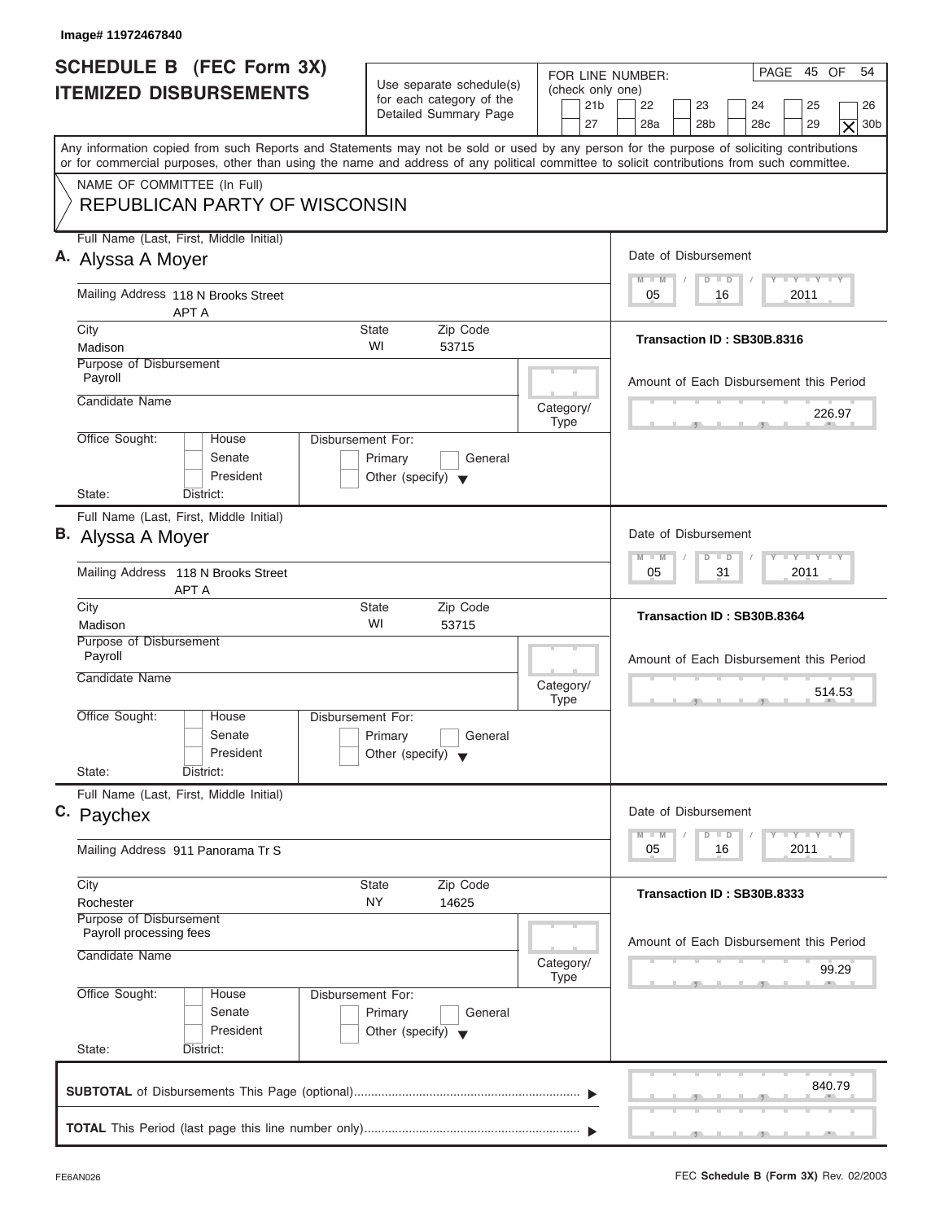Image# 11972467840

# SCHEDULE B (FEC Form 3X)
## ITEMIZED DISBURSEMENTS

Use separate schedule(s) for each category of the Detailed Summary Page

FOR LINE NUMBER: (check only one)
21b | 22 | 23 | 24 | 25 | 26 | 27 | 28a | 28b | 28c | 29 | [X] 30b

PAGE 45 OF 54

Any information copied from such Reports and Statements may not be sold or used by any person for the purpose of soliciting contributions or for commercial purposes, other than using the name and address of any political committee to solicit contributions from such committee.

NAME OF COMMITTEE (In Full)
REPUBLICAN PARTY OF WISCONSIN

---

**A.** Full Name (Last, First, Middle Initial): Alyssa A Moyer

Mailing Address: 118 N Brooks Street APT A

City: Madison | State: WI | Zip Code: 53715

Purpose of Disbursement: Payroll

Candidate Name:

Category/Type:

Office Sought: House / Senate / President

State: District:

Disbursement For: Primary / General / Other (specify)

Date of Disbursement: 05/16/2011

Transaction ID : SB30B.8316

Amount of Each Disbursement this Period: 226.97

---

**B.** Full Name (Last, First, Middle Initial): Alyssa A Moyer

Mailing Address: 118 N Brooks Street APT A

City: Madison | State: WI | Zip Code: 53715

Purpose of Disbursement: Payroll

Candidate Name:

Category/Type:

Office Sought: House / Senate / President

State: District:

Disbursement For: Primary / General / Other (specify)

Date of Disbursement: 05/31/2011

Transaction ID : SB30B.8364

Amount of Each Disbursement this Period: 514.53

---

**C.** Full Name (Last, First, Middle Initial): Paychex

Mailing Address: 911 Panorama Tr S

City: Rochester | State: NY | Zip Code: 14625

Purpose of Disbursement: Payroll processing fees

Candidate Name:

Category/Type:

Office Sought: House / Senate / President

State: District:

Disbursement For: Primary / General / Other (specify)

Date of Disbursement: 05/16/2011

Transaction ID : SB30B.8333

Amount of Each Disbursement this Period: 99.29

---

**SUBTOTAL** of Disbursements This Page (optional): 840.79

**TOTAL** This Period (last page this line number only):

FE6AN026 | FEC **Schedule B (Form 3X)** Rev. 02/2003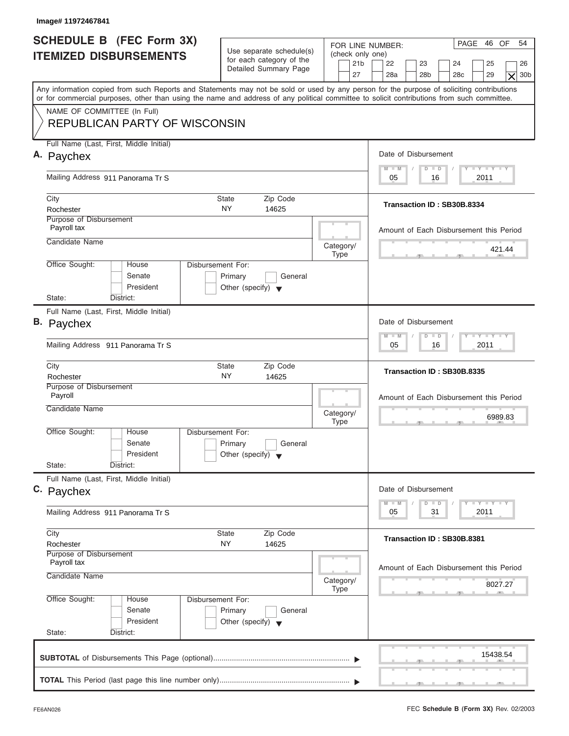Image# 11972467841

# SCHEDULE B (FEC Form 3X) ITEMIZED DISBURSEMENTS

Use separate schedule(s) for each category of the Detailed Summary Page

FOR LINE NUMBER: (check only one)
21b | 22 | 23 | 24 | 25 | 26 | 27 | 28a | 28b | 28c | 29 | **X** 30b

Any information copied from such Reports and Statements may not be sold or used by any person for the purpose of soliciting contributions or for commercial purposes, other than using the name and address of any political committee to solicit contributions from such committee.

NAME OF COMMITTEE (In Full)
**REPUBLICAN PARTY OF WISCONSIN**

---

**A.** Full Name (Last, First, Middle Initial): Paychex

Mailing Address: 911 Panorama Tr S

City: Rochester | State: NY | Zip Code: 14625

Purpose of Disbursement: Payroll tax

Candidate Name:

Category/Type:

Office Sought: House / Senate / President
State: District:

Disbursement For: Primary / General / Other (specify)

Date of Disbursement: 05 / 16 / 2011

Transaction ID : SB30B.8334

Amount of Each Disbursement this Period: 421.44

---

**B.** Full Name (Last, First, Middle Initial): Paychex

Mailing Address: 911 Panorama Tr S

City: Rochester | State: NY | Zip Code: 14625

Purpose of Disbursement: Payroll

Candidate Name:

Category/Type:

Office Sought: House / Senate / President
State: District:

Disbursement For: Primary / General / Other (specify)

Date of Disbursement: 05 / 16 / 2011

Transaction ID : SB30B.8335

Amount of Each Disbursement this Period: 6989.83

---

**C.** Full Name (Last, First, Middle Initial): Paychex

Mailing Address: 911 Panorama Tr S

City: Rochester | State: NY | Zip Code: 14625

Purpose of Disbursement: Payroll tax

Candidate Name:

Category/Type:

Office Sought: House / Senate / President
State: District:

Disbursement For: Primary / General / Other (specify)

Date of Disbursement: 05 / 31 / 2011

Transaction ID : SB30B.8381

Amount of Each Disbursement this Period: 8027.27

---

**SUBTOTAL** of Disbursements This Page (optional): 15438.54

**TOTAL** This Period (last page this line number only):

FE6AN026

FEC **Schedule B (Form 3X)** Rev. 02/2003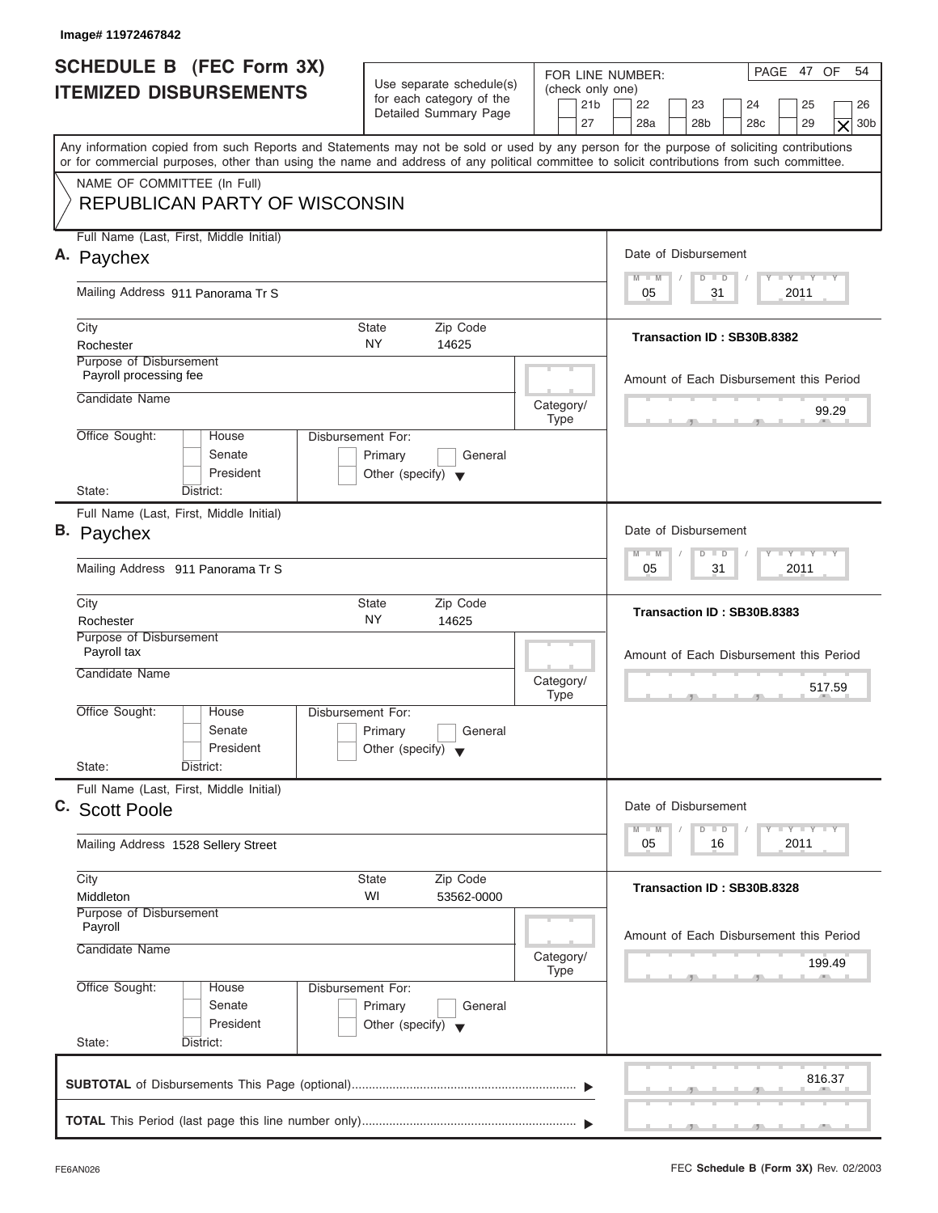Image# 11972467842

# SCHEDULE B (FEC Form 3X) ITEMIZED DISBURSEMENTS

Use separate schedule(s) for each category of the Detailed Summary Page

FOR LINE NUMBER: (check only one)
21b | 22 | 23 | 24 | 25 | 26 | 27 | 28a | 28b | 28c | 29 | X 30b

PAGE 47 OF 54

Any information copied from such Reports and Statements may not be sold or used by any person for the purpose of soliciting contributions or for commercial purposes, other than using the name and address of any political committee to solicit contributions from such committee.

NAME OF COMMITTEE (In Full)
REPUBLICAN PARTY OF WISCONSIN

---

**A.** Full Name (Last, First, Middle Initial): Paychex

Mailing Address: 911 Panorama Tr S

City: Rochester | State: NY | Zip Code: 14625

Purpose of Disbursement: Payroll processing fee

Candidate Name:

Category/Type:

Office Sought: House / Senate / President

State: District:

Disbursement For: Primary / General / Other (specify)

Date of Disbursement: 05 / 31 / 2011

Transaction ID : SB30B.8382

Amount of Each Disbursement this Period: 99.29

---

**B.** Full Name (Last, First, Middle Initial): Paychex

Mailing Address: 911 Panorama Tr S

City: Rochester | State: NY | Zip Code: 14625

Purpose of Disbursement: Payroll tax

Candidate Name:

Category/Type:

Office Sought: House / Senate / President

State: District:

Disbursement For: Primary / General / Other (specify)

Date of Disbursement: 05 / 31 / 2011

Transaction ID : SB30B.8383

Amount of Each Disbursement this Period: 517.59

---

**C.** Full Name (Last, First, Middle Initial): Scott Poole

Mailing Address: 1528 Sellery Street

City: Middleton | State: WI | Zip Code: 53562-0000

Purpose of Disbursement: Payroll

Candidate Name:

Category/Type:

Office Sought: House / Senate / President

State: District:

Disbursement For: Primary / General / Other (specify)

Date of Disbursement: 05 / 16 / 2011

Transaction ID : SB30B.8328

Amount of Each Disbursement this Period: 199.49

---

**SUBTOTAL** of Disbursements This Page (optional): 816.37

**TOTAL** This Period (last page this line number only):

FE6AN026

FEC **Schedule B (Form 3X)** Rev. 02/2003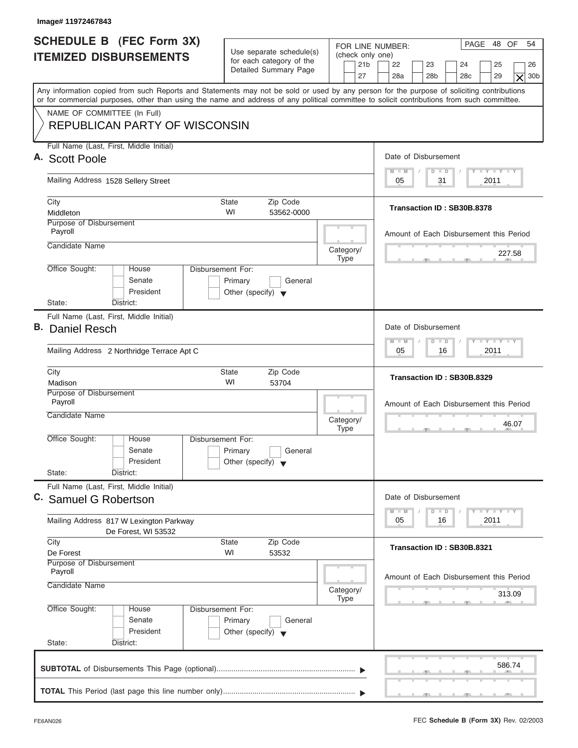Image# 11972467843

# SCHEDULE B (FEC Form 3X) ITEMIZED DISBURSEMENTS

Use separate schedule(s) for each category of the Detailed Summary Page

FOR LINE NUMBER: (check only one)

21b | 22 | 23 | 24 | 25 | 26 | 27 | 28a | 28b | 28c | 29 | [X] 30b

PAGE 48 OF 54

Any information copied from such Reports and Statements may not be sold or used by any person for the purpose of soliciting contributions or for commercial purposes, other than using the name and address of any political committee to solicit contributions from such committee.

NAME OF COMMITTEE (In Full)
REPUBLICAN PARTY OF WISCONSIN

---

**A.** Full Name (Last, First, Middle Initial): Scott Poole

Mailing Address: 1528 Sellery Street

City: Middleton | State: WI | Zip Code: 53562-0000

Purpose of Disbursement: Payroll

Candidate Name:

Category/Type:

Office Sought: House / Senate / President | State: | District:

Disbursement For: Primary / General / Other (specify)

Date of Disbursement: 05/31/2011

Transaction ID : SB30B.8378

Amount of Each Disbursement this Period: 227.58

---

**B.** Full Name (Last, First, Middle Initial): Daniel Resch

Mailing Address: 2 Northridge Terrace Apt C

City: Madison | State: WI | Zip Code: 53704

Purpose of Disbursement: Payroll

Candidate Name:

Category/Type:

Office Sought: House / Senate / President | State: | District:

Disbursement For: Primary / General / Other (specify)

Date of Disbursement: 05/16/2011

Transaction ID : SB30B.8329

Amount of Each Disbursement this Period: 46.07

---

**C.** Full Name (Last, First, Middle Initial): Samuel G Robertson

Mailing Address: 817 W Lexington Parkway
De Forest, WI 53532

City: De Forest | State: WI | Zip Code: 53532

Purpose of Disbursement: Payroll

Candidate Name:

Category/Type:

Office Sought: House / Senate / President | State: | District:

Disbursement For: Primary / General / Other (specify)

Date of Disbursement: 05/16/2011

Transaction ID : SB30B.8321

Amount of Each Disbursement this Period: 313.09

---

**SUBTOTAL** of Disbursements This Page (optional): 586.74

**TOTAL** This Period (last page this line number only):

FE6AN026 | FEC **Schedule B (Form 3X)** Rev. 02/2003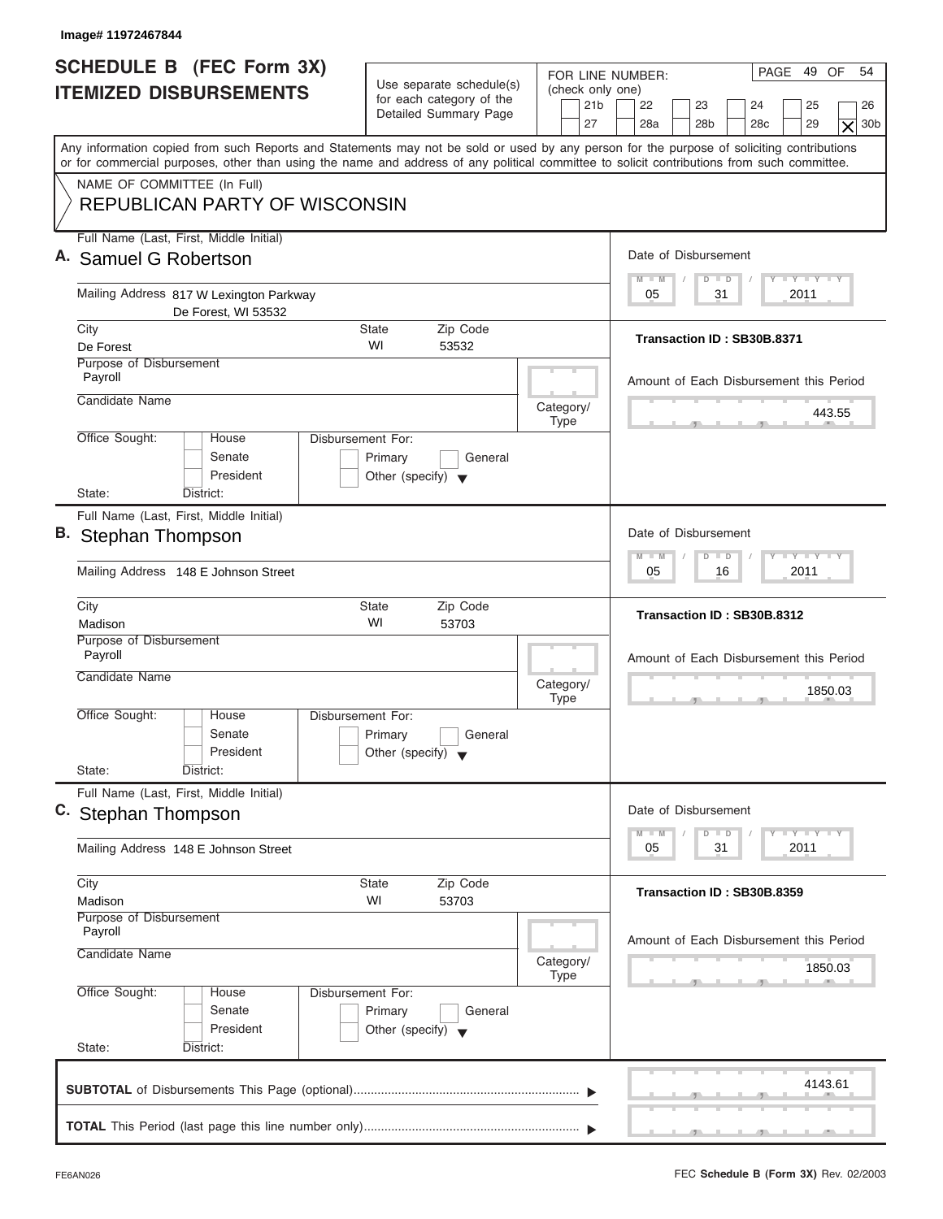Image# 11972467844

# SCHEDULE B (FEC Form 3X) ITEMIZED DISBURSEMENTS

Use separate schedule(s) for each category of the Detailed Summary Page

FOR LINE NUMBER: (check only one)
21b | 22 | 23 | 24 | 25 | 26 | 27 | 28a | 28b | 28c | 29 | [X] 30b

Any information copied from such Reports and Statements may not be sold or used by any person for the purpose of soliciting contributions or for commercial purposes, other than using the name and address of any political committee to solicit contributions from such committee.

NAME OF COMMITTEE (In Full)
REPUBLICAN PARTY OF WISCONSIN

---

**A.** Full Name (Last, First, Middle Initial): Samuel G Robertson

Mailing Address: 817 W Lexington Parkway, De Forest, WI 53532

City: De Forest | State: WI | Zip Code: 53532

Purpose of Disbursement: Payroll

Candidate Name:

Category/Type:

Office Sought: House / Senate / President — State: District:

Disbursement For: Primary / General / Other (specify)

Date of Disbursement: 05 / 31 / 2011

Transaction ID : SB30B.8371

Amount of Each Disbursement this Period: 443.55

---

**B.** Full Name (Last, First, Middle Initial): Stephan Thompson

Mailing Address: 148 E Johnson Street

City: Madison | State: WI | Zip Code: 53703

Purpose of Disbursement: Payroll

Candidate Name:

Category/Type:

Office Sought: House / Senate / President — State: District:

Disbursement For: Primary / General / Other (specify)

Date of Disbursement: 05 / 16 / 2011

Transaction ID : SB30B.8312

Amount of Each Disbursement this Period: 1850.03

---

**C.** Full Name (Last, First, Middle Initial): Stephan Thompson

Mailing Address: 148 E Johnson Street

City: Madison | State: WI | Zip Code: 53703

Purpose of Disbursement: Payroll

Candidate Name:

Category/Type:

Office Sought: House / Senate / President — State: District:

Disbursement For: Primary / General / Other (specify)

Date of Disbursement: 05 / 31 / 2011

Transaction ID : SB30B.8359

Amount of Each Disbursement this Period: 1850.03

---

**SUBTOTAL** of Disbursements This Page (optional): 4143.61

**TOTAL** This Period (last page this line number only):

FE6AN026 — FEC **Schedule B (Form 3X)** Rev. 02/2003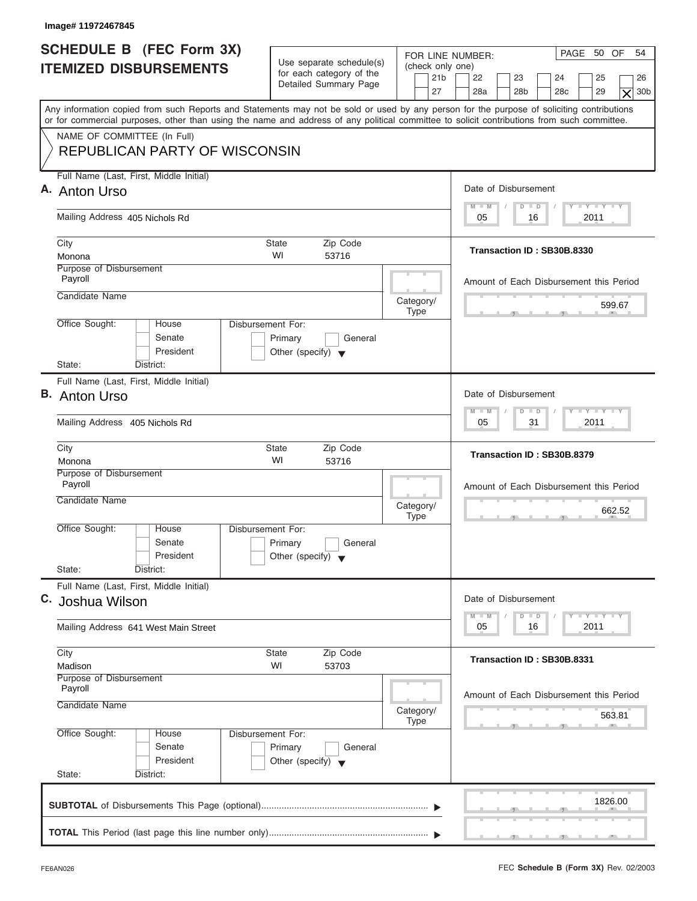Image# 11972467845

# SCHEDULE B (FEC Form 3X) ITEMIZED DISBURSEMENTS

Use separate schedule(s) for each category of the Detailed Summary Page

FOR LINE NUMBER: (check only one)

21b | 22 | 23 | 24 | 25 | 26 | 27 | 28a | 28b | 28c | 29 | [X] 30b

Any information copied from such Reports and Statements may not be sold or used by any person for the purpose of soliciting contributions or for commercial purposes, other than using the name and address of any political committee to solicit contributions from such committee.

NAME OF COMMITTEE (In Full)

REPUBLICAN PARTY OF WISCONSIN

---

**A.** Full Name (Last, First, Middle Initial): Anton Urso

Mailing Address: 405 Nichols Rd

City: Monona | State: WI | Zip Code: 53716

Purpose of Disbursement: Payroll

Candidate Name:

Category/Type:

Office Sought: House / Senate / President

State: District:

Disbursement For: Primary / General / Other (specify)

Date of Disbursement: 05/16/2011

Transaction ID : SB30B.8330

Amount of Each Disbursement this Period: 599.67

---

**B.** Full Name (Last, First, Middle Initial): Anton Urso

Mailing Address: 405 Nichols Rd

City: Monona | State: WI | Zip Code: 53716

Purpose of Disbursement: Payroll

Candidate Name:

Category/Type:

Office Sought: House / Senate / President

State: District:

Disbursement For: Primary / General / Other (specify)

Date of Disbursement: 05/31/2011

Transaction ID : SB30B.8379

Amount of Each Disbursement this Period: 662.52

---

**C.** Full Name (Last, First, Middle Initial): Joshua Wilson

Mailing Address: 641 West Main Street

City: Madison | State: WI | Zip Code: 53703

Purpose of Disbursement: Payroll

Candidate Name:

Category/Type:

Office Sought: House / Senate / President

State: District:

Disbursement For: Primary / General / Other (specify)

Date of Disbursement: 05/16/2011

Transaction ID : SB30B.8331

Amount of Each Disbursement this Period: 563.81

---

**SUBTOTAL** of Disbursements This Page (optional): 1826.00

**TOTAL** This Period (last page this line number only):

FE6AN026

FEC **Schedule B (Form 3X)** Rev. 02/2003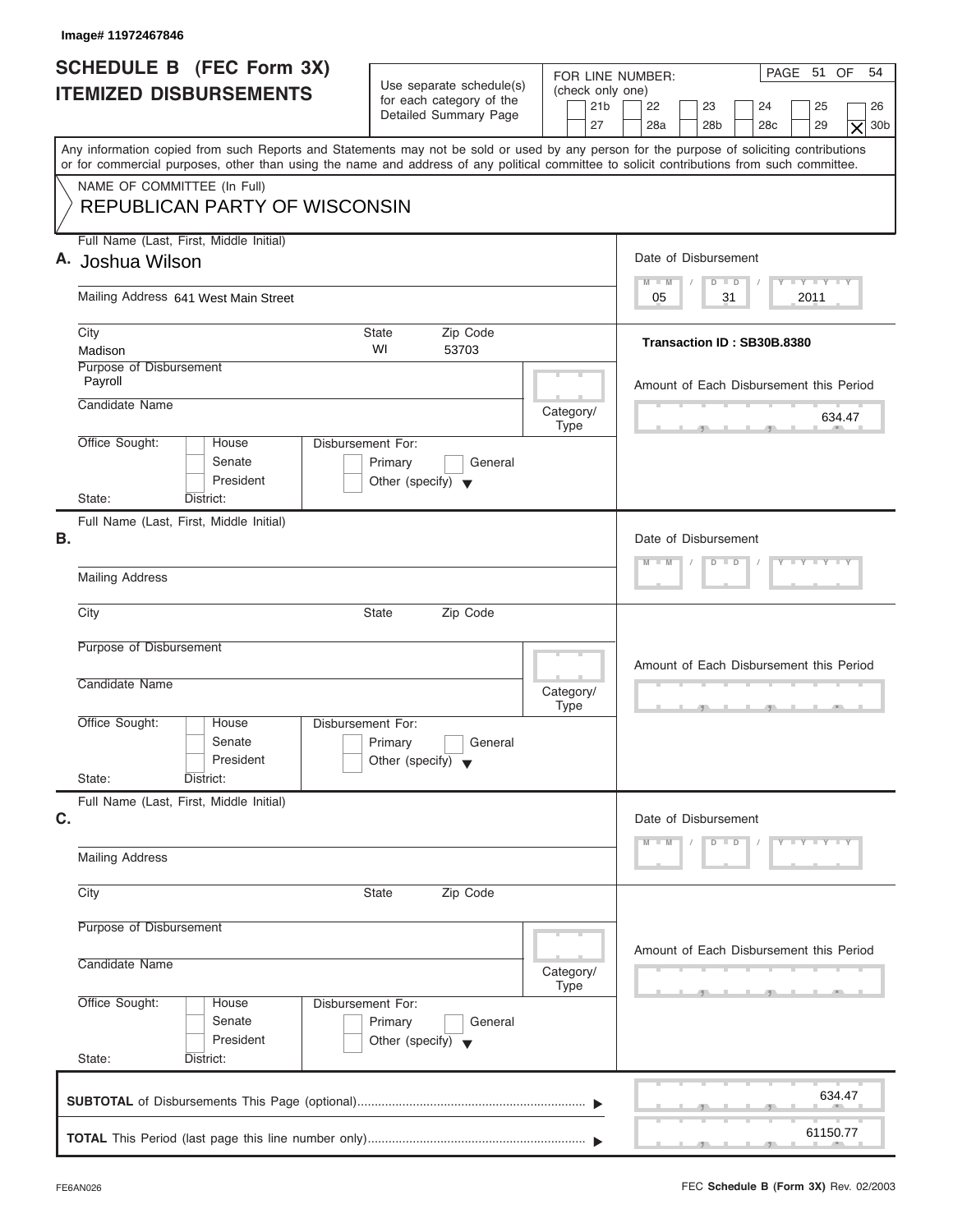Image# 11972467846

# SCHEDULE B (FEC Form 3X)
## ITEMIZED DISBURSEMENTS

Use separate schedule(s) for each category of the Detailed Summary Page

FOR LINE NUMBER: (check only one)

21b | 22 | 23 | 24 | 25 | 26
27 | 28a | 28b | 28c | 29 | [X] 30b

PAGE 51 OF 54

Any information copied from such Reports and Statements may not be sold or used by any person for the purpose of soliciting contributions or for commercial purposes, other than using the name and address of any political committee to solicit contributions from such committee.

NAME OF COMMITTEE (In Full)
**REPUBLICAN PARTY OF WISCONSIN**

---

**A.** Full Name (Last, First, Middle Initial): Joshua Wilson

Mailing Address: 641 West Main Street

City: Madison | State: WI | Zip Code: 53703

Purpose of Disbursement: Payroll

Candidate Name:

Category/Type:

Office Sought: House / Senate / President

State: District:

Disbursement For: Primary / General / Other (specify)

Date of Disbursement: 05 / 31 / 2011

Transaction ID : SB30B.8380

Amount of Each Disbursement this Period: 634.47

---

**B.** Full Name (Last, First, Middle Initial):

Mailing Address:

City: | State: | Zip Code:

Purpose of Disbursement:

Candidate Name:

Category/Type:

Office Sought: House / Senate / President

State: District:

Disbursement For: Primary / General / Other (specify)

Date of Disbursement:

Amount of Each Disbursement this Period:

---

**C.** Full Name (Last, First, Middle Initial):

Mailing Address:

City: | State: | Zip Code:

Purpose of Disbursement:

Candidate Name:

Category/Type:

Office Sought: House / Senate / President

State: District:

Disbursement For: Primary / General / Other (specify)

Date of Disbursement:

Amount of Each Disbursement this Period:

---

**SUBTOTAL** of Disbursements This Page (optional): 634.47

**TOTAL** This Period (last page this line number only): 61150.77

FE6AN026

FEC **Schedule B (Form 3X)** Rev. 02/2003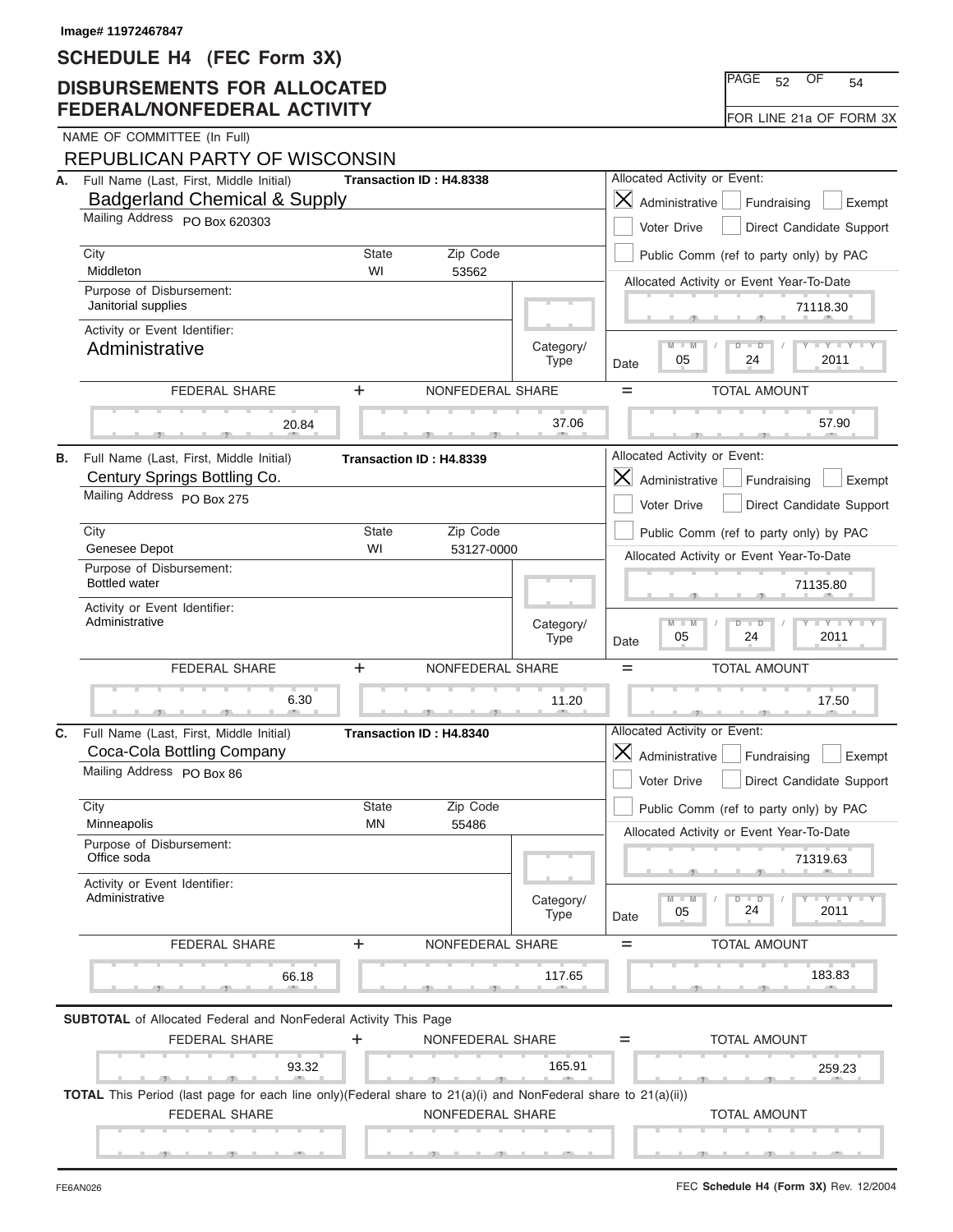Image# 11972467847

# SCHEDULE H4 (FEC Form 3X)

## DISBURSEMENTS FOR ALLOCATED FEDERAL/NONFEDERAL ACTIVITY

PAGE 52 OF 54

FOR LINE 21a OF FORM 3X

NAME OF COMMITTEE (In Full)

REPUBLICAN PARTY OF WISCONSIN

---

**A.** Full Name (Last, First, Middle Initial): Badgerland Chemical & Supply
Transaction ID : H4.8338

Mailing Address: PO Box 620303

| City | State | Zip Code |
|---|---|---|
| Middleton | WI | 53562 |

Purpose of Disbursement: Janitorial supplies

Activity or Event Identifier: Administrative

Category/Type:

Allocated Activity or Event: [X] Administrative [ ] Fundraising [ ] Exempt [ ] Voter Drive [ ] Direct Candidate Support [ ] Public Comm (ref to party only) by PAC

Allocated Activity or Event Year-To-Date: 71118.30

Date: 05/24/2011

| FEDERAL SHARE | + | NONFEDERAL SHARE | = | TOTAL AMOUNT |
|---|---|---|---|---|
| 20.84 | | 37.06 | | 57.90 |

---

**B.** Full Name (Last, First, Middle Initial): Century Springs Bottling Co.
Transaction ID : H4.8339

Mailing Address: PO Box 275

| City | State | Zip Code |
|---|---|---|
| Genesee Depot | WI | 53127-0000 |

Purpose of Disbursement: Bottled water

Activity or Event Identifier: Administrative

Category/Type:

Allocated Activity or Event: [X] Administrative [ ] Fundraising [ ] Exempt [ ] Voter Drive [ ] Direct Candidate Support [ ] Public Comm (ref to party only) by PAC

Allocated Activity or Event Year-To-Date: 71135.80

Date: 05/24/2011

| FEDERAL SHARE | + | NONFEDERAL SHARE | = | TOTAL AMOUNT |
|---|---|---|---|---|
| 6.30 | | 11.20 | | 17.50 |

---

**C.** Full Name (Last, First, Middle Initial): Coca-Cola Bottling Company
Transaction ID : H4.8340

Mailing Address: PO Box 86

| City | State | Zip Code |
|---|---|---|
| Minneapolis | MN | 55486 |

Purpose of Disbursement: Office soda

Activity or Event Identifier: Administrative

Category/Type:

Allocated Activity or Event: [X] Administrative [ ] Fundraising [ ] Exempt [ ] Voter Drive [ ] Direct Candidate Support [ ] Public Comm (ref to party only) by PAC

Allocated Activity or Event Year-To-Date: 71319.63

Date: 05/24/2011

| FEDERAL SHARE | + | NONFEDERAL SHARE | = | TOTAL AMOUNT |
|---|---|---|---|---|
| 66.18 | | 117.65 | | 183.83 |

---

**SUBTOTAL** of Allocated Federal and NonFederal Activity This Page

| FEDERAL SHARE | + | NONFEDERAL SHARE | = | TOTAL AMOUNT |
|---|---|---|---|---|
| 93.32 | | 165.91 | | 259.23 |

**TOTAL** This Period (last page for each line only)(Federal share to 21(a)(i) and NonFederal share to 21(a)(ii))

| FEDERAL SHARE | NONFEDERAL SHARE | TOTAL AMOUNT |
|---|---|---|
| | | |

FE6AN026

FEC **Schedule H4 (Form 3X)** Rev. 12/2004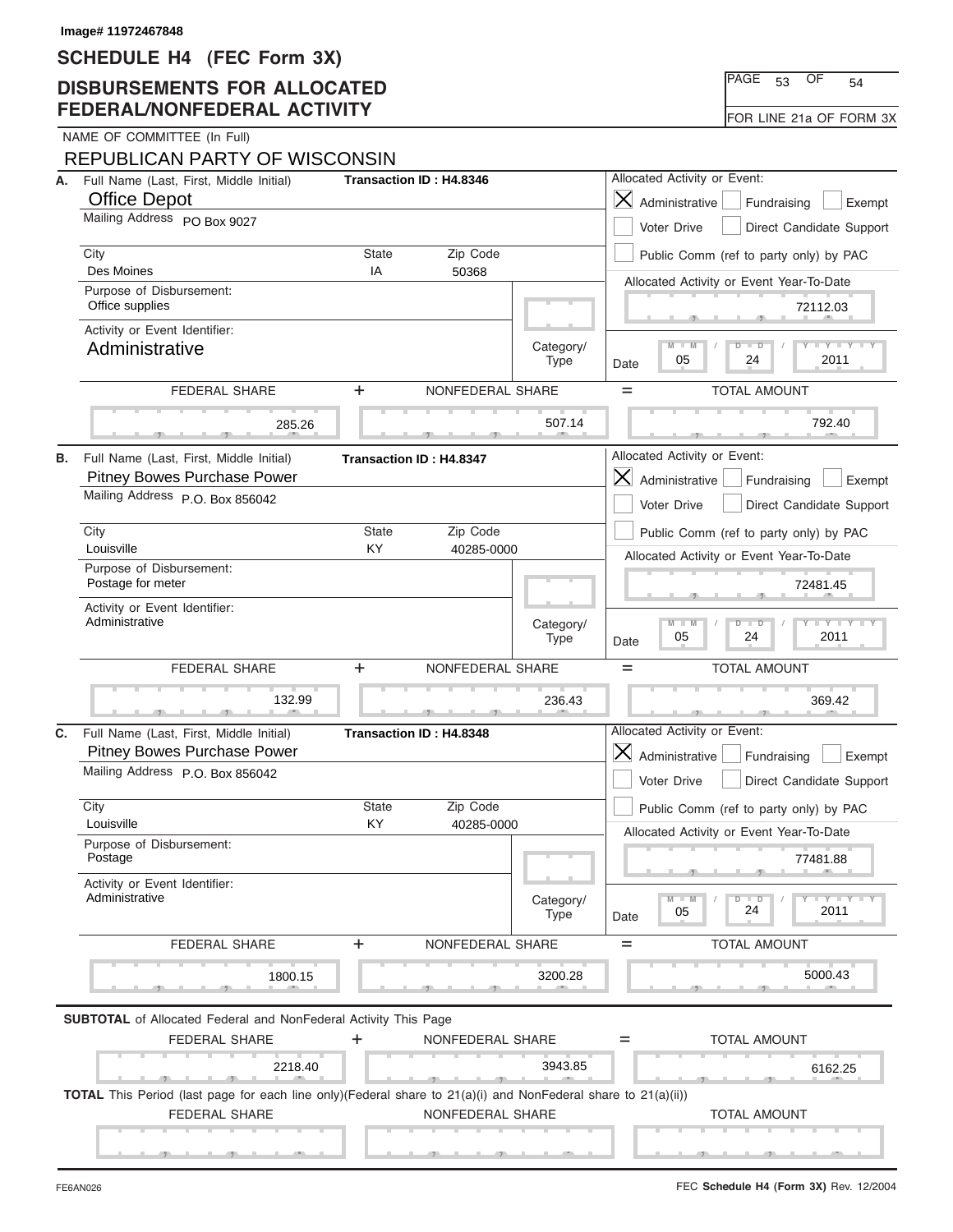Image# 11972467848

# SCHEDULE H4 (FEC Form 3X)

## DISBURSEMENTS FOR ALLOCATED FEDERAL/NONFEDERAL ACTIVITY

PAGE 53 OF 54

FOR LINE 21a OF FORM 3X

NAME OF COMMITTEE (In Full)

REPUBLICAN PARTY OF WISCONSIN

---

**A.** Full Name (Last, First, Middle Initial): Office Depot
Transaction ID : H4.8346

Mailing Address: PO Box 9027

| City | State | Zip Code |
|---|---|---|
| Des Moines | IA | 50368 |

Purpose of Disbursement: Office supplies

Activity or Event Identifier: Administrative

Category/Type:

Allocated Activity or Event: [X] Administrative [ ] Fundraising [ ] Exempt [ ] Voter Drive [ ] Direct Candidate Support [ ] Public Comm (ref to party only) by PAC

Allocated Activity or Event Year-To-Date: 72112.03

Date: 05 / 24 / 2011

| FEDERAL SHARE | + | NONFEDERAL SHARE | = | TOTAL AMOUNT |
|---|---|---|---|---|
| 285.26 | | 507.14 | | 792.40 |

---

**B.** Full Name (Last, First, Middle Initial): Pitney Bowes Purchase Power
Transaction ID : H4.8347

Mailing Address: P.O. Box 856042

| City | State | Zip Code |
|---|---|---|
| Louisville | KY | 40285-0000 |

Purpose of Disbursement: Postage for meter

Activity or Event Identifier: Administrative

Category/Type:

Allocated Activity or Event: [X] Administrative [ ] Fundraising [ ] Exempt [ ] Voter Drive [ ] Direct Candidate Support [ ] Public Comm (ref to party only) by PAC

Allocated Activity or Event Year-To-Date: 72481.45

Date: 05 / 24 / 2011

| FEDERAL SHARE | + | NONFEDERAL SHARE | = | TOTAL AMOUNT |
|---|---|---|---|---|
| 132.99 | | 236.43 | | 369.42 |

---

**C.** Full Name (Last, First, Middle Initial): Pitney Bowes Purchase Power
Transaction ID : H4.8348

Mailing Address: P.O. Box 856042

| City | State | Zip Code |
|---|---|---|
| Louisville | KY | 40285-0000 |

Purpose of Disbursement: Postage

Activity or Event Identifier: Administrative

Category/Type:

Allocated Activity or Event: [X] Administrative [ ] Fundraising [ ] Exempt [ ] Voter Drive [ ] Direct Candidate Support [ ] Public Comm (ref to party only) by PAC

Allocated Activity or Event Year-To-Date: 77481.88

Date: 05 / 24 / 2011

| FEDERAL SHARE | + | NONFEDERAL SHARE | = | TOTAL AMOUNT |
|---|---|---|---|---|
| 1800.15 | | 3200.28 | | 5000.43 |

---

**SUBTOTAL** of Allocated Federal and NonFederal Activity This Page

| FEDERAL SHARE | + | NONFEDERAL SHARE | = | TOTAL AMOUNT |
|---|---|---|---|---|
| 2218.40 | | 3943.85 | | 6162.25 |

**TOTAL** This Period (last page for each line only)(Federal share to 21(a)(i) and NonFederal share to 21(a)(ii))

| FEDERAL SHARE | NONFEDERAL SHARE | TOTAL AMOUNT |
|---|---|---|
| | | |

FE6AN026

FEC **Schedule H4 (Form 3X)** Rev. 12/2004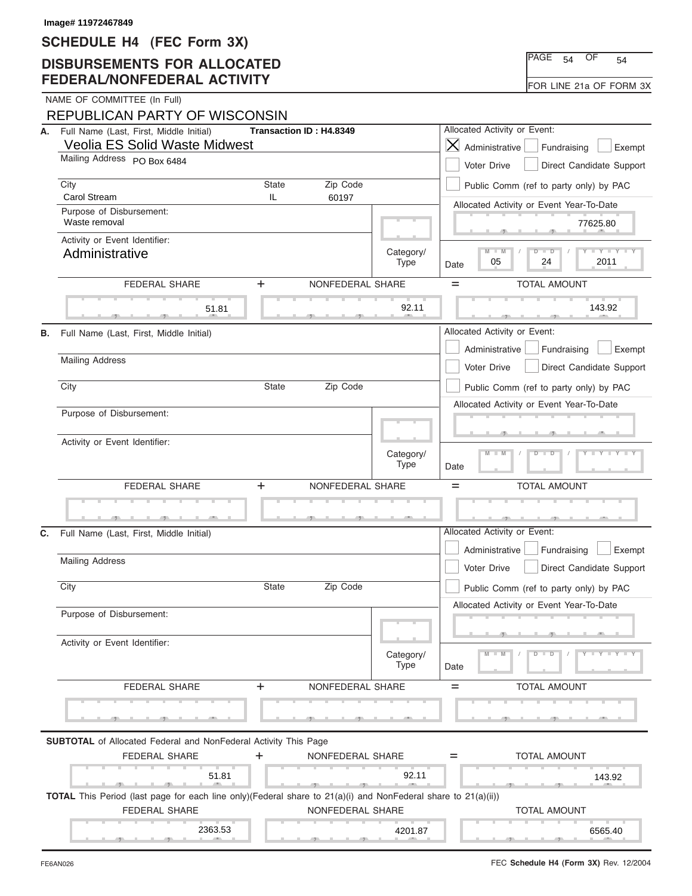Image# 11972467849

# SCHEDULE H4 (FEC Form 3X)

## DISBURSEMENTS FOR ALLOCATED FEDERAL/NONFEDERAL ACTIVITY

PAGE 54 OF 54

FOR LINE 21a OF FORM 3X

NAME OF COMMITTEE (In Full)

REPUBLICAN PARTY OF WISCONSIN

**A.** Full Name (Last, First, Middle Initial) **Transaction ID : H4.8349**

Veolia ES Solid Waste Midwest

Mailing Address PO Box 6484

| City | State | Zip Code |
|---|---|---|
| Carol Stream | IL | 60197 |

Purpose of Disbursement:
Waste removal

Activity or Event Identifier:
Administrative

Category/Type

Allocated Activity or Event:
[X] Administrative [ ] Fundraising [ ] Exempt
[ ] Voter Drive [ ] Direct Candidate Support
[ ] Public Comm (ref to party only) by PAC

Allocated Activity or Event Year-To-Date: 77625.80

Date: 05 / 24 / 2011

| FEDERAL SHARE | + NONFEDERAL SHARE | = TOTAL AMOUNT |
|---|---|---|
| 51.81 | 92.11 | 143.92 |

**B.** Full Name (Last, First, Middle Initial)

Mailing Address

City / State / Zip Code

Purpose of Disbursement:

Activity or Event Identifier:

Category/Type

Allocated Activity or Event:
[ ] Administrative [ ] Fundraising [ ] Exempt
[ ] Voter Drive [ ] Direct Candidate Support
[ ] Public Comm (ref to party only) by PAC

Allocated Activity or Event Year-To-Date

Date

| FEDERAL SHARE | + NONFEDERAL SHARE | = TOTAL AMOUNT |
|---|---|---|
| | | |

**C.** Full Name (Last, First, Middle Initial)

Mailing Address

City / State / Zip Code

Purpose of Disbursement:

Activity or Event Identifier:

Category/Type

Allocated Activity or Event:
[ ] Administrative [ ] Fundraising [ ] Exempt
[ ] Voter Drive [ ] Direct Candidate Support
[ ] Public Comm (ref to party only) by PAC

Allocated Activity or Event Year-To-Date

Date

| FEDERAL SHARE | + NONFEDERAL SHARE | = TOTAL AMOUNT |
|---|---|---|
| | | |

**SUBTOTAL** of Allocated Federal and NonFederal Activity This Page

| FEDERAL SHARE | + NONFEDERAL SHARE | = TOTAL AMOUNT |
|---|---|---|
| 51.81 | 92.11 | 143.92 |

**TOTAL** This Period (last page for each line only)(Federal share to 21(a)(i) and NonFederal share to 21(a)(ii))

| FEDERAL SHARE | NONFEDERAL SHARE | TOTAL AMOUNT |
|---|---|---|
| 2363.53 | 4201.87 | 6565.40 |

FE6AN026

FEC **Schedule H4 (Form 3X)** Rev. 12/2004